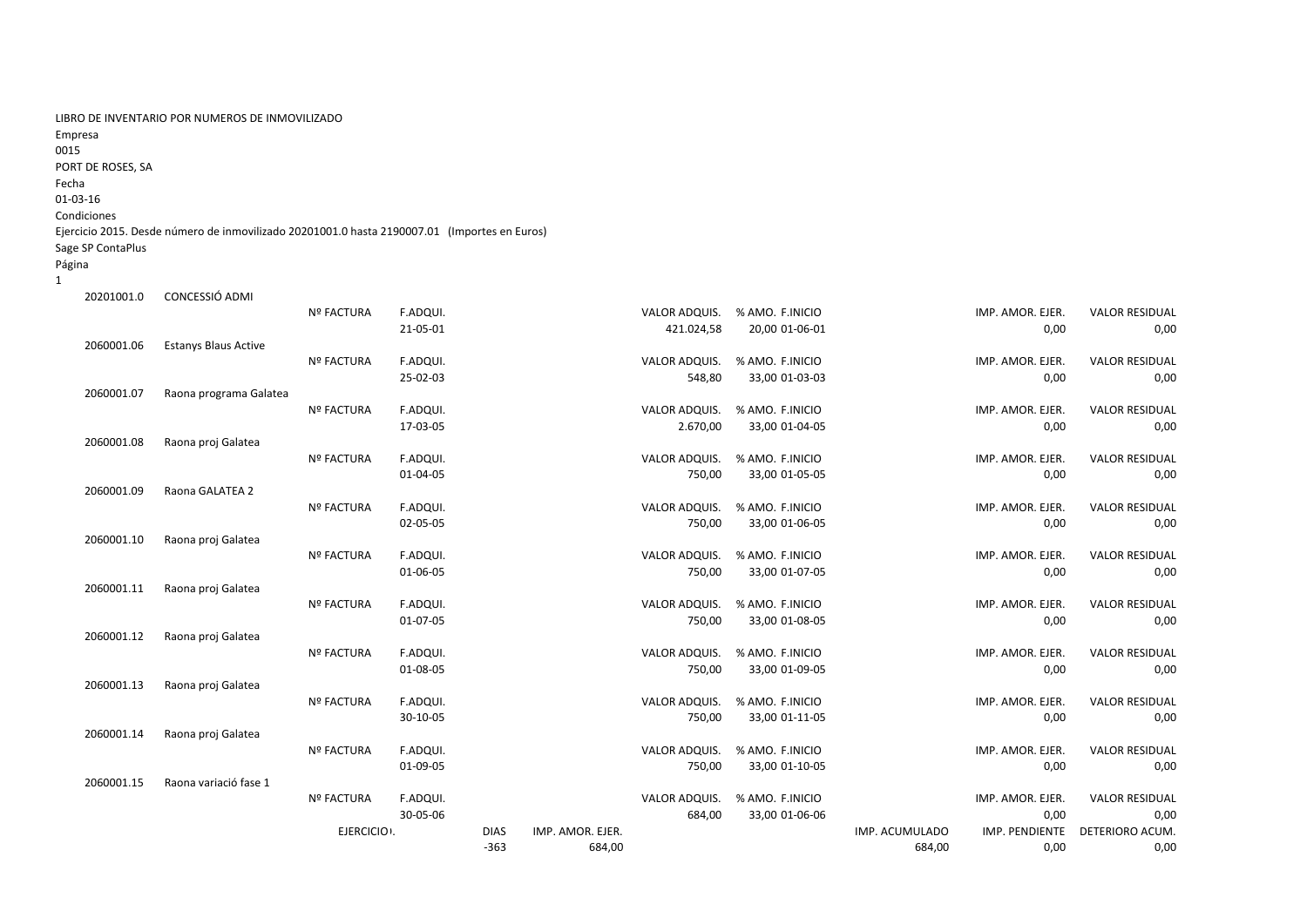LIBRO DE INVENTARIO POR NUMEROS DE INMOVILIZADO

Empresa

0015

PORT DE ROSES, SA

Fecha

01-03-16

Condiciones

Ejercicio 2015. Desde número de inmovilizado 20201001.0 hasta 2190007.01 (Importes en Euros)

Sage SP ContaPlus

Página

1

| Nº Inmov. | Descripción | Nº FACTURA | F.ADQUI. | VALOR ADQUIS. | % AMO. | F.INICIO | IMP. AMOR. EJER. | VALOR RESIDUAL |
|---|---|---|---|---|---|---|---|---|
| 20201001.0 | CONCESSIÓ ADMI | | 21-05-01 | 421.024,58 | 20,00 | 01-06-01 | 0,00 | 0,00 |
| 2060001.06 | Estanys Blaus Active | | 25-02-03 | 548,80 | 33,00 | 01-03-03 | 0,00 | 0,00 |
| 2060001.07 | Raona programa Galatea | | 17-03-05 | 2.670,00 | 33,00 | 01-04-05 | 0,00 | 0,00 |
| 2060001.08 | Raona proj Galatea | | 01-04-05 | 750,00 | 33,00 | 01-05-05 | 0,00 | 0,00 |
| 2060001.09 | Raona GALATEA 2 | | 02-05-05 | 750,00 | 33,00 | 01-06-05 | 0,00 | 0,00 |
| 2060001.10 | Raona proj Galatea | | 01-06-05 | 750,00 | 33,00 | 01-07-05 | 0,00 | 0,00 |
| 2060001.11 | Raona proj Galatea | | 01-07-05 | 750,00 | 33,00 | 01-08-05 | 0,00 | 0,00 |
| 2060001.12 | Raona proj Galatea | | 01-08-05 | 750,00 | 33,00 | 01-09-05 | 0,00 | 0,00 |
| 2060001.13 | Raona proj Galatea | | 30-10-05 | 750,00 | 33,00 | 01-11-05 | 0,00 | 0,00 |
| 2060001.14 | Raona proj Galatea | | 01-09-05 | 750,00 | 33,00 | 01-10-05 | 0,00 | 0,00 |
| 2060001.15 | Raona variació fase 1 | | 30-05-06 | 684,00 | 33,00 | 01-06-06 | 0,00 | 0,00 |

| EJERCICIO | DIAS | IMP. AMOR. EJER. | IMP. ACUMULADO | IMP. PENDIENTE | DETERIORO ACUM. |
|---|---|---|---|---|---|
| | -363 | 684,00 | 684,00 | 0,00 | 0,00 |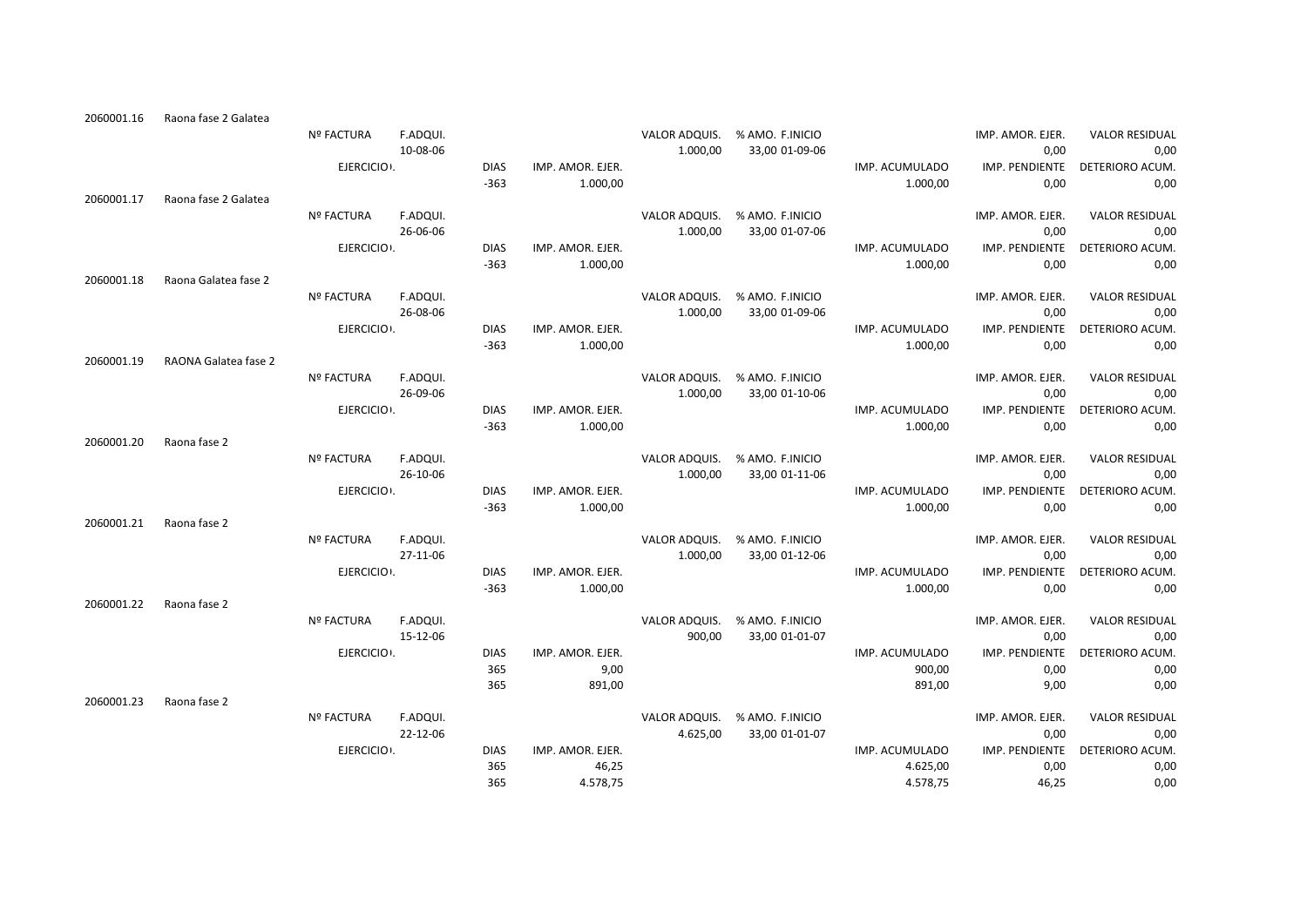| | | | | | | | | | | |
|---|---|---|---|---|---|---|---|---|---|---|
| 2060001.16 | Raona fase 2 Galatea | | | | | | | | | |
| | | Nº FACTURA | F.ADQUI. | | | VALOR ADQUIS. | % AMO. F.INICIO | | IMP. AMOR. EJER. | VALOR RESIDUAL |
| | | | 10-08-06 | | | 1.000,00 | 33,00 01-09-06 | | 0,00 | 0,00 |
| | | EJERCICIO. | | DIAS | IMP. AMOR. EJER. | | | IMP. ACUMULADO | IMP. PENDIENTE | DETERIORO ACUM. |
| | | | | -363 | 1.000,00 | | | 1.000,00 | 0,00 | 0,00 |
| 2060001.17 | Raona fase 2 Galatea | | | | | | | | | |
| | | Nº FACTURA | F.ADQUI. | | | VALOR ADQUIS. | % AMO. F.INICIO | | IMP. AMOR. EJER. | VALOR RESIDUAL |
| | | | 26-06-06 | | | 1.000,00 | 33,00 01-07-06 | | 0,00 | 0,00 |
| | | EJERCICIO. | | DIAS | IMP. AMOR. EJER. | | | IMP. ACUMULADO | IMP. PENDIENTE | DETERIORO ACUM. |
| | | | | -363 | 1.000,00 | | | 1.000,00 | 0,00 | 0,00 |
| 2060001.18 | Raona Galatea fase 2 | | | | | | | | | |
| | | Nº FACTURA | F.ADQUI. | | | VALOR ADQUIS. | % AMO. F.INICIO | | IMP. AMOR. EJER. | VALOR RESIDUAL |
| | | | 26-08-06 | | | 1.000,00 | 33,00 01-09-06 | | 0,00 | 0,00 |
| | | EJERCICIO. | | DIAS | IMP. AMOR. EJER. | | | IMP. ACUMULADO | IMP. PENDIENTE | DETERIORO ACUM. |
| | | | | -363 | 1.000,00 | | | 1.000,00 | 0,00 | 0,00 |
| 2060001.19 | RAONA Galatea fase 2 | | | | | | | | | |
| | | Nº FACTURA | F.ADQUI. | | | VALOR ADQUIS. | % AMO. F.INICIO | | IMP. AMOR. EJER. | VALOR RESIDUAL |
| | | | 26-09-06 | | | 1.000,00 | 33,00 01-10-06 | | 0,00 | 0,00 |
| | | EJERCICIO. | | DIAS | IMP. AMOR. EJER. | | | IMP. ACUMULADO | IMP. PENDIENTE | DETERIORO ACUM. |
| | | | | -363 | 1.000,00 | | | 1.000,00 | 0,00 | 0,00 |
| 2060001.20 | Raona fase 2 | | | | | | | | | |
| | | Nº FACTURA | F.ADQUI. | | | VALOR ADQUIS. | % AMO. F.INICIO | | IMP. AMOR. EJER. | VALOR RESIDUAL |
| | | | 26-10-06 | | | 1.000,00 | 33,00 01-11-06 | | 0,00 | 0,00 |
| | | EJERCICIO. | | DIAS | IMP. AMOR. EJER. | | | IMP. ACUMULADO | IMP. PENDIENTE | DETERIORO ACUM. |
| | | | | -363 | 1.000,00 | | | 1.000,00 | 0,00 | 0,00 |
| 2060001.21 | Raona fase 2 | | | | | | | | | |
| | | Nº FACTURA | F.ADQUI. | | | VALOR ADQUIS. | % AMO. F.INICIO | | IMP. AMOR. EJER. | VALOR RESIDUAL |
| | | | 27-11-06 | | | 1.000,00 | 33,00 01-12-06 | | 0,00 | 0,00 |
| | | EJERCICIO. | | DIAS | IMP. AMOR. EJER. | | | IMP. ACUMULADO | IMP. PENDIENTE | DETERIORO ACUM. |
| | | | | -363 | 1.000,00 | | | 1.000,00 | 0,00 | 0,00 |
| 2060001.22 | Raona fase 2 | | | | | | | | | |
| | | Nº FACTURA | F.ADQUI. | | | VALOR ADQUIS. | % AMO. F.INICIO | | IMP. AMOR. EJER. | VALOR RESIDUAL |
| | | | 15-12-06 | | | 900,00 | 33,00 01-01-07 | | 0,00 | 0,00 |
| | | EJERCICIO. | | DIAS | IMP. AMOR. EJER. | | | IMP. ACUMULADO | IMP. PENDIENTE | DETERIORO ACUM. |
| | | | | 365 | 9,00 | | | 900,00 | 0,00 | 0,00 |
| | | | | 365 | 891,00 | | | 891,00 | 9,00 | 0,00 |
| 2060001.23 | Raona fase 2 | | | | | | | | | |
| | | Nº FACTURA | F.ADQUI. | | | VALOR ADQUIS. | % AMO. F.INICIO | | IMP. AMOR. EJER. | VALOR RESIDUAL |
| | | | 22-12-06 | | | 4.625,00 | 33,00 01-01-07 | | 0,00 | 0,00 |
| | | EJERCICIO. | | DIAS | IMP. AMOR. EJER. | | | IMP. ACUMULADO | IMP. PENDIENTE | DETERIORO ACUM. |
| | | | | 365 | 46,25 | | | 4.625,00 | 0,00 | 0,00 |
| | | | | 365 | 4.578,75 | | | 4.578,75 | 46,25 | 0,00 |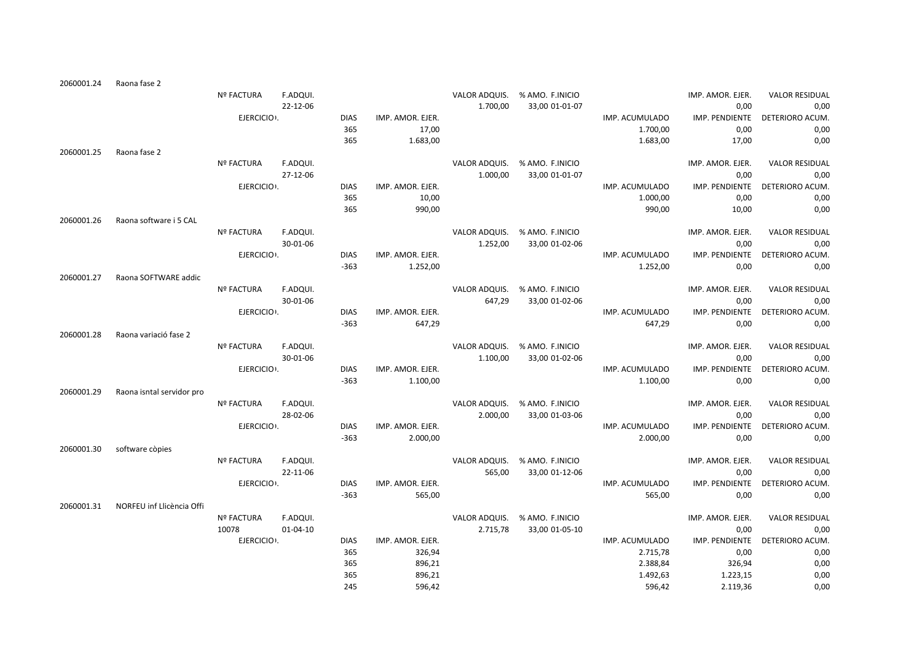| | | | | | | | | | | | |
|---|---|---|---|---|---|---|---|---|---|---|---|
| 2060001.24 | Raona fase 2 | | | | | | | | | | |
| | | Nº FACTURA | F.ADQUI. | | | VALOR ADQUIS. | % AMO. F.INICIO | | | IMP. AMOR. EJER. | VALOR RESIDUAL |
| | | | 22-12-06 | | | 1.700,00 | 33,00 01-01-07 | | | 0,00 | 0,00 |
| | | EJERCICIO. | | DIAS | IMP. AMOR. EJER. | | | | IMP. ACUMULADO | IMP. PENDIENTE | DETERIORO ACUM. |
| | | | | 365 | 17,00 | | | | 1.700,00 | 0,00 | 0,00 |
| | | | | 365 | 1.683,00 | | | | 1.683,00 | 17,00 | 0,00 |
| 2060001.25 | Raona fase 2 | | | | | | | | | | |
| | | Nº FACTURA | F.ADQUI. | | | VALOR ADQUIS. | % AMO. F.INICIO | | | IMP. AMOR. EJER. | VALOR RESIDUAL |
| | | | 27-12-06 | | | 1.000,00 | 33,00 01-01-07 | | | 0,00 | 0,00 |
| | | EJERCICIO. | | DIAS | IMP. AMOR. EJER. | | | | IMP. ACUMULADO | IMP. PENDIENTE | DETERIORO ACUM. |
| | | | | 365 | 10,00 | | | | 1.000,00 | 0,00 | 0,00 |
| | | | | 365 | 990,00 | | | | 990,00 | 10,00 | 0,00 |
| 2060001.26 | Raona software i 5 CAL | | | | | | | | | | |
| | | Nº FACTURA | F.ADQUI. | | | VALOR ADQUIS. | % AMO. F.INICIO | | | IMP. AMOR. EJER. | VALOR RESIDUAL |
| | | | 30-01-06 | | | 1.252,00 | 33,00 01-02-06 | | | 0,00 | 0,00 |
| | | EJERCICIO. | | DIAS | IMP. AMOR. EJER. | | | | IMP. ACUMULADO | IMP. PENDIENTE | DETERIORO ACUM. |
| | | | | -363 | 1.252,00 | | | | 1.252,00 | 0,00 | 0,00 |
| 2060001.27 | Raona SOFTWARE addic | | | | | | | | | | |
| | | Nº FACTURA | F.ADQUI. | | | VALOR ADQUIS. | % AMO. F.INICIO | | | IMP. AMOR. EJER. | VALOR RESIDUAL |
| | | | 30-01-06 | | | 647,29 | 33,00 01-02-06 | | | 0,00 | 0,00 |
| | | EJERCICIO. | | DIAS | IMP. AMOR. EJER. | | | | IMP. ACUMULADO | IMP. PENDIENTE | DETERIORO ACUM. |
| | | | | -363 | 647,29 | | | | 647,29 | 0,00 | 0,00 |
| 2060001.28 | Raona variació fase 2 | | | | | | | | | | |
| | | Nº FACTURA | F.ADQUI. | | | VALOR ADQUIS. | % AMO. F.INICIO | | | IMP. AMOR. EJER. | VALOR RESIDUAL |
| | | | 30-01-06 | | | 1.100,00 | 33,00 01-02-06 | | | 0,00 | 0,00 |
| | | EJERCICIO. | | DIAS | IMP. AMOR. EJER. | | | | IMP. ACUMULADO | IMP. PENDIENTE | DETERIORO ACUM. |
| | | | | -363 | 1.100,00 | | | | 1.100,00 | 0,00 | 0,00 |
| 2060001.29 | Raona isntal servidor pro | | | | | | | | | | |
| | | Nº FACTURA | F.ADQUI. | | | VALOR ADQUIS. | % AMO. F.INICIO | | | IMP. AMOR. EJER. | VALOR RESIDUAL |
| | | | 28-02-06 | | | 2.000,00 | 33,00 01-03-06 | | | 0,00 | 0,00 |
| | | EJERCICIO. | | DIAS | IMP. AMOR. EJER. | | | | IMP. ACUMULADO | IMP. PENDIENTE | DETERIORO ACUM. |
| | | | | -363 | 2.000,00 | | | | 2.000,00 | 0,00 | 0,00 |
| 2060001.30 | software còpies | | | | | | | | | | |
| | | Nº FACTURA | F.ADQUI. | | | VALOR ADQUIS. | % AMO. F.INICIO | | | IMP. AMOR. EJER. | VALOR RESIDUAL |
| | | | 22-11-06 | | | 565,00 | 33,00 01-12-06 | | | 0,00 | 0,00 |
| | | EJERCICIO. | | DIAS | IMP. AMOR. EJER. | | | | IMP. ACUMULADO | IMP. PENDIENTE | DETERIORO ACUM. |
| | | | | -363 | 565,00 | | | | 565,00 | 0,00 | 0,00 |
| 2060001.31 | NORFEU inf Llicència Offi | | | | | | | | | | |
| | | Nº FACTURA | F.ADQUI. | | | VALOR ADQUIS. | % AMO. F.INICIO | | | IMP. AMOR. EJER. | VALOR RESIDUAL |
| | | 10078 | 01-04-10 | | | 2.715,78 | 33,00 01-05-10 | | | 0,00 | 0,00 |
| | | EJERCICIO. | | DIAS | IMP. AMOR. EJER. | | | | IMP. ACUMULADO | IMP. PENDIENTE | DETERIORO ACUM. |
| | | | | 365 | 326,94 | | | | 2.715,78 | 0,00 | 0,00 |
| | | | | 365 | 896,21 | | | | 2.388,84 | 326,94 | 0,00 |
| | | | | 365 | 896,21 | | | | 1.492,63 | 1.223,15 | 0,00 |
| | | | | 245 | 596,42 | | | | 596,42 | 2.119,36 | 0,00 |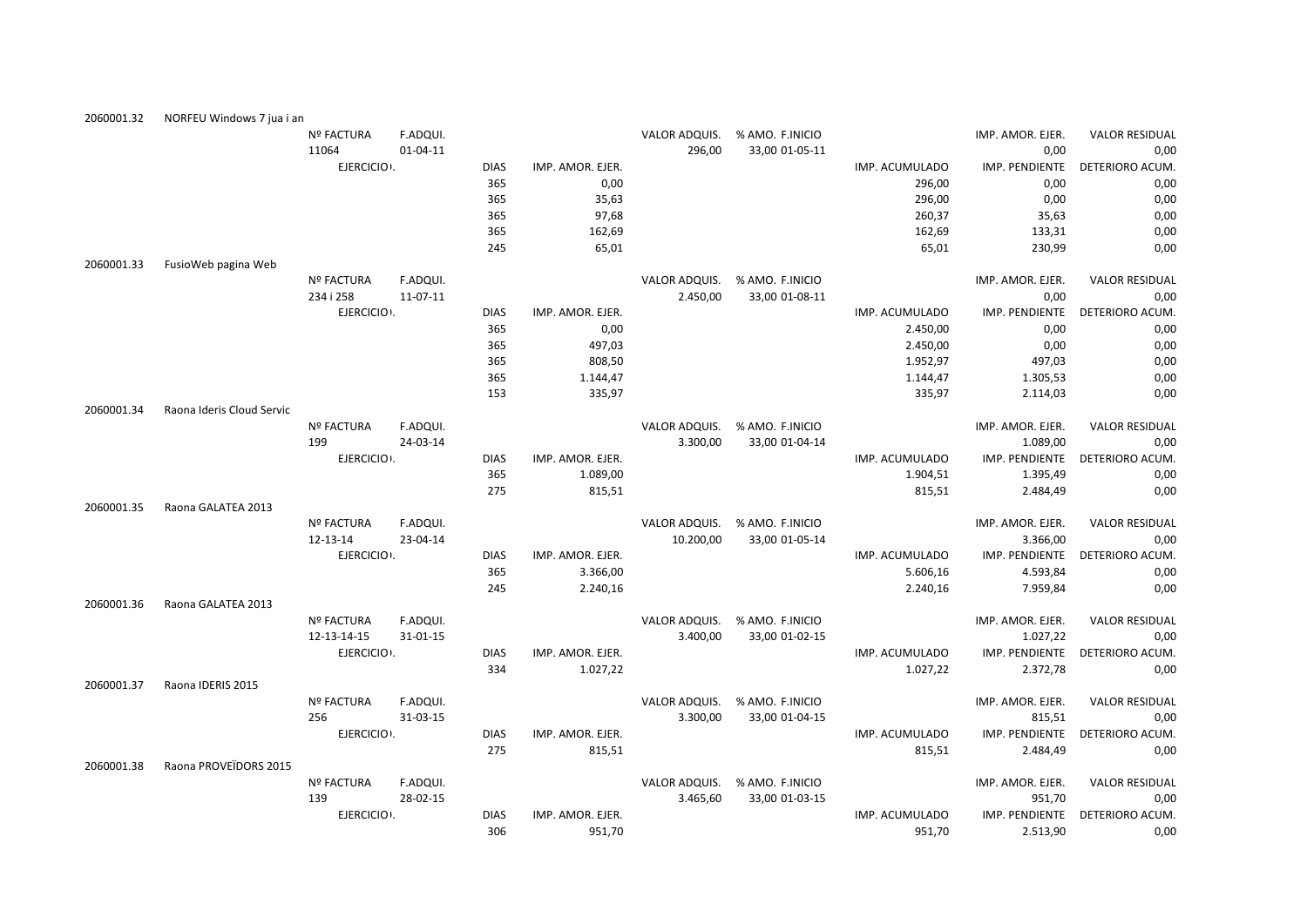| | | | | | | | | | | |
|---|---|---|---|---|---|---|---|---|---|---|
| 2060001.32 | NORFEU Windows 7 jua i an | | | | | | | | | |
| | | Nº FACTURA | F.ADQUI. | | | VALOR ADQUIS. | % AMO. F.INICIO | | IMP. AMOR. EJER. | VALOR RESIDUAL |
| | | 11064 | 01-04-11 | | | 296,00 | 33,00 01-05-11 | | 0,00 | 0,00 |
| | | EJERCICIO. | | DIAS | IMP. AMOR. EJER. | | | IMP. ACUMULADO | IMP. PENDIENTE | DETERIORO ACUM. |
| | | | | 365 | 0,00 | | | 296,00 | 0,00 | 0,00 |
| | | | | 365 | 35,63 | | | 296,00 | 0,00 | 0,00 |
| | | | | 365 | 97,68 | | | 260,37 | 35,63 | 0,00 |
| | | | | 365 | 162,69 | | | 162,69 | 133,31 | 0,00 |
| | | | | 245 | 65,01 | | | 65,01 | 230,99 | 0,00 |
| 2060001.33 | FusioWeb pagina Web | | | | | | | | | |
| | | Nº FACTURA | F.ADQUI. | | | VALOR ADQUIS. | % AMO. F.INICIO | | IMP. AMOR. EJER. | VALOR RESIDUAL |
| | | 234 i 258 | 11-07-11 | | | 2.450,00 | 33,00 01-08-11 | | 0,00 | 0,00 |
| | | EJERCICIO. | | DIAS | IMP. AMOR. EJER. | | | IMP. ACUMULADO | IMP. PENDIENTE | DETERIORO ACUM. |
| | | | | 365 | 0,00 | | | 2.450,00 | 0,00 | 0,00 |
| | | | | 365 | 497,03 | | | 2.450,00 | 0,00 | 0,00 |
| | | | | 365 | 808,50 | | | 1.952,97 | 497,03 | 0,00 |
| | | | | 365 | 1.144,47 | | | 1.144,47 | 1.305,53 | 0,00 |
| | | | | 153 | 335,97 | | | 335,97 | 2.114,03 | 0,00 |
| 2060001.34 | Raona Ideris Cloud Servic | | | | | | | | | |
| | | Nº FACTURA | F.ADQUI. | | | VALOR ADQUIS. | % AMO. F.INICIO | | IMP. AMOR. EJER. | VALOR RESIDUAL |
| | | 199 | 24-03-14 | | | 3.300,00 | 33,00 01-04-14 | | 1.089,00 | 0,00 |
| | | EJERCICIO. | | DIAS | IMP. AMOR. EJER. | | | IMP. ACUMULADO | IMP. PENDIENTE | DETERIORO ACUM. |
| | | | | 365 | 1.089,00 | | | 1.904,51 | 1.395,49 | 0,00 |
| | | | | 275 | 815,51 | | | 815,51 | 2.484,49 | 0,00 |
| 2060001.35 | Raona GALATEA 2013 | | | | | | | | | |
| | | Nº FACTURA | F.ADQUI. | | | VALOR ADQUIS. | % AMO. F.INICIO | | IMP. AMOR. EJER. | VALOR RESIDUAL |
| | | 12-13-14 | 23-04-14 | | | 10.200,00 | 33,00 01-05-14 | | 3.366,00 | 0,00 |
| | | EJERCICIO. | | DIAS | IMP. AMOR. EJER. | | | IMP. ACUMULADO | IMP. PENDIENTE | DETERIORO ACUM. |
| | | | | 365 | 3.366,00 | | | 5.606,16 | 4.593,84 | 0,00 |
| | | | | 245 | 2.240,16 | | | 2.240,16 | 7.959,84 | 0,00 |
| 2060001.36 | Raona GALATEA 2013 | | | | | | | | | |
| | | Nº FACTURA | F.ADQUI. | | | VALOR ADQUIS. | % AMO. F.INICIO | | IMP. AMOR. EJER. | VALOR RESIDUAL |
| | | 12-13-14-15 | 31-01-15 | | | 3.400,00 | 33,00 01-02-15 | | 1.027,22 | 0,00 |
| | | EJERCICIO. | | DIAS | IMP. AMOR. EJER. | | | IMP. ACUMULADO | IMP. PENDIENTE | DETERIORO ACUM. |
| | | | | 334 | 1.027,22 | | | 1.027,22 | 2.372,78 | 0,00 |
| 2060001.37 | Raona IDERIS 2015 | | | | | | | | | |
| | | Nº FACTURA | F.ADQUI. | | | VALOR ADQUIS. | % AMO. F.INICIO | | IMP. AMOR. EJER. | VALOR RESIDUAL |
| | | 256 | 31-03-15 | | | 3.300,00 | 33,00 01-04-15 | | 815,51 | 0,00 |
| | | EJERCICIO. | | DIAS | IMP. AMOR. EJER. | | | IMP. ACUMULADO | IMP. PENDIENTE | DETERIORO ACUM. |
| | | | | 275 | 815,51 | | | 815,51 | 2.484,49 | 0,00 |
| 2060001.38 | Raona PROVEÏDORS 2015 | | | | | | | | | |
| | | Nº FACTURA | F.ADQUI. | | | VALOR ADQUIS. | % AMO. F.INICIO | | IMP. AMOR. EJER. | VALOR RESIDUAL |
| | | 139 | 28-02-15 | | | 3.465,60 | 33,00 01-03-15 | | 951,70 | 0,00 |
| | | EJERCICIO. | | DIAS | IMP. AMOR. EJER. | | | IMP. ACUMULADO | IMP. PENDIENTE | DETERIORO ACUM. |
| | | | | 306 | 951,70 | | | 951,70 | 2.513,90 | 0,00 |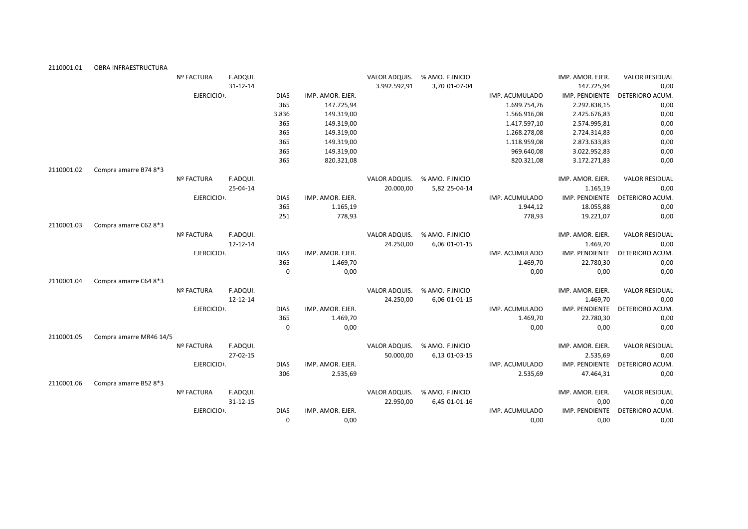| | | | | | | | | | | |
|---|---|---|---|---|---|---|---|---|---|---|
| 2110001.01 | OBRA INFRAESTRUCTURA | | | | | | | | | |
| | | Nº FACTURA | F.ADQUI. | | | VALOR ADQUIS. | % AMO. F.INICIO | | IMP. AMOR. EJER. | VALOR RESIDUAL |
| | | | 31-12-14 | | | 3.992.592,91 | 3,70 01-07-04 | | 147.725,94 | 0,00 |
| | | EJERCICIO. | | DIAS | IMP. AMOR. EJER. | | | IMP. ACUMULADO | IMP. PENDIENTE | DETERIORO ACUM. |
| | | | | 365 | 147.725,94 | | | 1.699.754,76 | 2.292.838,15 | 0,00 |
| | | | | 3.836 | 149.319,00 | | | 1.566.916,08 | 2.425.676,83 | 0,00 |
| | | | | 365 | 149.319,00 | | | 1.417.597,10 | 2.574.995,81 | 0,00 |
| | | | | 365 | 149.319,00 | | | 1.268.278,08 | 2.724.314,83 | 0,00 |
| | | | | 365 | 149.319,00 | | | 1.118.959,08 | 2.873.633,83 | 0,00 |
| | | | | 365 | 149.319,00 | | | 969.640,08 | 3.022.952,83 | 0,00 |
| | | | | 365 | 820.321,08 | | | 820.321,08 | 3.172.271,83 | 0,00 |
| 2110001.02 | Compra amarre B74 8*3 | | | | | | | | | |
| | | Nº FACTURA | F.ADQUI. | | | VALOR ADQUIS. | % AMO. F.INICIO | | IMP. AMOR. EJER. | VALOR RESIDUAL |
| | | | 25-04-14 | | | 20.000,00 | 5,82 25-04-14 | | 1.165,19 | 0,00 |
| | | EJERCICIO. | | DIAS | IMP. AMOR. EJER. | | | IMP. ACUMULADO | IMP. PENDIENTE | DETERIORO ACUM. |
| | | | | 365 | 1.165,19 | | | 1.944,12 | 18.055,88 | 0,00 |
| | | | | 251 | 778,93 | | | 778,93 | 19.221,07 | 0,00 |
| 2110001.03 | Compra amarre C62 8*3 | | | | | | | | | |
| | | Nº FACTURA | F.ADQUI. | | | VALOR ADQUIS. | % AMO. F.INICIO | | IMP. AMOR. EJER. | VALOR RESIDUAL |
| | | | 12-12-14 | | | 24.250,00 | 6,06 01-01-15 | | 1.469,70 | 0,00 |
| | | EJERCICIO. | | DIAS | IMP. AMOR. EJER. | | | IMP. ACUMULADO | IMP. PENDIENTE | DETERIORO ACUM. |
| | | | | 365 | 1.469,70 | | | 1.469,70 | 22.780,30 | 0,00 |
| | | | | 0 | 0,00 | | | 0,00 | 0,00 | 0,00 |
| 2110001.04 | Compra amarre C64 8*3 | | | | | | | | | |
| | | Nº FACTURA | F.ADQUI. | | | VALOR ADQUIS. | % AMO. F.INICIO | | IMP. AMOR. EJER. | VALOR RESIDUAL |
| | | | 12-12-14 | | | 24.250,00 | 6,06 01-01-15 | | 1.469,70 | 0,00 |
| | | EJERCICIO. | | DIAS | IMP. AMOR. EJER. | | | IMP. ACUMULADO | IMP. PENDIENTE | DETERIORO ACUM. |
| | | | | 365 | 1.469,70 | | | 1.469,70 | 22.780,30 | 0,00 |
| | | | | 0 | 0,00 | | | 0,00 | 0,00 | 0,00 |
| 2110001.05 | Compra amarre MR46 14/5 | | | | | | | | | |
| | | Nº FACTURA | F.ADQUI. | | | VALOR ADQUIS. | % AMO. F.INICIO | | IMP. AMOR. EJER. | VALOR RESIDUAL |
| | | | 27-02-15 | | | 50.000,00 | 6,13 01-03-15 | | 2.535,69 | 0,00 |
| | | EJERCICIO. | | DIAS | IMP. AMOR. EJER. | | | IMP. ACUMULADO | IMP. PENDIENTE | DETERIORO ACUM. |
| | | | | 306 | 2.535,69 | | | 2.535,69 | 47.464,31 | 0,00 |
| 2110001.06 | Compra amarre B52 8*3 | | | | | | | | | |
| | | Nº FACTURA | F.ADQUI. | | | VALOR ADQUIS. | % AMO. F.INICIO | | IMP. AMOR. EJER. | VALOR RESIDUAL |
| | | | 31-12-15 | | | 22.950,00 | 6,45 01-01-16 | | 0,00 | 0,00 |
| | | EJERCICIO. | | DIAS | IMP. AMOR. EJER. | | | IMP. ACUMULADO | IMP. PENDIENTE | DETERIORO ACUM. |
| | | | | 0 | 0,00 | | | 0,00 | 0,00 | 0,00 |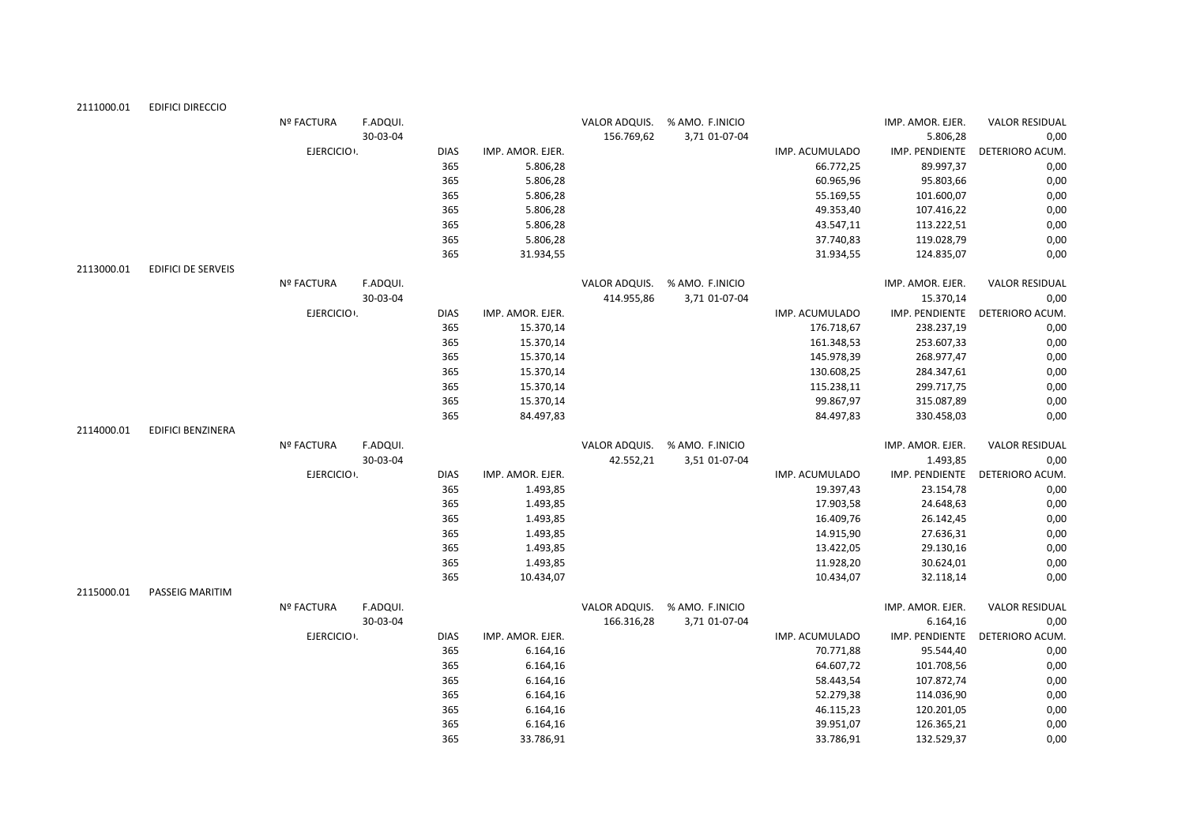| | | | | | | | | | | |
|---|---|---|---|---|---|---|---|---|---|---|
| 2111000.01 | EDIFICI DIRECCIO | | | | | | | | | |
| | | Nº FACTURA | F.ADQUI. | | | VALOR ADQUIS. | % AMO. F.INICIO | | IMP. AMOR. EJER. | VALOR RESIDUAL |
| | | | 30-03-04 | | | 156.769,62 | 3,71 01-07-04 | | 5.806,28 | 0,00 |
| | | EJERCICIO. | | DIAS | IMP. AMOR. EJER. | | | IMP. ACUMULADO | IMP. PENDIENTE | DETERIORO ACUM. |
| | | | | 365 | 5.806,28 | | | 66.772,25 | 89.997,37 | 0,00 |
| | | | | 365 | 5.806,28 | | | 60.965,96 | 95.803,66 | 0,00 |
| | | | | 365 | 5.806,28 | | | 55.169,55 | 101.600,07 | 0,00 |
| | | | | 365 | 5.806,28 | | | 49.353,40 | 107.416,22 | 0,00 |
| | | | | 365 | 5.806,28 | | | 43.547,11 | 113.222,51 | 0,00 |
| | | | | 365 | 5.806,28 | | | 37.740,83 | 119.028,79 | 0,00 |
| | | | | 365 | 31.934,55 | | | 31.934,55 | 124.835,07 | 0,00 |
| 2113000.01 | EDIFICI DE SERVEIS | | | | | | | | | |
| | | Nº FACTURA | F.ADQUI. | | | VALOR ADQUIS. | % AMO. F.INICIO | | IMP. AMOR. EJER. | VALOR RESIDUAL |
| | | | 30-03-04 | | | 414.955,86 | 3,71 01-07-04 | | 15.370,14 | 0,00 |
| | | EJERCICIO. | | DIAS | IMP. AMOR. EJER. | | | IMP. ACUMULADO | IMP. PENDIENTE | DETERIORO ACUM. |
| | | | | 365 | 15.370,14 | | | 176.718,67 | 238.237,19 | 0,00 |
| | | | | 365 | 15.370,14 | | | 161.348,53 | 253.607,33 | 0,00 |
| | | | | 365 | 15.370,14 | | | 145.978,39 | 268.977,47 | 0,00 |
| | | | | 365 | 15.370,14 | | | 130.608,25 | 284.347,61 | 0,00 |
| | | | | 365 | 15.370,14 | | | 115.238,11 | 299.717,75 | 0,00 |
| | | | | 365 | 15.370,14 | | | 99.867,97 | 315.087,89 | 0,00 |
| | | | | 365 | 84.497,83 | | | 84.497,83 | 330.458,03 | 0,00 |
| 2114000.01 | EDIFICI BENZINERA | | | | | | | | | |
| | | Nº FACTURA | F.ADQUI. | | | VALOR ADQUIS. | % AMO. F.INICIO | | IMP. AMOR. EJER. | VALOR RESIDUAL |
| | | | 30-03-04 | | | 42.552,21 | 3,51 01-07-04 | | 1.493,85 | 0,00 |
| | | EJERCICIO. | | DIAS | IMP. AMOR. EJER. | | | IMP. ACUMULADO | IMP. PENDIENTE | DETERIORO ACUM. |
| | | | | 365 | 1.493,85 | | | 19.397,43 | 23.154,78 | 0,00 |
| | | | | 365 | 1.493,85 | | | 17.903,58 | 24.648,63 | 0,00 |
| | | | | 365 | 1.493,85 | | | 16.409,76 | 26.142,45 | 0,00 |
| | | | | 365 | 1.493,85 | | | 14.915,90 | 27.636,31 | 0,00 |
| | | | | 365 | 1.493,85 | | | 13.422,05 | 29.130,16 | 0,00 |
| | | | | 365 | 1.493,85 | | | 11.928,20 | 30.624,01 | 0,00 |
| | | | | 365 | 10.434,07 | | | 10.434,07 | 32.118,14 | 0,00 |
| 2115000.01 | PASSEIG MARITIM | | | | | | | | | |
| | | Nº FACTURA | F.ADQUI. | | | VALOR ADQUIS. | % AMO. F.INICIO | | IMP. AMOR. EJER. | VALOR RESIDUAL |
| | | | 30-03-04 | | | 166.316,28 | 3,71 01-07-04 | | 6.164,16 | 0,00 |
| | | EJERCICIO. | | DIAS | IMP. AMOR. EJER. | | | IMP. ACUMULADO | IMP. PENDIENTE | DETERIORO ACUM. |
| | | | | 365 | 6.164,16 | | | 70.771,88 | 95.544,40 | 0,00 |
| | | | | 365 | 6.164,16 | | | 64.607,72 | 101.708,56 | 0,00 |
| | | | | 365 | 6.164,16 | | | 58.443,54 | 107.872,74 | 0,00 |
| | | | | 365 | 6.164,16 | | | 52.279,38 | 114.036,90 | 0,00 |
| | | | | 365 | 6.164,16 | | | 46.115,23 | 120.201,05 | 0,00 |
| | | | | 365 | 6.164,16 | | | 39.951,07 | 126.365,21 | 0,00 |
| | | | | 365 | 33.786,91 | | | 33.786,91 | 132.529,37 | 0,00 |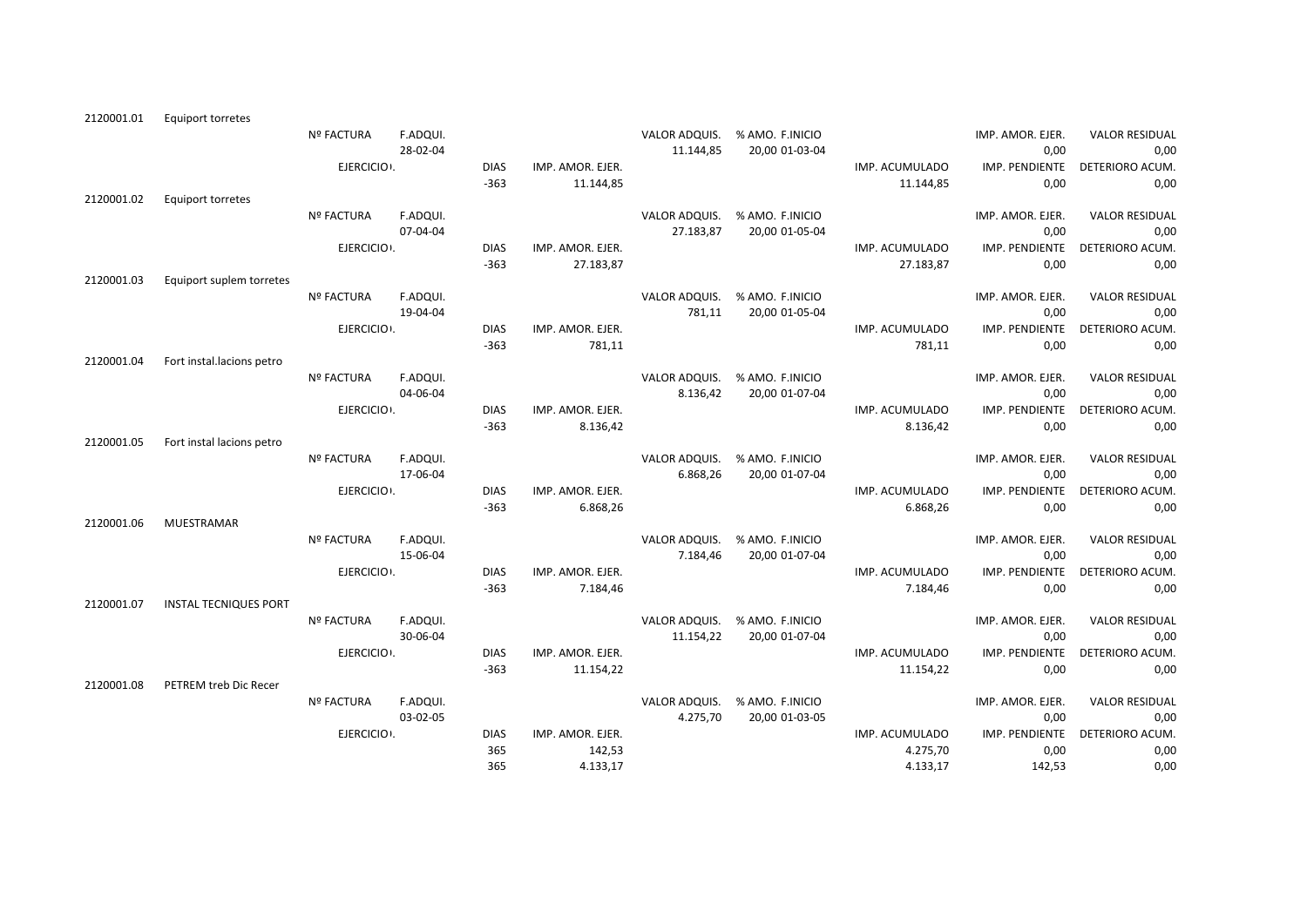2120001.01 Equiport torretes

| Nº FACTURA | F.ADQUI. | | | VALOR ADQUIS. | % AMO. F.INICIO | IMP. ACUMULADO | IMP. AMOR. EJER. | VALOR RESIDUAL |
|---|---|---|---|---|---|---|---|---|
| | 28-02-04 | | | 11.144,85 | 20,00 01-03-04 | | 0,00 | 0,00 |
| EJERCICIO. | | DIAS | IMP. AMOR. EJER. | | | IMP. ACUMULADO | IMP. PENDIENTE | DETERIORO ACUM. |
| | | -363 | 11.144,85 | | | 11.144,85 | 0,00 | 0,00 |

2120001.02 Equiport torretes

| Nº FACTURA | F.ADQUI. | | | VALOR ADQUIS. | % AMO. F.INICIO | IMP. ACUMULADO | IMP. AMOR. EJER. | VALOR RESIDUAL |
|---|---|---|---|---|---|---|---|---|
| | 07-04-04 | | | 27.183,87 | 20,00 01-05-04 | | 0,00 | 0,00 |
| EJERCICIO. | | DIAS | IMP. AMOR. EJER. | | | IMP. ACUMULADO | IMP. PENDIENTE | DETERIORO ACUM. |
| | | -363 | 27.183,87 | | | 27.183,87 | 0,00 | 0,00 |

2120001.03 Equiport suplem torretes

| Nº FACTURA | F.ADQUI. | | | VALOR ADQUIS. | % AMO. F.INICIO | IMP. ACUMULADO | IMP. AMOR. EJER. | VALOR RESIDUAL |
|---|---|---|---|---|---|---|---|---|
| | 19-04-04 | | | 781,11 | 20,00 01-05-04 | | 0,00 | 0,00 |
| EJERCICIO. | | DIAS | IMP. AMOR. EJER. | | | IMP. ACUMULADO | IMP. PENDIENTE | DETERIORO ACUM. |
| | | -363 | 781,11 | | | 781,11 | 0,00 | 0,00 |

2120001.04 Fort instal.lacions petro

| Nº FACTURA | F.ADQUI. | | | VALOR ADQUIS. | % AMO. F.INICIO | IMP. ACUMULADO | IMP. AMOR. EJER. | VALOR RESIDUAL |
|---|---|---|---|---|---|---|---|---|
| | 04-06-04 | | | 8.136,42 | 20,00 01-07-04 | | 0,00 | 0,00 |
| EJERCICIO. | | DIAS | IMP. AMOR. EJER. | | | IMP. ACUMULADO | IMP. PENDIENTE | DETERIORO ACUM. |
| | | -363 | 8.136,42 | | | 8.136,42 | 0,00 | 0,00 |

2120001.05 Fort instal lacions petro

| Nº FACTURA | F.ADQUI. | | | VALOR ADQUIS. | % AMO. F.INICIO | IMP. ACUMULADO | IMP. AMOR. EJER. | VALOR RESIDUAL |
|---|---|---|---|---|---|---|---|---|
| | 17-06-04 | | | 6.868,26 | 20,00 01-07-04 | | 0,00 | 0,00 |
| EJERCICIO. | | DIAS | IMP. AMOR. EJER. | | | IMP. ACUMULADO | IMP. PENDIENTE | DETERIORO ACUM. |
| | | -363 | 6.868,26 | | | 6.868,26 | 0,00 | 0,00 |

2120001.06 MUESTRAMAR

| Nº FACTURA | F.ADQUI. | | | VALOR ADQUIS. | % AMO. F.INICIO | IMP. ACUMULADO | IMP. AMOR. EJER. | VALOR RESIDUAL |
|---|---|---|---|---|---|---|---|---|
| | 15-06-04 | | | 7.184,46 | 20,00 01-07-04 | | 0,00 | 0,00 |
| EJERCICIO. | | DIAS | IMP. AMOR. EJER. | | | IMP. ACUMULADO | IMP. PENDIENTE | DETERIORO ACUM. |
| | | -363 | 7.184,46 | | | 7.184,46 | 0,00 | 0,00 |

2120001.07 INSTAL TECNIQUES PORT

| Nº FACTURA | F.ADQUI. | | | VALOR ADQUIS. | % AMO. F.INICIO | IMP. ACUMULADO | IMP. AMOR. EJER. | VALOR RESIDUAL |
|---|---|---|---|---|---|---|---|---|
| | 30-06-04 | | | 11.154,22 | 20,00 01-07-04 | | 0,00 | 0,00 |
| EJERCICIO. | | DIAS | IMP. AMOR. EJER. | | | IMP. ACUMULADO | IMP. PENDIENTE | DETERIORO ACUM. |
| | | -363 | 11.154,22 | | | 11.154,22 | 0,00 | 0,00 |

2120001.08 PETREM treb Dic Recer

| Nº FACTURA | F.ADQUI. | | | VALOR ADQUIS. | % AMO. F.INICIO | IMP. ACUMULADO | IMP. AMOR. EJER. | VALOR RESIDUAL |
|---|---|---|---|---|---|---|---|---|
| | 03-02-05 | | | 4.275,70 | 20,00 01-03-05 | | 0,00 | 0,00 |
| EJERCICIO. | | DIAS | IMP. AMOR. EJER. | | | IMP. ACUMULADO | IMP. PENDIENTE | DETERIORO ACUM. |
| | | 365 | 142,53 | | | 4.275,70 | 0,00 | 0,00 |
| | | 365 | 4.133,17 | | | 4.133,17 | 142,53 | 0,00 |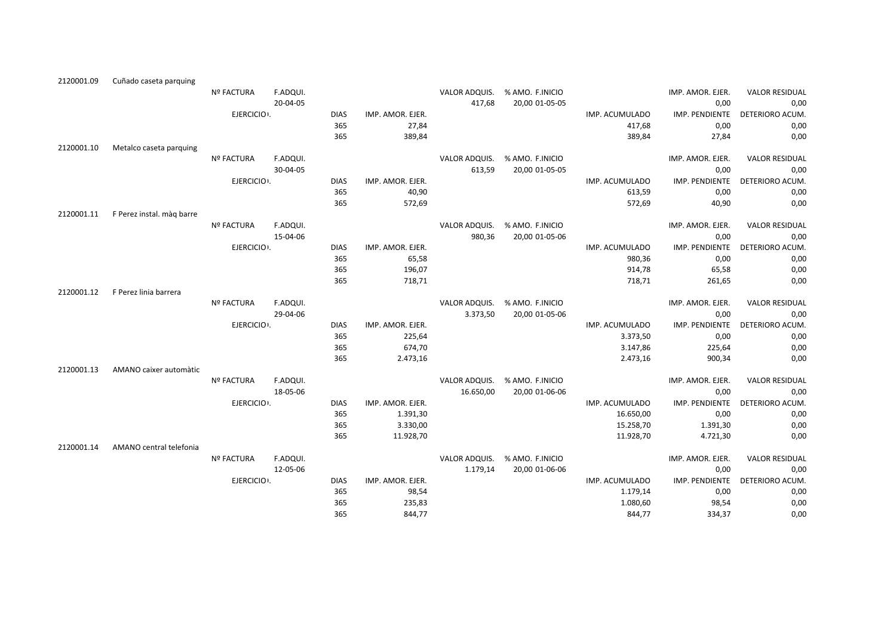| | | | | | | | | | | | |
|---|---|---|---|---|---|---|---|---|---|---|---|
| 2120001.09 | Cuñado caseta parquing | | | | | | | | | | |
| | | Nº FACTURA | F.ADQUI. | | | VALOR ADQUIS. | % AMO. F.INICIO | | | IMP. AMOR. EJER. | VALOR RESIDUAL |
| | | | 20-04-05 | | | 417,68 | 20,00 01-05-05 | | | 0,00 | 0,00 |
| | | EJERCICIO. | | DIAS | IMP. AMOR. EJER. | | | | IMP. ACUMULADO | IMP. PENDIENTE | DETERIORO ACUM. |
| | | | | 365 | 27,84 | | | | 417,68 | 0,00 | 0,00 |
| | | | | 365 | 389,84 | | | | 389,84 | 27,84 | 0,00 |
| 2120001.10 | Metalco caseta parquing | | | | | | | | | | |
| | | Nº FACTURA | F.ADQUI. | | | VALOR ADQUIS. | % AMO. F.INICIO | | | IMP. AMOR. EJER. | VALOR RESIDUAL |
| | | | 30-04-05 | | | 613,59 | 20,00 01-05-05 | | | 0,00 | 0,00 |
| | | EJERCICIO. | | DIAS | IMP. AMOR. EJER. | | | | IMP. ACUMULADO | IMP. PENDIENTE | DETERIORO ACUM. |
| | | | | 365 | 40,90 | | | | 613,59 | 0,00 | 0,00 |
| | | | | 365 | 572,69 | | | | 572,69 | 40,90 | 0,00 |
| 2120001.11 | F Perez instal. màq barre | | | | | | | | | | |
| | | Nº FACTURA | F.ADQUI. | | | VALOR ADQUIS. | % AMO. F.INICIO | | | IMP. AMOR. EJER. | VALOR RESIDUAL |
| | | | 15-04-06 | | | 980,36 | 20,00 01-05-06 | | | 0,00 | 0,00 |
| | | EJERCICIO. | | DIAS | IMP. AMOR. EJER. | | | | IMP. ACUMULADO | IMP. PENDIENTE | DETERIORO ACUM. |
| | | | | 365 | 65,58 | | | | 980,36 | 0,00 | 0,00 |
| | | | | 365 | 196,07 | | | | 914,78 | 65,58 | 0,00 |
| | | | | 365 | 718,71 | | | | 718,71 | 261,65 | 0,00 |
| 2120001.12 | F Perez linia barrera | | | | | | | | | | |
| | | Nº FACTURA | F.ADQUI. | | | VALOR ADQUIS. | % AMO. F.INICIO | | | IMP. AMOR. EJER. | VALOR RESIDUAL |
| | | | 29-04-06 | | | 3.373,50 | 20,00 01-05-06 | | | 0,00 | 0,00 |
| | | EJERCICIO. | | DIAS | IMP. AMOR. EJER. | | | | IMP. ACUMULADO | IMP. PENDIENTE | DETERIORO ACUM. |
| | | | | 365 | 225,64 | | | | 3.373,50 | 0,00 | 0,00 |
| | | | | 365 | 674,70 | | | | 3.147,86 | 225,64 | 0,00 |
| | | | | 365 | 2.473,16 | | | | 2.473,16 | 900,34 | 0,00 |
| 2120001.13 | AMANO caixer automàtic | | | | | | | | | | |
| | | Nº FACTURA | F.ADQUI. | | | VALOR ADQUIS. | % AMO. F.INICIO | | | IMP. AMOR. EJER. | VALOR RESIDUAL |
| | | | 18-05-06 | | | 16.650,00 | 20,00 01-06-06 | | | 0,00 | 0,00 |
| | | EJERCICIO. | | DIAS | IMP. AMOR. EJER. | | | | IMP. ACUMULADO | IMP. PENDIENTE | DETERIORO ACUM. |
| | | | | 365 | 1.391,30 | | | | 16.650,00 | 0,00 | 0,00 |
| | | | | 365 | 3.330,00 | | | | 15.258,70 | 1.391,30 | 0,00 |
| | | | | 365 | 11.928,70 | | | | 11.928,70 | 4.721,30 | 0,00 |
| 2120001.14 | AMANO central telefonia | | | | | | | | | | |
| | | Nº FACTURA | F.ADQUI. | | | VALOR ADQUIS. | % AMO. F.INICIO | | | IMP. AMOR. EJER. | VALOR RESIDUAL |
| | | | 12-05-06 | | | 1.179,14 | 20,00 01-06-06 | | | 0,00 | 0,00 |
| | | EJERCICIO. | | DIAS | IMP. AMOR. EJER. | | | | IMP. ACUMULADO | IMP. PENDIENTE | DETERIORO ACUM. |
| | | | | 365 | 98,54 | | | | 1.179,14 | 0,00 | 0,00 |
| | | | | 365 | 235,83 | | | | 1.080,60 | 98,54 | 0,00 |
| | | | | 365 | 844,77 | | | | 844,77 | 334,37 | 0,00 |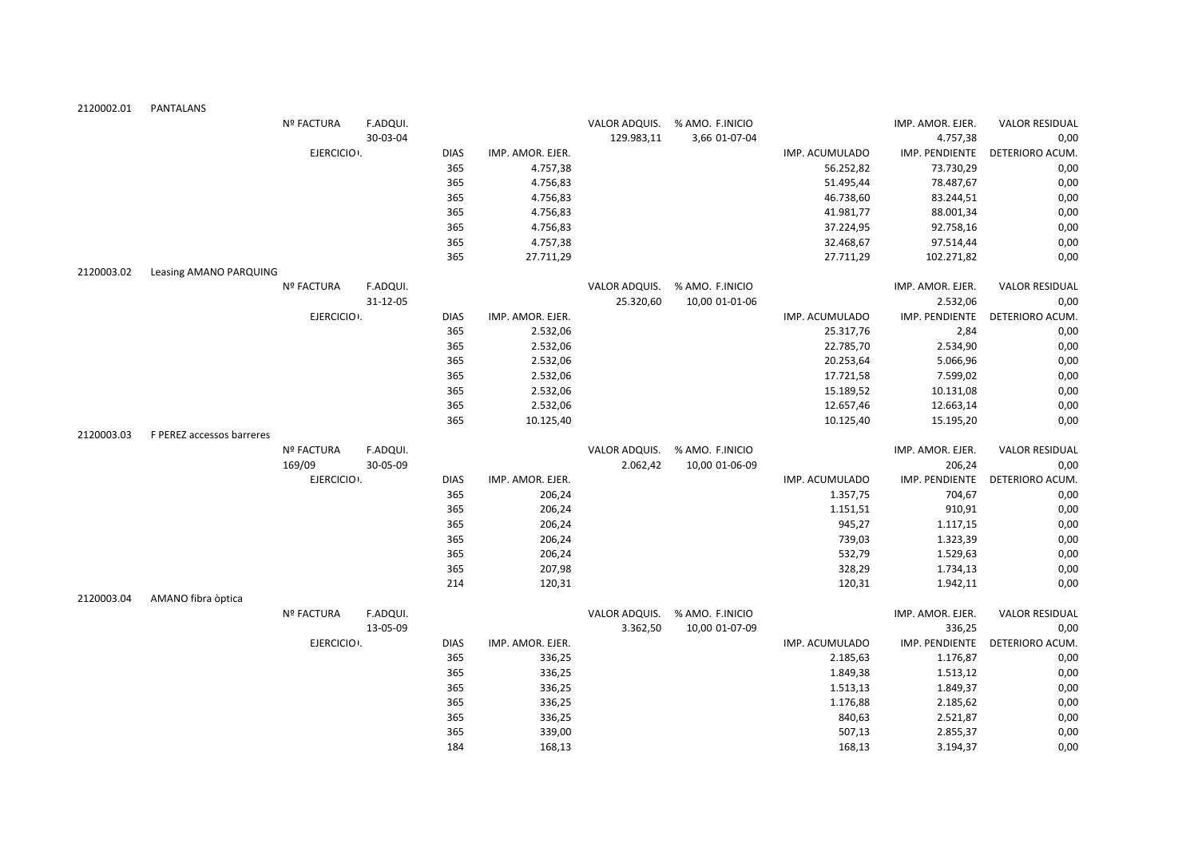| 2120002.01 | PANTALANS | | | | | | | | |
|---|---|---|---|---|---|---|---|---|---|
| | Nº FACTURA | F.ADQUI. | | | VALOR ADQUIS. | % AMO. F.INICIO | | IMP. AMOR. EJER. | VALOR RESIDUAL |
| | | 30-03-04 | | | 129.983,11 | 3,66 01-07-04 | | 4.757,38 | 0,00 |
| | EJERCICIO | | DIAS | IMP. AMOR. EJER. | | | IMP. ACUMULADO | IMP. PENDIENTE | DETERIORO ACUM. |
| | | | 365 | 4.757,38 | | | 56.252,82 | 73.730,29 | 0,00 |
| | | | 365 | 4.756,83 | | | 51.495,44 | 78.487,67 | 0,00 |
| | | | 365 | 4.756,83 | | | 46.738,60 | 83.244,51 | 0,00 |
| | | | 365 | 4.756,83 | | | 41.981,77 | 88.001,34 | 0,00 |
| | | | 365 | 4.756,83 | | | 37.224,95 | 92.758,16 | 0,00 |
| | | | 365 | 4.757,38 | | | 32.468,67 | 97.514,44 | 0,00 |
| | | | 365 | 27.711,29 | | | 27.711,29 | 102.271,82 | 0,00 |
| 2120003.02 | Leasing AMANO PARQUING | | | | | | | | |
| | Nº FACTURA | F.ADQUI. | | | VALOR ADQUIS. | % AMO. F.INICIO | | IMP. AMOR. EJER. | VALOR RESIDUAL |
| | | 31-12-05 | | | 25.320,60 | 10,00 01-01-06 | | 2.532,06 | 0,00 |
| | EJERCICIO | | DIAS | IMP. AMOR. EJER. | | | IMP. ACUMULADO | IMP. PENDIENTE | DETERIORO ACUM. |
| | | | 365 | 2.532,06 | | | 25.317,76 | 2,84 | 0,00 |
| | | | 365 | 2.532,06 | | | 22.785,70 | 2.534,90 | 0,00 |
| | | | 365 | 2.532,06 | | | 20.253,64 | 5.066,96 | 0,00 |
| | | | 365 | 2.532,06 | | | 17.721,58 | 7.599,02 | 0,00 |
| | | | 365 | 2.532,06 | | | 15.189,52 | 10.131,08 | 0,00 |
| | | | 365 | 2.532,06 | | | 12.657,46 | 12.663,14 | 0,00 |
| | | | 365 | 10.125,40 | | | 10.125,40 | 15.195,20 | 0,00 |
| 2120003.03 | F PEREZ accessos barreres | | | | | | | | |
| | Nº FACTURA | F.ADQUI. | | | VALOR ADQUIS. | % AMO. F.INICIO | | IMP. AMOR. EJER. | VALOR RESIDUAL |
| | 169/09 | 30-05-09 | | | 2.062,42 | 10,00 01-06-09 | | 206,24 | 0,00 |
| | EJERCICIO | | DIAS | IMP. AMOR. EJER. | | | IMP. ACUMULADO | IMP. PENDIENTE | DETERIORO ACUM. |
| | | | 365 | 206,24 | | | 1.357,75 | 704,67 | 0,00 |
| | | | 365 | 206,24 | | | 1.151,51 | 910,91 | 0,00 |
| | | | 365 | 206,24 | | | 945,27 | 1.117,15 | 0,00 |
| | | | 365 | 206,24 | | | 739,03 | 1.323,39 | 0,00 |
| | | | 365 | 206,24 | | | 532,79 | 1.529,63 | 0,00 |
| | | | 365 | 207,98 | | | 328,29 | 1.734,13 | 0,00 |
| | | | 214 | 120,31 | | | 120,31 | 1.942,11 | 0,00 |
| 2120003.04 | AMANO fibra òptica | | | | | | | | |
| | Nº FACTURA | F.ADQUI. | | | VALOR ADQUIS. | % AMO. F.INICIO | | IMP. AMOR. EJER. | VALOR RESIDUAL |
| | | 13-05-09 | | | 3.362,50 | 10,00 01-07-09 | | 336,25 | 0,00 |
| | EJERCICIO | | DIAS | IMP. AMOR. EJER. | | | IMP. ACUMULADO | IMP. PENDIENTE | DETERIORO ACUM. |
| | | | 365 | 336,25 | | | 2.185,63 | 1.176,87 | 0,00 |
| | | | 365 | 336,25 | | | 1.849,38 | 1.513,12 | 0,00 |
| | | | 365 | 336,25 | | | 1.513,13 | 1.849,37 | 0,00 |
| | | | 365 | 336,25 | | | 1.176,88 | 2.185,62 | 0,00 |
| | | | 365 | 336,25 | | | 840,63 | 2.521,87 | 0,00 |
| | | | 365 | 339,00 | | | 507,13 | 2.855,37 | 0,00 |
| | | | 184 | 168,13 | | | 168,13 | 3.194,37 | 0,00 |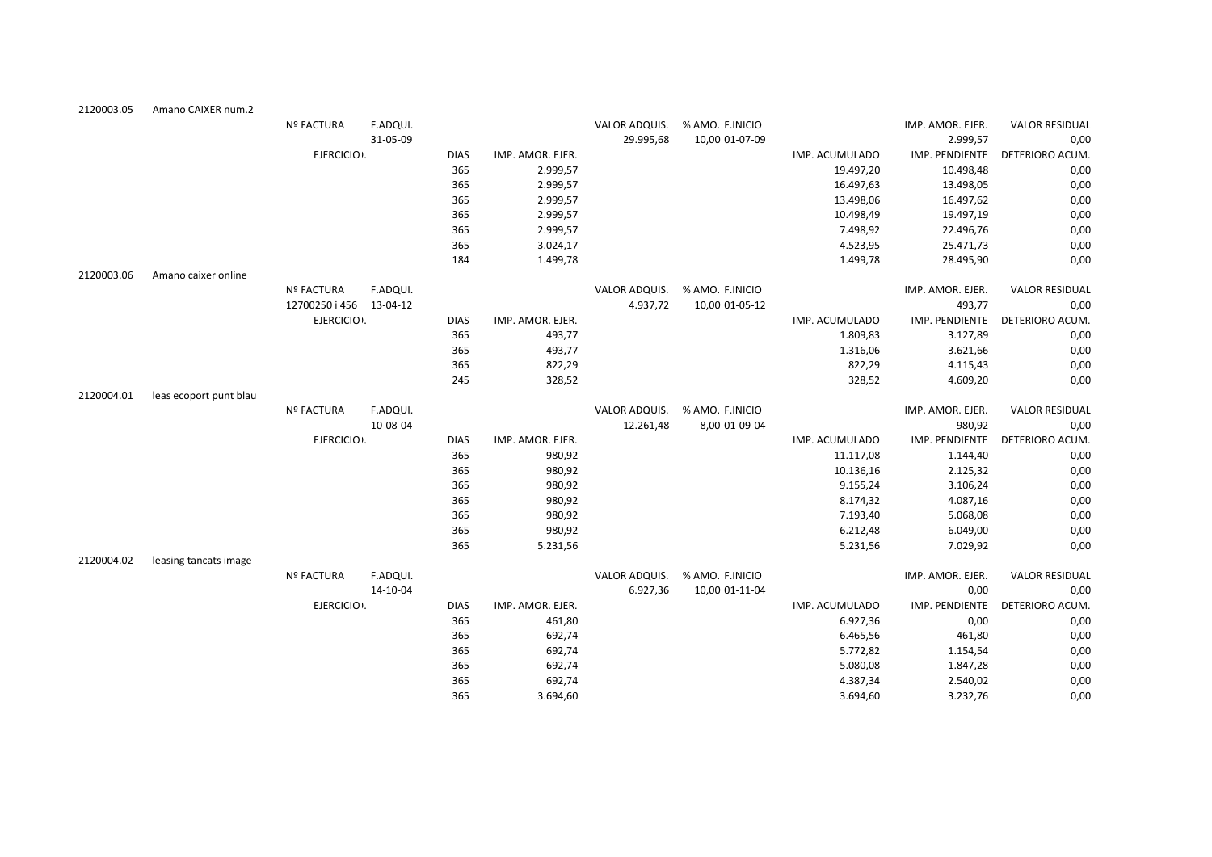2120003.05 Amano CAIXER num.2

| Nº FACTURA | F.ADQUI. | | | VALOR ADQUIS. | % AMO. F.INICIO | IMP. ACUMULADO | IMP. AMOR. EJER. | VALOR RESIDUAL |
|---|---|---|---|---|---|---|---|---|
| | 31-05-09 | | | 29.995,68 | 10,00 01-07-09 | | 2.999,57 | 0,00 |
| EJERCICIO. | | DIAS | IMP. AMOR. EJER. | | | IMP. ACUMULADO | IMP. PENDIENTE | DETERIORO ACUM. |
| | | 365 | 2.999,57 | | | 19.497,20 | 10.498,48 | 0,00 |
| | | 365 | 2.999,57 | | | 16.497,63 | 13.498,05 | 0,00 |
| | | 365 | 2.999,57 | | | 13.498,06 | 16.497,62 | 0,00 |
| | | 365 | 2.999,57 | | | 10.498,49 | 19.497,19 | 0,00 |
| | | 365 | 2.999,57 | | | 7.498,92 | 22.496,76 | 0,00 |
| | | 365 | 3.024,17 | | | 4.523,95 | 25.471,73 | 0,00 |
| | | 184 | 1.499,78 | | | 1.499,78 | 28.495,90 | 0,00 |

2120003.06 Amano caixer online

| Nº FACTURA | F.ADQUI. | | | VALOR ADQUIS. | % AMO. F.INICIO | IMP. ACUMULADO | IMP. AMOR. EJER. | VALOR RESIDUAL |
|---|---|---|---|---|---|---|---|---|
| 12700250 i 456 | 13-04-12 | | | 4.937,72 | 10,00 01-05-12 | | 493,77 | 0,00 |
| EJERCICIO. | | DIAS | IMP. AMOR. EJER. | | | IMP. ACUMULADO | IMP. PENDIENTE | DETERIORO ACUM. |
| | | 365 | 493,77 | | | 1.809,83 | 3.127,89 | 0,00 |
| | | 365 | 493,77 | | | 1.316,06 | 3.621,66 | 0,00 |
| | | 365 | 822,29 | | | 822,29 | 4.115,43 | 0,00 |
| | | 245 | 328,52 | | | 328,52 | 4.609,20 | 0,00 |

2120004.01 leas ecoport punt blau

| Nº FACTURA | F.ADQUI. | | | VALOR ADQUIS. | % AMO. F.INICIO | IMP. ACUMULADO | IMP. AMOR. EJER. | VALOR RESIDUAL |
|---|---|---|---|---|---|---|---|---|
| | 10-08-04 | | | 12.261,48 | 8,00 01-09-04 | | 980,92 | 0,00 |
| EJERCICIO. | | DIAS | IMP. AMOR. EJER. | | | IMP. ACUMULADO | IMP. PENDIENTE | DETERIORO ACUM. |
| | | 365 | 980,92 | | | 11.117,08 | 1.144,40 | 0,00 |
| | | 365 | 980,92 | | | 10.136,16 | 2.125,32 | 0,00 |
| | | 365 | 980,92 | | | 9.155,24 | 3.106,24 | 0,00 |
| | | 365 | 980,92 | | | 8.174,32 | 4.087,16 | 0,00 |
| | | 365 | 980,92 | | | 7.193,40 | 5.068,08 | 0,00 |
| | | 365 | 980,92 | | | 6.212,48 | 6.049,00 | 0,00 |
| | | 365 | 5.231,56 | | | 5.231,56 | 7.029,92 | 0,00 |

2120004.02 leasing tancats image

| Nº FACTURA | F.ADQUI. | | | VALOR ADQUIS. | % AMO. F.INICIO | IMP. ACUMULADO | IMP. AMOR. EJER. | VALOR RESIDUAL |
|---|---|---|---|---|---|---|---|---|
| | 14-10-04 | | | 6.927,36 | 10,00 01-11-04 | | 0,00 | 0,00 |
| EJERCICIO. | | DIAS | IMP. AMOR. EJER. | | | IMP. ACUMULADO | IMP. PENDIENTE | DETERIORO ACUM. |
| | | 365 | 461,80 | | | 6.927,36 | 0,00 | 0,00 |
| | | 365 | 692,74 | | | 6.465,56 | 461,80 | 0,00 |
| | | 365 | 692,74 | | | 5.772,82 | 1.154,54 | 0,00 |
| | | 365 | 692,74 | | | 5.080,08 | 1.847,28 | 0,00 |
| | | 365 | 692,74 | | | 4.387,34 | 2.540,02 | 0,00 |
| | | 365 | 3.694,60 | | | 3.694,60 | 3.232,76 | 0,00 |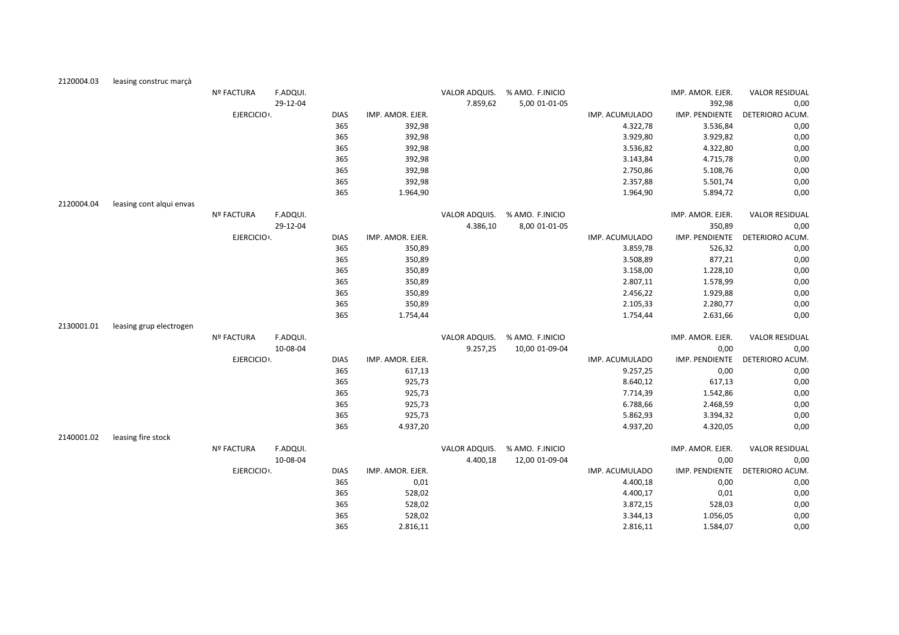| | | | | | | | | | | |
|---|---|---|---|---|---|---|---|---|---|---|
| 2120004.03 | leasing construc marçà | | | | | | | | | |
| | | Nº FACTURA | F.ADQUI. | | | VALOR ADQUIS. | % AMO. F.INICIO | | IMP. AMOR. EJER. | VALOR RESIDUAL |
| | | | 29-12-04 | | | 7.859,62 | 5,00 01-01-05 | | 392,98 | 0,00 |
| | | EJERCICIO | | DIAS | IMP. AMOR. EJER. | | | IMP. ACUMULADO | IMP. PENDIENTE | DETERIORO ACUM. |
| | | | | 365 | 392,98 | | | 4.322,78 | 3.536,84 | 0,00 |
| | | | | 365 | 392,98 | | | 3.929,80 | 3.929,82 | 0,00 |
| | | | | 365 | 392,98 | | | 3.536,82 | 4.322,80 | 0,00 |
| | | | | 365 | 392,98 | | | 3.143,84 | 4.715,78 | 0,00 |
| | | | | 365 | 392,98 | | | 2.750,86 | 5.108,76 | 0,00 |
| | | | | 365 | 392,98 | | | 2.357,88 | 5.501,74 | 0,00 |
| | | | | 365 | 1.964,90 | | | 1.964,90 | 5.894,72 | 0,00 |
| 2120004.04 | leasing cont alqui envas | | | | | | | | | |
| | | Nº FACTURA | F.ADQUI. | | | VALOR ADQUIS. | % AMO. F.INICIO | | IMP. AMOR. EJER. | VALOR RESIDUAL |
| | | | 29-12-04 | | | 4.386,10 | 8,00 01-01-05 | | 350,89 | 0,00 |
| | | EJERCICIO | | DIAS | IMP. AMOR. EJER. | | | IMP. ACUMULADO | IMP. PENDIENTE | DETERIORO ACUM. |
| | | | | 365 | 350,89 | | | 3.859,78 | 526,32 | 0,00 |
| | | | | 365 | 350,89 | | | 3.508,89 | 877,21 | 0,00 |
| | | | | 365 | 350,89 | | | 3.158,00 | 1.228,10 | 0,00 |
| | | | | 365 | 350,89 | | | 2.807,11 | 1.578,99 | 0,00 |
| | | | | 365 | 350,89 | | | 2.456,22 | 1.929,88 | 0,00 |
| | | | | 365 | 350,89 | | | 2.105,33 | 2.280,77 | 0,00 |
| | | | | 365 | 1.754,44 | | | 1.754,44 | 2.631,66 | 0,00 |
| 2130001.01 | leasing grup electrogen | | | | | | | | | |
| | | Nº FACTURA | F.ADQUI. | | | VALOR ADQUIS. | % AMO. F.INICIO | | IMP. AMOR. EJER. | VALOR RESIDUAL |
| | | | 10-08-04 | | | 9.257,25 | 10,00 01-09-04 | | 0,00 | 0,00 |
| | | EJERCICIO | | DIAS | IMP. AMOR. EJER. | | | IMP. ACUMULADO | IMP. PENDIENTE | DETERIORO ACUM. |
| | | | | 365 | 617,13 | | | 9.257,25 | 0,00 | 0,00 |
| | | | | 365 | 925,73 | | | 8.640,12 | 617,13 | 0,00 |
| | | | | 365 | 925,73 | | | 7.714,39 | 1.542,86 | 0,00 |
| | | | | 365 | 925,73 | | | 6.788,66 | 2.468,59 | 0,00 |
| | | | | 365 | 925,73 | | | 5.862,93 | 3.394,32 | 0,00 |
| | | | | 365 | 4.937,20 | | | 4.937,20 | 4.320,05 | 0,00 |
| 2140001.02 | leasing fire stock | | | | | | | | | |
| | | Nº FACTURA | F.ADQUI. | | | VALOR ADQUIS. | % AMO. F.INICIO | | IMP. AMOR. EJER. | VALOR RESIDUAL |
| | | | 10-08-04 | | | 4.400,18 | 12,00 01-09-04 | | 0,00 | 0,00 |
| | | EJERCICIO | | DIAS | IMP. AMOR. EJER. | | | IMP. ACUMULADO | IMP. PENDIENTE | DETERIORO ACUM. |
| | | | | 365 | 0,01 | | | 4.400,18 | 0,00 | 0,00 |
| | | | | 365 | 528,02 | | | 4.400,17 | 0,01 | 0,00 |
| | | | | 365 | 528,02 | | | 3.872,15 | 528,03 | 0,00 |
| | | | | 365 | 528,02 | | | 3.344,13 | 1.056,05 | 0,00 |
| | | | | 365 | 2.816,11 | | | 2.816,11 | 1.584,07 | 0,00 |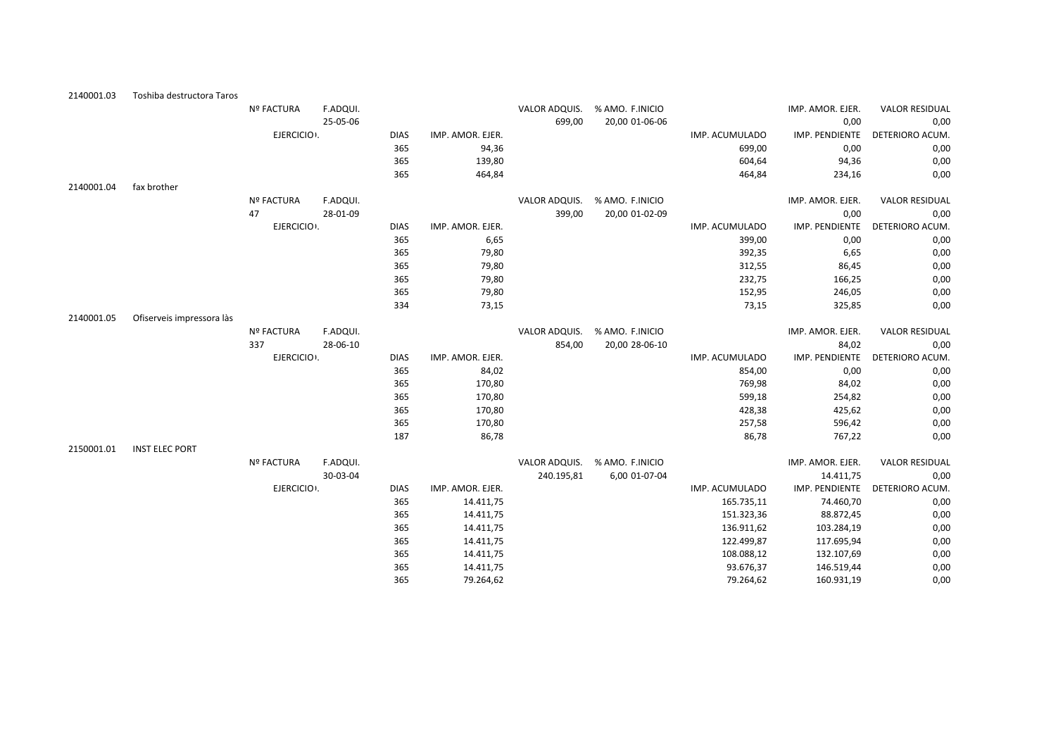**2140001.03** Toshiba destructora Taros

| Nº FACTURA | F.ADQUI. | | | VALOR ADQUIS. | % AMO. | F.INICIO | | IMP. AMOR. EJER. | VALOR RESIDUAL |
|---|---|---|---|---|---|---|---|---|---|
| | 25-05-06 | | | 699,00 | 20,00 | 01-06-06 | | 0,00 | 0,00 |
| EJERCICIO | | DIAS | IMP. AMOR. EJER. | | | | IMP. ACUMULADO | IMP. PENDIENTE | DETERIORO ACUM. |
| | | 365 | 94,36 | | | | 699,00 | 0,00 | 0,00 |
| | | 365 | 139,80 | | | | 604,64 | 94,36 | 0,00 |
| | | 365 | 464,84 | | | | 464,84 | 234,16 | 0,00 |

**2140001.04** fax brother

| Nº FACTURA | F.ADQUI. | | | VALOR ADQUIS. | % AMO. | F.INICIO | | IMP. AMOR. EJER. | VALOR RESIDUAL |
|---|---|---|---|---|---|---|---|---|---|
| 47 | 28-01-09 | | | 399,00 | 20,00 | 01-02-09 | | 0,00 | 0,00 |
| EJERCICIO | | DIAS | IMP. AMOR. EJER. | | | | IMP. ACUMULADO | IMP. PENDIENTE | DETERIORO ACUM. |
| | | 365 | 6,65 | | | | 399,00 | 0,00 | 0,00 |
| | | 365 | 79,80 | | | | 392,35 | 6,65 | 0,00 |
| | | 365 | 79,80 | | | | 312,55 | 86,45 | 0,00 |
| | | 365 | 79,80 | | | | 232,75 | 166,25 | 0,00 |
| | | 365 | 79,80 | | | | 152,95 | 246,05 | 0,00 |
| | | 334 | 73,15 | | | | 73,15 | 325,85 | 0,00 |

**2140001.05** Ofiserveis impressora làs

| Nº FACTURA | F.ADQUI. | | | VALOR ADQUIS. | % AMO. | F.INICIO | | IMP. AMOR. EJER. | VALOR RESIDUAL |
|---|---|---|---|---|---|---|---|---|---|
| 337 | 28-06-10 | | | 854,00 | 20,00 | 28-06-10 | | 84,02 | 0,00 |
| EJERCICIO | | DIAS | IMP. AMOR. EJER. | | | | IMP. ACUMULADO | IMP. PENDIENTE | DETERIORO ACUM. |
| | | 365 | 84,02 | | | | 854,00 | 0,00 | 0,00 |
| | | 365 | 170,80 | | | | 769,98 | 84,02 | 0,00 |
| | | 365 | 170,80 | | | | 599,18 | 254,82 | 0,00 |
| | | 365 | 170,80 | | | | 428,38 | 425,62 | 0,00 |
| | | 365 | 170,80 | | | | 257,58 | 596,42 | 0,00 |
| | | 187 | 86,78 | | | | 86,78 | 767,22 | 0,00 |

**2150001.01** INST ELEC PORT

| Nº FACTURA | F.ADQUI. | | | VALOR ADQUIS. | % AMO. | F.INICIO | | IMP. AMOR. EJER. | VALOR RESIDUAL |
|---|---|---|---|---|---|---|---|---|---|
| | 30-03-04 | | | 240.195,81 | 6,00 | 01-07-04 | | 14.411,75 | 0,00 |
| EJERCICIO | | DIAS | IMP. AMOR. EJER. | | | | IMP. ACUMULADO | IMP. PENDIENTE | DETERIORO ACUM. |
| | | 365 | 14.411,75 | | | | 165.735,11 | 74.460,70 | 0,00 |
| | | 365 | 14.411,75 | | | | 151.323,36 | 88.872,45 | 0,00 |
| | | 365 | 14.411,75 | | | | 136.911,62 | 103.284,19 | 0,00 |
| | | 365 | 14.411,75 | | | | 122.499,87 | 117.695,94 | 0,00 |
| | | 365 | 14.411,75 | | | | 108.088,12 | 132.107,69 | 0,00 |
| | | 365 | 14.411,75 | | | | 93.676,37 | 146.519,44 | 0,00 |
| | | 365 | 79.264,62 | | | | 79.264,62 | 160.931,19 | 0,00 |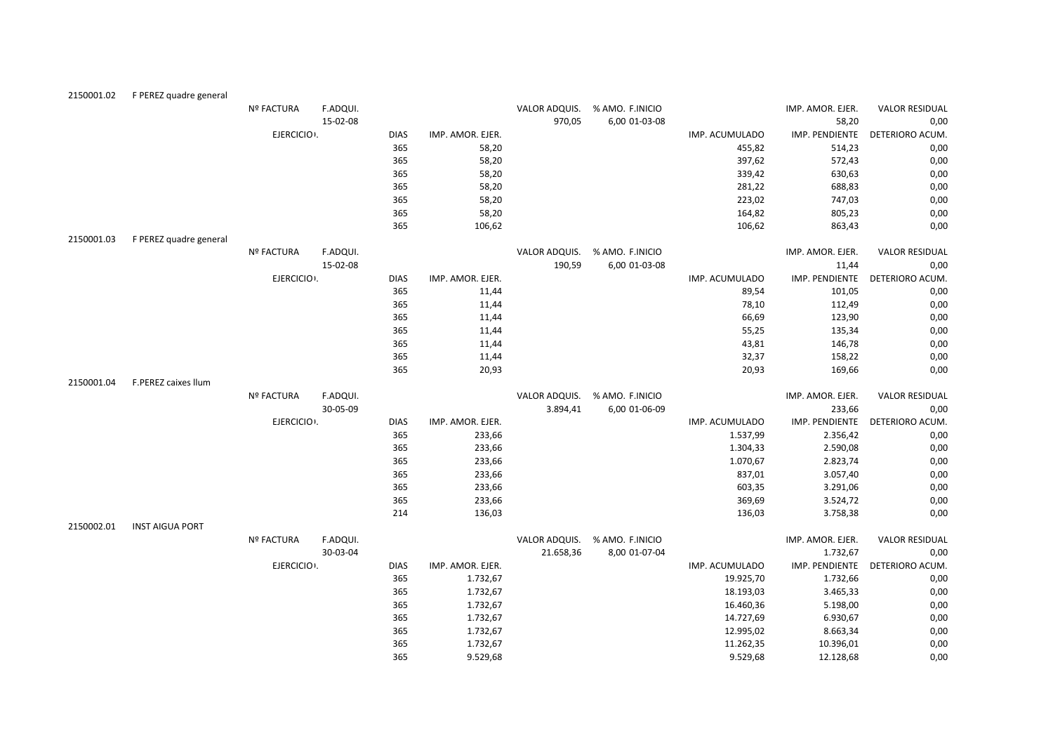**2150001.02** F PEREZ quadre general

| Nº FACTURA | F.ADQUI. | | | VALOR ADQUIS. | % AMO. | F.INICIO | | IMP. AMOR. EJER. | VALOR RESIDUAL |
|---|---|---|---|---|---|---|---|---|---|
| | 15-02-08 | | | 970,05 | 6,00 | 01-03-08 | | 58,20 | 0,00 |
| EJERCICIO | | DIAS | IMP. AMOR. EJER. | | | | IMP. ACUMULADO | IMP. PENDIENTE | DETERIORO ACUM. |
| | | 365 | 58,20 | | | | 455,82 | 514,23 | 0,00 |
| | | 365 | 58,20 | | | | 397,62 | 572,43 | 0,00 |
| | | 365 | 58,20 | | | | 339,42 | 630,63 | 0,00 |
| | | 365 | 58,20 | | | | 281,22 | 688,83 | 0,00 |
| | | 365 | 58,20 | | | | 223,02 | 747,03 | 0,00 |
| | | 365 | 58,20 | | | | 164,82 | 805,23 | 0,00 |
| | | 365 | 106,62 | | | | 106,62 | 863,43 | 0,00 |

**2150001.03** F PEREZ quadre general

| Nº FACTURA | F.ADQUI. | | | VALOR ADQUIS. | % AMO. | F.INICIO | | IMP. AMOR. EJER. | VALOR RESIDUAL |
|---|---|---|---|---|---|---|---|---|---|
| | 15-02-08 | | | 190,59 | 6,00 | 01-03-08 | | 11,44 | 0,00 |
| EJERCICIO | | DIAS | IMP. AMOR. EJER. | | | | IMP. ACUMULADO | IMP. PENDIENTE | DETERIORO ACUM. |
| | | 365 | 11,44 | | | | 89,54 | 101,05 | 0,00 |
| | | 365 | 11,44 | | | | 78,10 | 112,49 | 0,00 |
| | | 365 | 11,44 | | | | 66,69 | 123,90 | 0,00 |
| | | 365 | 11,44 | | | | 55,25 | 135,34 | 0,00 |
| | | 365 | 11,44 | | | | 43,81 | 146,78 | 0,00 |
| | | 365 | 11,44 | | | | 32,37 | 158,22 | 0,00 |
| | | 365 | 20,93 | | | | 20,93 | 169,66 | 0,00 |

**2150001.04** F.PEREZ caixes llum

| Nº FACTURA | F.ADQUI. | | | VALOR ADQUIS. | % AMO. | F.INICIO | | IMP. AMOR. EJER. | VALOR RESIDUAL |
|---|---|---|---|---|---|---|---|---|---|
| | 30-05-09 | | | 3.894,41 | 6,00 | 01-06-09 | | 233,66 | 0,00 |
| EJERCICIO | | DIAS | IMP. AMOR. EJER. | | | | IMP. ACUMULADO | IMP. PENDIENTE | DETERIORO ACUM. |
| | | 365 | 233,66 | | | | 1.537,99 | 2.356,42 | 0,00 |
| | | 365 | 233,66 | | | | 1.304,33 | 2.590,08 | 0,00 |
| | | 365 | 233,66 | | | | 1.070,67 | 2.823,74 | 0,00 |
| | | 365 | 233,66 | | | | 837,01 | 3.057,40 | 0,00 |
| | | 365 | 233,66 | | | | 603,35 | 3.291,06 | 0,00 |
| | | 365 | 233,66 | | | | 369,69 | 3.524,72 | 0,00 |
| | | 214 | 136,03 | | | | 136,03 | 3.758,38 | 0,00 |

**2150002.01** INST AIGUA PORT

| Nº FACTURA | F.ADQUI. | | | VALOR ADQUIS. | % AMO. | F.INICIO | | IMP. AMOR. EJER. | VALOR RESIDUAL |
|---|---|---|---|---|---|---|---|---|---|
| | 30-03-04 | | | 21.658,36 | 8,00 | 01-07-04 | | 1.732,67 | 0,00 |
| EJERCICIO | | DIAS | IMP. AMOR. EJER. | | | | IMP. ACUMULADO | IMP. PENDIENTE | DETERIORO ACUM. |
| | | 365 | 1.732,67 | | | | 19.925,70 | 1.732,66 | 0,00 |
| | | 365 | 1.732,67 | | | | 18.193,03 | 3.465,33 | 0,00 |
| | | 365 | 1.732,67 | | | | 16.460,36 | 5.198,00 | 0,00 |
| | | 365 | 1.732,67 | | | | 14.727,69 | 6.930,67 | 0,00 |
| | | 365 | 1.732,67 | | | | 12.995,02 | 8.663,34 | 0,00 |
| | | 365 | 1.732,67 | | | | 11.262,35 | 10.396,01 | 0,00 |
| | | 365 | 9.529,68 | | | | 9.529,68 | 12.128,68 | 0,00 |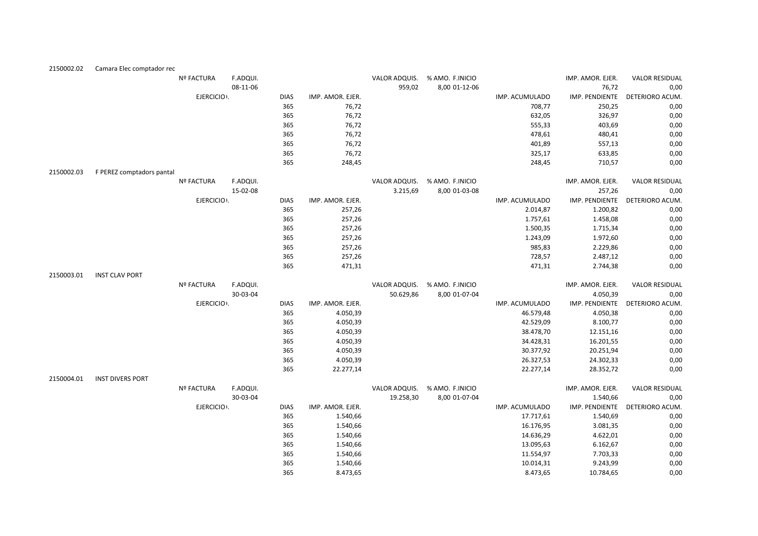| | | | | | | | | | | |
|---|---|---|---|---|---|---|---|---|---|---|
| 2150002.02 | Camara Elec comptador rec | | | | | | | | | |
| | | Nº FACTURA | F.ADQUI. | | | VALOR ADQUIS. | % AMO. F.INICIO | | IMP. AMOR. EJER. | VALOR RESIDUAL |
| | | | 08-11-06 | | | 959,02 | 8,00 01-12-06 | | 76,72 | 0,00 |
| | | EJERCICIO. | | DIAS | IMP. AMOR. EJER. | | | IMP. ACUMULADO | IMP. PENDIENTE | DETERIORO ACUM. |
| | | | | 365 | 76,72 | | | 708,77 | 250,25 | 0,00 |
| | | | | 365 | 76,72 | | | 632,05 | 326,97 | 0,00 |
| | | | | 365 | 76,72 | | | 555,33 | 403,69 | 0,00 |
| | | | | 365 | 76,72 | | | 478,61 | 480,41 | 0,00 |
| | | | | 365 | 76,72 | | | 401,89 | 557,13 | 0,00 |
| | | | | 365 | 76,72 | | | 325,17 | 633,85 | 0,00 |
| | | | | 365 | 248,45 | | | 248,45 | 710,57 | 0,00 |
| 2150002.03 | F PEREZ comptadors pantal | | | | | | | | | |
| | | Nº FACTURA | F.ADQUI. | | | VALOR ADQUIS. | % AMO. F.INICIO | | IMP. AMOR. EJER. | VALOR RESIDUAL |
| | | | 15-02-08 | | | 3.215,69 | 8,00 01-03-08 | | 257,26 | 0,00 |
| | | EJERCICIO. | | DIAS | IMP. AMOR. EJER. | | | IMP. ACUMULADO | IMP. PENDIENTE | DETERIORO ACUM. |
| | | | | 365 | 257,26 | | | 2.014,87 | 1.200,82 | 0,00 |
| | | | | 365 | 257,26 | | | 1.757,61 | 1.458,08 | 0,00 |
| | | | | 365 | 257,26 | | | 1.500,35 | 1.715,34 | 0,00 |
| | | | | 365 | 257,26 | | | 1.243,09 | 1.972,60 | 0,00 |
| | | | | 365 | 257,26 | | | 985,83 | 2.229,86 | 0,00 |
| | | | | 365 | 257,26 | | | 728,57 | 2.487,12 | 0,00 |
| | | | | 365 | 471,31 | | | 471,31 | 2.744,38 | 0,00 |
| 2150003.01 | INST CLAV PORT | | | | | | | | | |
| | | Nº FACTURA | F.ADQUI. | | | VALOR ADQUIS. | % AMO. F.INICIO | | IMP. AMOR. EJER. | VALOR RESIDUAL |
| | | | 30-03-04 | | | 50.629,86 | 8,00 01-07-04 | | 4.050,39 | 0,00 |
| | | EJERCICIO. | | DIAS | IMP. AMOR. EJER. | | | IMP. ACUMULADO | IMP. PENDIENTE | DETERIORO ACUM. |
| | | | | 365 | 4.050,39 | | | 46.579,48 | 4.050,38 | 0,00 |
| | | | | 365 | 4.050,39 | | | 42.529,09 | 8.100,77 | 0,00 |
| | | | | 365 | 4.050,39 | | | 38.478,70 | 12.151,16 | 0,00 |
| | | | | 365 | 4.050,39 | | | 34.428,31 | 16.201,55 | 0,00 |
| | | | | 365 | 4.050,39 | | | 30.377,92 | 20.251,94 | 0,00 |
| | | | | 365 | 4.050,39 | | | 26.327,53 | 24.302,33 | 0,00 |
| | | | | 365 | 22.277,14 | | | 22.277,14 | 28.352,72 | 0,00 |
| 2150004.01 | INST DIVERS PORT | | | | | | | | | |
| | | Nº FACTURA | F.ADQUI. | | | VALOR ADQUIS. | % AMO. F.INICIO | | IMP. AMOR. EJER. | VALOR RESIDUAL |
| | | | 30-03-04 | | | 19.258,30 | 8,00 01-07-04 | | 1.540,66 | 0,00 |
| | | EJERCICIO. | | DIAS | IMP. AMOR. EJER. | | | IMP. ACUMULADO | IMP. PENDIENTE | DETERIORO ACUM. |
| | | | | 365 | 1.540,66 | | | 17.717,61 | 1.540,69 | 0,00 |
| | | | | 365 | 1.540,66 | | | 16.176,95 | 3.081,35 | 0,00 |
| | | | | 365 | 1.540,66 | | | 14.636,29 | 4.622,01 | 0,00 |
| | | | | 365 | 1.540,66 | | | 13.095,63 | 6.162,67 | 0,00 |
| | | | | 365 | 1.540,66 | | | 11.554,97 | 7.703,33 | 0,00 |
| | | | | 365 | 1.540,66 | | | 10.014,31 | 9.243,99 | 0,00 |
| | | | | 365 | 8.473,65 | | | 8.473,65 | 10.784,65 | 0,00 |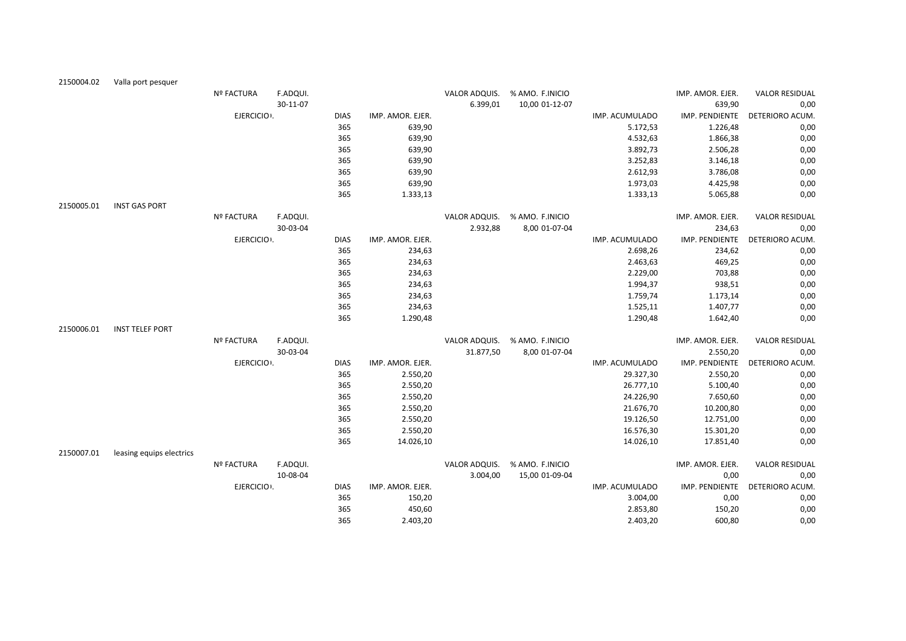| 2150004.02 | Valla port pesquer | | | | | | | | | |
|---|---|---|---|---|---|---|---|---|---|---|
| | | Nº FACTURA | F.ADQUI. | | | VALOR ADQUIS. | % AMO. F.INICIO | | IMP. AMOR. EJER. | VALOR RESIDUAL |
| | | | 30-11-07 | | | 6.399,01 | 10,00 01-12-07 | | 639,90 | 0,00 |
| | | EJERCICIO | | DIAS | IMP. AMOR. EJER. | | | IMP. ACUMULADO | IMP. PENDIENTE | DETERIORO ACUM. |
| | | | | 365 | 639,90 | | | 5.172,53 | 1.226,48 | 0,00 |
| | | | | 365 | 639,90 | | | 4.532,63 | 1.866,38 | 0,00 |
| | | | | 365 | 639,90 | | | 3.892,73 | 2.506,28 | 0,00 |
| | | | | 365 | 639,90 | | | 3.252,83 | 3.146,18 | 0,00 |
| | | | | 365 | 639,90 | | | 2.612,93 | 3.786,08 | 0,00 |
| | | | | 365 | 639,90 | | | 1.973,03 | 4.425,98 | 0,00 |
| | | | | 365 | 1.333,13 | | | 1.333,13 | 5.065,88 | 0,00 |
| 2150005.01 | INST GAS PORT | | | | | | | | | |
| | | Nº FACTURA | F.ADQUI. | | | VALOR ADQUIS. | % AMO. F.INICIO | | IMP. AMOR. EJER. | VALOR RESIDUAL |
| | | | 30-03-04 | | | 2.932,88 | 8,00 01-07-04 | | 234,63 | 0,00 |
| | | EJERCICIO | | DIAS | IMP. AMOR. EJER. | | | IMP. ACUMULADO | IMP. PENDIENTE | DETERIORO ACUM. |
| | | | | 365 | 234,63 | | | 2.698,26 | 234,62 | 0,00 |
| | | | | 365 | 234,63 | | | 2.463,63 | 469,25 | 0,00 |
| | | | | 365 | 234,63 | | | 2.229,00 | 703,88 | 0,00 |
| | | | | 365 | 234,63 | | | 1.994,37 | 938,51 | 0,00 |
| | | | | 365 | 234,63 | | | 1.759,74 | 1.173,14 | 0,00 |
| | | | | 365 | 234,63 | | | 1.525,11 | 1.407,77 | 0,00 |
| | | | | 365 | 1.290,48 | | | 1.290,48 | 1.642,40 | 0,00 |
| 2150006.01 | INST TELEF PORT | | | | | | | | | |
| | | Nº FACTURA | F.ADQUI. | | | VALOR ADQUIS. | % AMO. F.INICIO | | IMP. AMOR. EJER. | VALOR RESIDUAL |
| | | | 30-03-04 | | | 31.877,50 | 8,00 01-07-04 | | 2.550,20 | 0,00 |
| | | EJERCICIO | | DIAS | IMP. AMOR. EJER. | | | IMP. ACUMULADO | IMP. PENDIENTE | DETERIORO ACUM. |
| | | | | 365 | 2.550,20 | | | 29.327,30 | 2.550,20 | 0,00 |
| | | | | 365 | 2.550,20 | | | 26.777,10 | 5.100,40 | 0,00 |
| | | | | 365 | 2.550,20 | | | 24.226,90 | 7.650,60 | 0,00 |
| | | | | 365 | 2.550,20 | | | 21.676,70 | 10.200,80 | 0,00 |
| | | | | 365 | 2.550,20 | | | 19.126,50 | 12.751,00 | 0,00 |
| | | | | 365 | 2.550,20 | | | 16.576,30 | 15.301,20 | 0,00 |
| | | | | 365 | 14.026,10 | | | 14.026,10 | 17.851,40 | 0,00 |
| 2150007.01 | leasing equips electrics | | | | | | | | | |
| | | Nº FACTURA | F.ADQUI. | | | VALOR ADQUIS. | % AMO. F.INICIO | | IMP. AMOR. EJER. | VALOR RESIDUAL |
| | | | 10-08-04 | | | 3.004,00 | 15,00 01-09-04 | | 0,00 | 0,00 |
| | | EJERCICIO | | DIAS | IMP. AMOR. EJER. | | | IMP. ACUMULADO | IMP. PENDIENTE | DETERIORO ACUM. |
| | | | | 365 | 150,20 | | | 3.004,00 | 0,00 | 0,00 |
| | | | | 365 | 450,60 | | | 2.853,80 | 150,20 | 0,00 |
| | | | | 365 | 2.403,20 | | | 2.403,20 | 600,80 | 0,00 |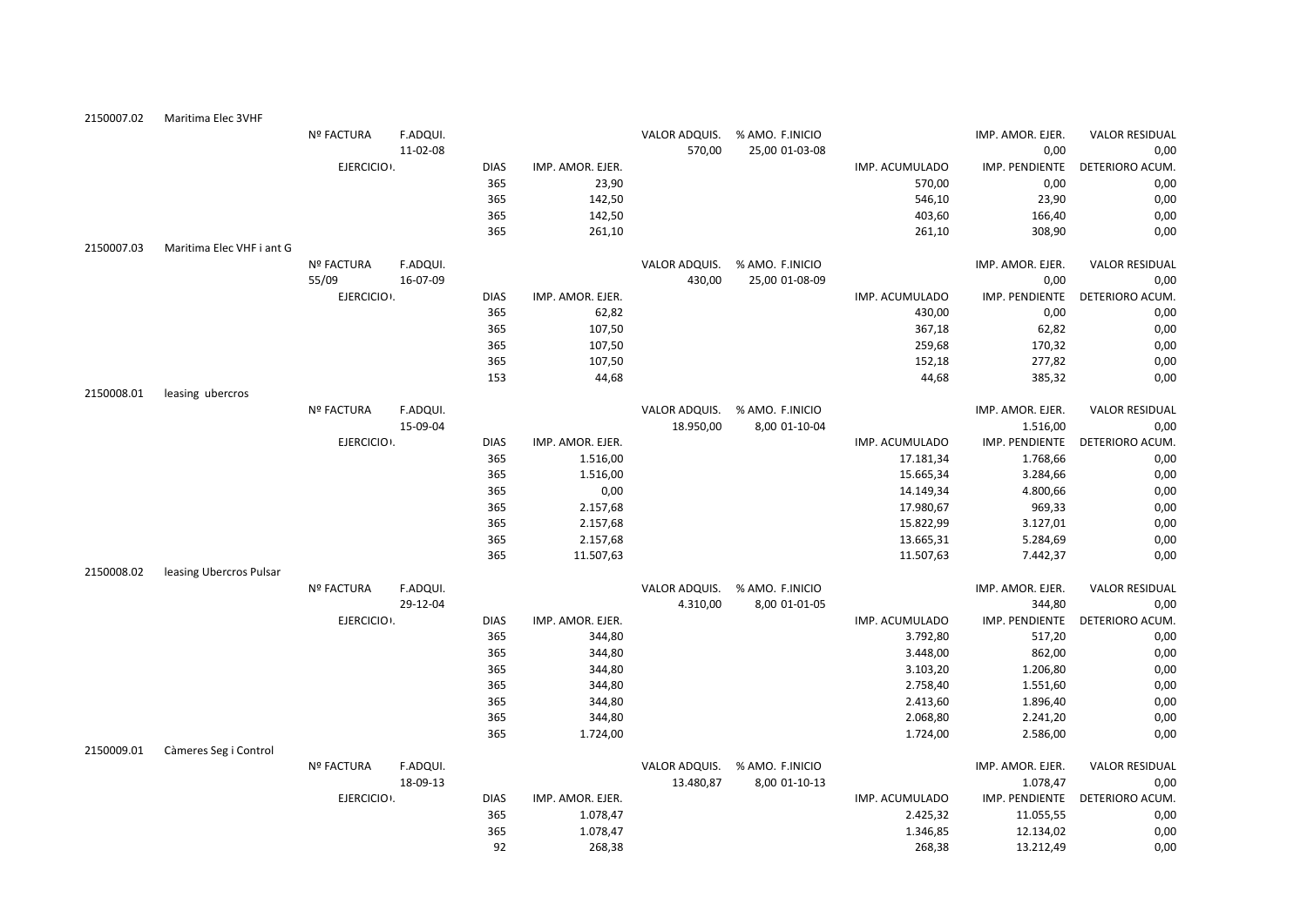| | | | | | | | | | | | |
|---|---|---|---|---|---|---|---|---|---|---|---|
| 2150007.02 | Maritima Elec 3VHF | | | | | | | | | | |
| | | Nº FACTURA | F.ADQUI. | | | VALOR ADQUIS. | % AMO. F.INICIO | | | IMP. AMOR. EJER. | VALOR RESIDUAL |
| | | | 11-02-08 | | | 570,00 | 25,00 01-03-08 | | | 0,00 | 0,00 |
| | | EJERCICIO. | | DIAS | IMP. AMOR. EJER. | | | | IMP. ACUMULADO | IMP. PENDIENTE | DETERIORO ACUM. |
| | | | | 365 | 23,90 | | | | 570,00 | 0,00 | 0,00 |
| | | | | 365 | 142,50 | | | | 546,10 | 23,90 | 0,00 |
| | | | | 365 | 142,50 | | | | 403,60 | 166,40 | 0,00 |
| | | | | 365 | 261,10 | | | | 261,10 | 308,90 | 0,00 |
| 2150007.03 | Maritima Elec VHF i ant G | | | | | | | | | | |
| | | Nº FACTURA | F.ADQUI. | | | VALOR ADQUIS. | % AMO. F.INICIO | | | IMP. AMOR. EJER. | VALOR RESIDUAL |
| | | 55/09 | 16-07-09 | | | 430,00 | 25,00 01-08-09 | | | 0,00 | 0,00 |
| | | EJERCICIO. | | DIAS | IMP. AMOR. EJER. | | | | IMP. ACUMULADO | IMP. PENDIENTE | DETERIORO ACUM. |
| | | | | 365 | 62,82 | | | | 430,00 | 0,00 | 0,00 |
| | | | | 365 | 107,50 | | | | 367,18 | 62,82 | 0,00 |
| | | | | 365 | 107,50 | | | | 259,68 | 170,32 | 0,00 |
| | | | | 365 | 107,50 | | | | 152,18 | 277,82 | 0,00 |
| | | | | 153 | 44,68 | | | | 44,68 | 385,32 | 0,00 |
| 2150008.01 | leasing ubercros | | | | | | | | | | |
| | | Nº FACTURA | F.ADQUI. | | | VALOR ADQUIS. | % AMO. F.INICIO | | | IMP. AMOR. EJER. | VALOR RESIDUAL |
| | | | 15-09-04 | | | 18.950,00 | 8,00 01-10-04 | | | 1.516,00 | 0,00 |
| | | EJERCICIO. | | DIAS | IMP. AMOR. EJER. | | | | IMP. ACUMULADO | IMP. PENDIENTE | DETERIORO ACUM. |
| | | | | 365 | 1.516,00 | | | | 17.181,34 | 1.768,66 | 0,00 |
| | | | | 365 | 1.516,00 | | | | 15.665,34 | 3.284,66 | 0,00 |
| | | | | 365 | 0,00 | | | | 14.149,34 | 4.800,66 | 0,00 |
| | | | | 365 | 2.157,68 | | | | 17.980,67 | 969,33 | 0,00 |
| | | | | 365 | 2.157,68 | | | | 15.822,99 | 3.127,01 | 0,00 |
| | | | | 365 | 2.157,68 | | | | 13.665,31 | 5.284,69 | 0,00 |
| | | | | 365 | 11.507,63 | | | | 11.507,63 | 7.442,37 | 0,00 |
| 2150008.02 | leasing Ubercros Pulsar | | | | | | | | | | |
| | | Nº FACTURA | F.ADQUI. | | | VALOR ADQUIS. | % AMO. F.INICIO | | | IMP. AMOR. EJER. | VALOR RESIDUAL |
| | | | 29-12-04 | | | 4.310,00 | 8,00 01-01-05 | | | 344,80 | 0,00 |
| | | EJERCICIO. | | DIAS | IMP. AMOR. EJER. | | | | IMP. ACUMULADO | IMP. PENDIENTE | DETERIORO ACUM. |
| | | | | 365 | 344,80 | | | | 3.792,80 | 517,20 | 0,00 |
| | | | | 365 | 344,80 | | | | 3.448,00 | 862,00 | 0,00 |
| | | | | 365 | 344,80 | | | | 3.103,20 | 1.206,80 | 0,00 |
| | | | | 365 | 344,80 | | | | 2.758,40 | 1.551,60 | 0,00 |
| | | | | 365 | 344,80 | | | | 2.413,60 | 1.896,40 | 0,00 |
| | | | | 365 | 344,80 | | | | 2.068,80 | 2.241,20 | 0,00 |
| | | | | 365 | 1.724,00 | | | | 1.724,00 | 2.586,00 | 0,00 |
| 2150009.01 | Càmeres Seg i Control | | | | | | | | | | |
| | | Nº FACTURA | F.ADQUI. | | | VALOR ADQUIS. | % AMO. F.INICIO | | | IMP. AMOR. EJER. | VALOR RESIDUAL |
| | | | 18-09-13 | | | 13.480,87 | 8,00 01-10-13 | | | 1.078,47 | 0,00 |
| | | EJERCICIO. | | DIAS | IMP. AMOR. EJER. | | | | IMP. ACUMULADO | IMP. PENDIENTE | DETERIORO ACUM. |
| | | | | 365 | 1.078,47 | | | | 2.425,32 | 11.055,55 | 0,00 |
| | | | | 365 | 1.078,47 | | | | 1.346,85 | 12.134,02 | 0,00 |
| | | | | 92 | 268,38 | | | | 268,38 | 13.212,49 | 0,00 |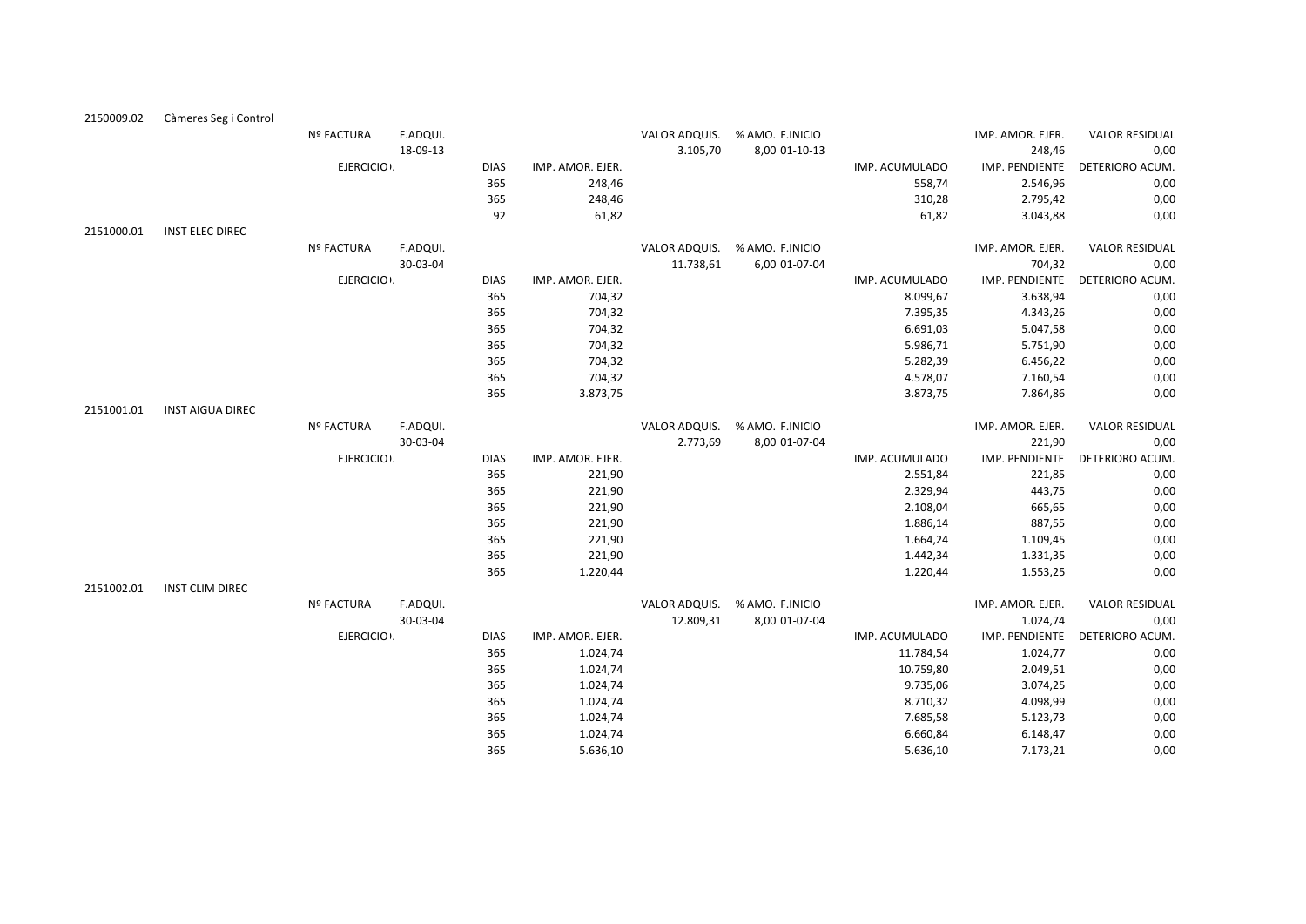| | | | | | | | | | | |
|---|---|---|---|---|---|---|---|---|---|---|
| 2150009.02 | Càmeres Seg i Control | | | | | | | | | |
| | | Nº FACTURA | F.ADQUI. | | | VALOR ADQUIS. | % AMO. F.INICIO | | IMP. AMOR. EJER. | VALOR RESIDUAL |
| | | | 18-09-13 | | | 3.105,70 | 8,00 01-10-13 | | 248,46 | 0,00 |
| | | EJERCICIO. | | DIAS | IMP. AMOR. EJER. | | | IMP. ACUMULADO | IMP. PENDIENTE | DETERIORO ACUM. |
| | | | | 365 | 248,46 | | | 558,74 | 2.546,96 | 0,00 |
| | | | | 365 | 248,46 | | | 310,28 | 2.795,42 | 0,00 |
| | | | | 92 | 61,82 | | | 61,82 | 3.043,88 | 0,00 |
| 2151000.01 | INST ELEC DIREC | | | | | | | | | |
| | | Nº FACTURA | F.ADQUI. | | | VALOR ADQUIS. | % AMO. F.INICIO | | IMP. AMOR. EJER. | VALOR RESIDUAL |
| | | | 30-03-04 | | | 11.738,61 | 6,00 01-07-04 | | 704,32 | 0,00 |
| | | EJERCICIO. | | DIAS | IMP. AMOR. EJER. | | | IMP. ACUMULADO | IMP. PENDIENTE | DETERIORO ACUM. |
| | | | | 365 | 704,32 | | | 8.099,67 | 3.638,94 | 0,00 |
| | | | | 365 | 704,32 | | | 7.395,35 | 4.343,26 | 0,00 |
| | | | | 365 | 704,32 | | | 6.691,03 | 5.047,58 | 0,00 |
| | | | | 365 | 704,32 | | | 5.986,71 | 5.751,90 | 0,00 |
| | | | | 365 | 704,32 | | | 5.282,39 | 6.456,22 | 0,00 |
| | | | | 365 | 704,32 | | | 4.578,07 | 7.160,54 | 0,00 |
| | | | | 365 | 3.873,75 | | | 3.873,75 | 7.864,86 | 0,00 |
| 2151001.01 | INST AIGUA DIREC | | | | | | | | | |
| | | Nº FACTURA | F.ADQUI. | | | VALOR ADQUIS. | % AMO. F.INICIO | | IMP. AMOR. EJER. | VALOR RESIDUAL |
| | | | 30-03-04 | | | 2.773,69 | 8,00 01-07-04 | | 221,90 | 0,00 |
| | | EJERCICIO. | | DIAS | IMP. AMOR. EJER. | | | IMP. ACUMULADO | IMP. PENDIENTE | DETERIORO ACUM. |
| | | | | 365 | 221,90 | | | 2.551,84 | 221,85 | 0,00 |
| | | | | 365 | 221,90 | | | 2.329,94 | 443,75 | 0,00 |
| | | | | 365 | 221,90 | | | 2.108,04 | 665,65 | 0,00 |
| | | | | 365 | 221,90 | | | 1.886,14 | 887,55 | 0,00 |
| | | | | 365 | 221,90 | | | 1.664,24 | 1.109,45 | 0,00 |
| | | | | 365 | 221,90 | | | 1.442,34 | 1.331,35 | 0,00 |
| | | | | 365 | 1.220,44 | | | 1.220,44 | 1.553,25 | 0,00 |
| 2151002.01 | INST CLIM DIREC | | | | | | | | | |
| | | Nº FACTURA | F.ADQUI. | | | VALOR ADQUIS. | % AMO. F.INICIO | | IMP. AMOR. EJER. | VALOR RESIDUAL |
| | | | 30-03-04 | | | 12.809,31 | 8,00 01-07-04 | | 1.024,74 | 0,00 |
| | | EJERCICIO. | | DIAS | IMP. AMOR. EJER. | | | IMP. ACUMULADO | IMP. PENDIENTE | DETERIORO ACUM. |
| | | | | 365 | 1.024,74 | | | 11.784,54 | 1.024,77 | 0,00 |
| | | | | 365 | 1.024,74 | | | 10.759,80 | 2.049,51 | 0,00 |
| | | | | 365 | 1.024,74 | | | 9.735,06 | 3.074,25 | 0,00 |
| | | | | 365 | 1.024,74 | | | 8.710,32 | 4.098,99 | 0,00 |
| | | | | 365 | 1.024,74 | | | 7.685,58 | 5.123,73 | 0,00 |
| | | | | 365 | 1.024,74 | | | 6.660,84 | 6.148,47 | 0,00 |
| | | | | 365 | 5.636,10 | | | 5.636,10 | 7.173,21 | 0,00 |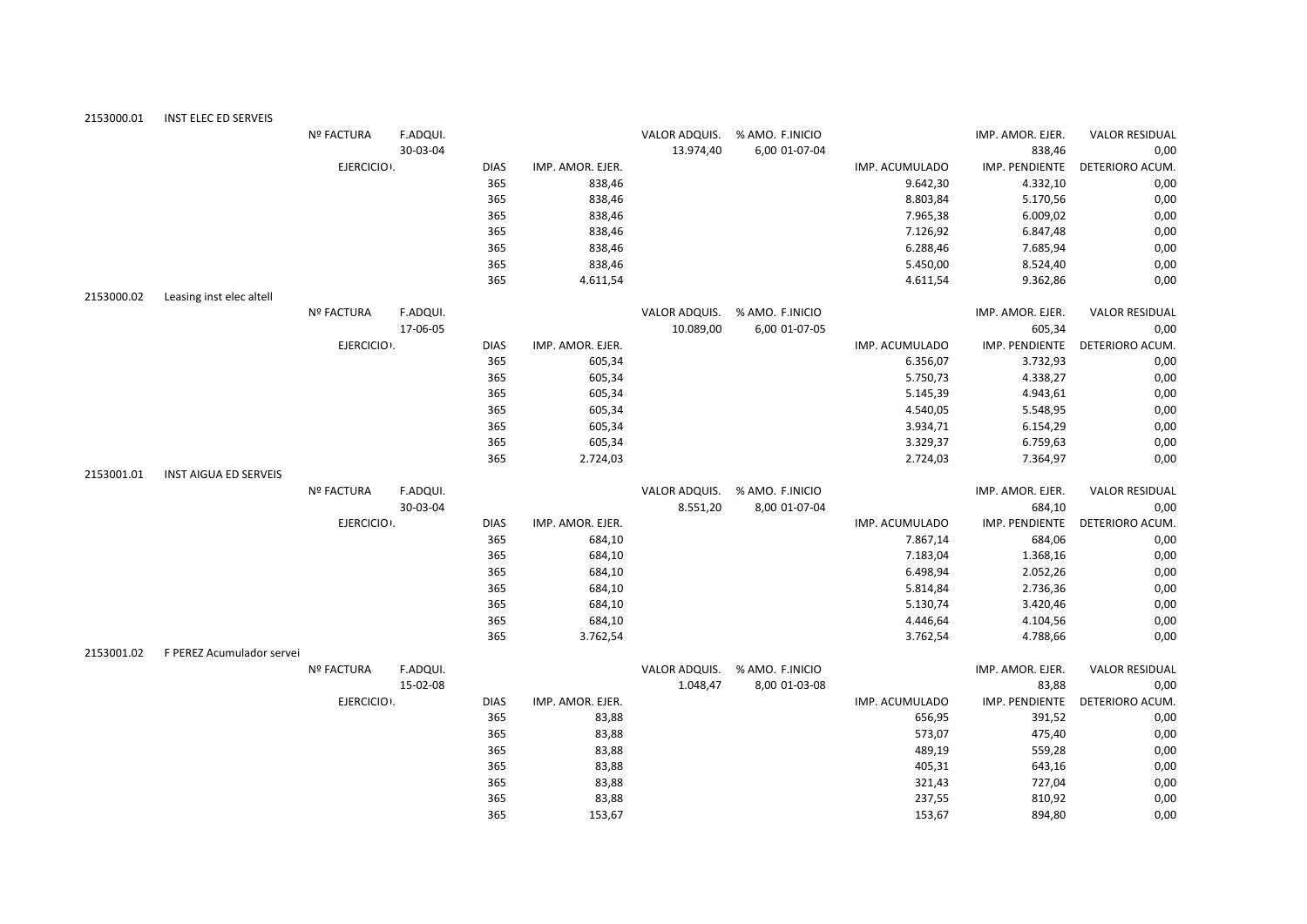## 2153000.01 INST ELEC ED SERVEIS

| Nº FACTURA | F.ADQUI. | | | VALOR ADQUIS. | % AMO. | F.INICIO | | IMP. AMOR. EJER. | VALOR RESIDUAL |
|---|---|---|---|---|---|---|---|---|---|
| | 30-03-04 | | | 13.974,40 | 6,00 | 01-07-04 | | 838,46 | 0,00 |
| EJERCICIO | | DIAS | IMP. AMOR. EJER. | | | | IMP. ACUMULADO | IMP. PENDIENTE | DETERIORO ACUM. |
| | | 365 | 838,46 | | | | 9.642,30 | 4.332,10 | 0,00 |
| | | 365 | 838,46 | | | | 8.803,84 | 5.170,56 | 0,00 |
| | | 365 | 838,46 | | | | 7.965,38 | 6.009,02 | 0,00 |
| | | 365 | 838,46 | | | | 7.126,92 | 6.847,48 | 0,00 |
| | | 365 | 838,46 | | | | 6.288,46 | 7.685,94 | 0,00 |
| | | 365 | 838,46 | | | | 5.450,00 | 8.524,40 | 0,00 |
| | | 365 | 4.611,54 | | | | 4.611,54 | 9.362,86 | 0,00 |

## 2153000.02 Leasing inst elec altell

| Nº FACTURA | F.ADQUI. | | | VALOR ADQUIS. | % AMO. | F.INICIO | | IMP. AMOR. EJER. | VALOR RESIDUAL |
|---|---|---|---|---|---|---|---|---|---|
| | 17-06-05 | | | 10.089,00 | 6,00 | 01-07-05 | | 605,34 | 0,00 |
| EJERCICIO | | DIAS | IMP. AMOR. EJER. | | | | IMP. ACUMULADO | IMP. PENDIENTE | DETERIORO ACUM. |
| | | 365 | 605,34 | | | | 6.356,07 | 3.732,93 | 0,00 |
| | | 365 | 605,34 | | | | 5.750,73 | 4.338,27 | 0,00 |
| | | 365 | 605,34 | | | | 5.145,39 | 4.943,61 | 0,00 |
| | | 365 | 605,34 | | | | 4.540,05 | 5.548,95 | 0,00 |
| | | 365 | 605,34 | | | | 3.934,71 | 6.154,29 | 0,00 |
| | | 365 | 605,34 | | | | 3.329,37 | 6.759,63 | 0,00 |
| | | 365 | 2.724,03 | | | | 2.724,03 | 7.364,97 | 0,00 |

## 2153001.01 INST AIGUA ED SERVEIS

| Nº FACTURA | F.ADQUI. | | | VALOR ADQUIS. | % AMO. | F.INICIO | | IMP. AMOR. EJER. | VALOR RESIDUAL |
|---|---|---|---|---|---|---|---|---|---|
| | 30-03-04 | | | 8.551,20 | 8,00 | 01-07-04 | | 684,10 | 0,00 |
| EJERCICIO | | DIAS | IMP. AMOR. EJER. | | | | IMP. ACUMULADO | IMP. PENDIENTE | DETERIORO ACUM. |
| | | 365 | 684,10 | | | | 7.867,14 | 684,06 | 0,00 |
| | | 365 | 684,10 | | | | 7.183,04 | 1.368,16 | 0,00 |
| | | 365 | 684,10 | | | | 6.498,94 | 2.052,26 | 0,00 |
| | | 365 | 684,10 | | | | 5.814,84 | 2.736,36 | 0,00 |
| | | 365 | 684,10 | | | | 5.130,74 | 3.420,46 | 0,00 |
| | | 365 | 684,10 | | | | 4.446,64 | 4.104,56 | 0,00 |
| | | 365 | 3.762,54 | | | | 3.762,54 | 4.788,66 | 0,00 |

## 2153001.02 F PEREZ Acumulador servei

| Nº FACTURA | F.ADQUI. | | | VALOR ADQUIS. | % AMO. | F.INICIO | | IMP. AMOR. EJER. | VALOR RESIDUAL |
|---|---|---|---|---|---|---|---|---|---|
| | 15-02-08 | | | 1.048,47 | 8,00 | 01-03-08 | | 83,88 | 0,00 |
| EJERCICIO | | DIAS | IMP. AMOR. EJER. | | | | IMP. ACUMULADO | IMP. PENDIENTE | DETERIORO ACUM. |
| | | 365 | 83,88 | | | | 656,95 | 391,52 | 0,00 |
| | | 365 | 83,88 | | | | 573,07 | 475,40 | 0,00 |
| | | 365 | 83,88 | | | | 489,19 | 559,28 | 0,00 |
| | | 365 | 83,88 | | | | 405,31 | 643,16 | 0,00 |
| | | 365 | 83,88 | | | | 321,43 | 727,04 | 0,00 |
| | | 365 | 83,88 | | | | 237,55 | 810,92 | 0,00 |
| | | 365 | 153,67 | | | | 153,67 | 894,80 | 0,00 |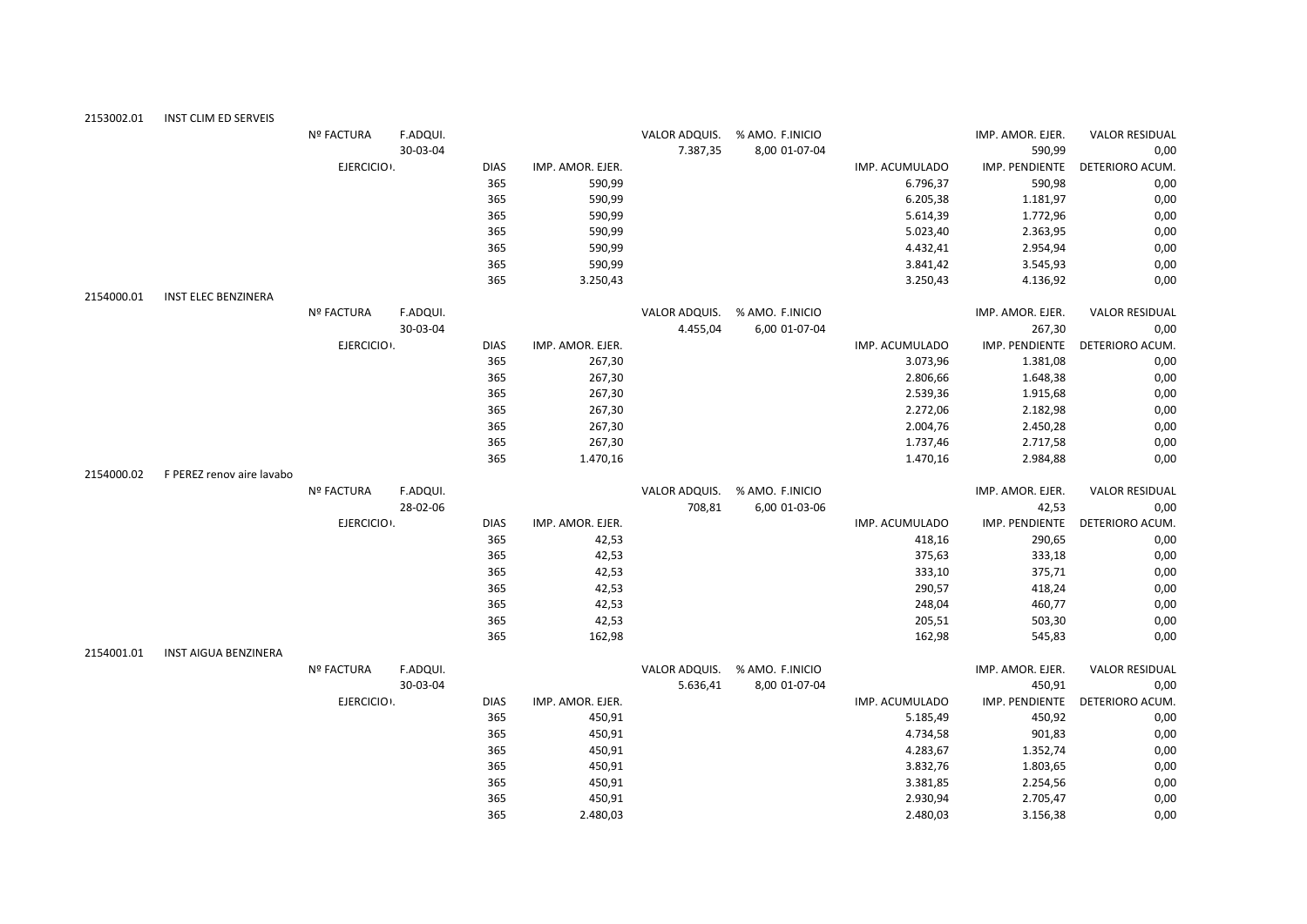| 2153002.01 | INST CLIM ED SERVEIS | | | | | | | | | |
|---|---|---|---|---|---|---|---|---|---|---|
| | Nº FACTURA | F.ADQUI. | | | VALOR ADQUIS. | % AMO. | F.INICIO | | IMP. AMOR. EJER. | VALOR RESIDUAL |
| | | 30-03-04 | | | 7.387,35 | 8,00 | 01-07-04 | | 590,99 | 0,00 |
| | EJERCICIO | | DIAS | IMP. AMOR. EJER. | | | | IMP. ACUMULADO | IMP. PENDIENTE | DETERIORO ACUM. |
| | | | 365 | 590,99 | | | | 6.796,37 | 590,98 | 0,00 |
| | | | 365 | 590,99 | | | | 6.205,38 | 1.181,97 | 0,00 |
| | | | 365 | 590,99 | | | | 5.614,39 | 1.772,96 | 0,00 |
| | | | 365 | 590,99 | | | | 5.023,40 | 2.363,95 | 0,00 |
| | | | 365 | 590,99 | | | | 4.432,41 | 2.954,94 | 0,00 |
| | | | 365 | 590,99 | | | | 3.841,42 | 3.545,93 | 0,00 |
| | | | 365 | 3.250,43 | | | | 3.250,43 | 4.136,92 | 0,00 |
| 2154000.01 | INST ELEC BENZINERA | | | | | | | | | |
| | Nº FACTURA | F.ADQUI. | | | VALOR ADQUIS. | % AMO. | F.INICIO | | IMP. AMOR. EJER. | VALOR RESIDUAL |
| | | 30-03-04 | | | 4.455,04 | 6,00 | 01-07-04 | | 267,30 | 0,00 |
| | EJERCICIO | | DIAS | IMP. AMOR. EJER. | | | | IMP. ACUMULADO | IMP. PENDIENTE | DETERIORO ACUM. |
| | | | 365 | 267,30 | | | | 3.073,96 | 1.381,08 | 0,00 |
| | | | 365 | 267,30 | | | | 2.806,66 | 1.648,38 | 0,00 |
| | | | 365 | 267,30 | | | | 2.539,36 | 1.915,68 | 0,00 |
| | | | 365 | 267,30 | | | | 2.272,06 | 2.182,98 | 0,00 |
| | | | 365 | 267,30 | | | | 2.004,76 | 2.450,28 | 0,00 |
| | | | 365 | 267,30 | | | | 1.737,46 | 2.717,58 | 0,00 |
| | | | 365 | 1.470,16 | | | | 1.470,16 | 2.984,88 | 0,00 |
| 2154000.02 | F PEREZ renov aire lavabo | | | | | | | | | |
| | Nº FACTURA | F.ADQUI. | | | VALOR ADQUIS. | % AMO. | F.INICIO | | IMP. AMOR. EJER. | VALOR RESIDUAL |
| | | 28-02-06 | | | 708,81 | 6,00 | 01-03-06 | | 42,53 | 0,00 |
| | EJERCICIO | | DIAS | IMP. AMOR. EJER. | | | | IMP. ACUMULADO | IMP. PENDIENTE | DETERIORO ACUM. |
| | | | 365 | 42,53 | | | | 418,16 | 290,65 | 0,00 |
| | | | 365 | 42,53 | | | | 375,63 | 333,18 | 0,00 |
| | | | 365 | 42,53 | | | | 333,10 | 375,71 | 0,00 |
| | | | 365 | 42,53 | | | | 290,57 | 418,24 | 0,00 |
| | | | 365 | 42,53 | | | | 248,04 | 460,77 | 0,00 |
| | | | 365 | 42,53 | | | | 205,51 | 503,30 | 0,00 |
| | | | 365 | 162,98 | | | | 162,98 | 545,83 | 0,00 |
| 2154001.01 | INST AIGUA BENZINERA | | | | | | | | | |
| | Nº FACTURA | F.ADQUI. | | | VALOR ADQUIS. | % AMO. | F.INICIO | | IMP. AMOR. EJER. | VALOR RESIDUAL |
| | | 30-03-04 | | | 5.636,41 | 8,00 | 01-07-04 | | 450,91 | 0,00 |
| | EJERCICIO | | DIAS | IMP. AMOR. EJER. | | | | IMP. ACUMULADO | IMP. PENDIENTE | DETERIORO ACUM. |
| | | | 365 | 450,91 | | | | 5.185,49 | 450,92 | 0,00 |
| | | | 365 | 450,91 | | | | 4.734,58 | 901,83 | 0,00 |
| | | | 365 | 450,91 | | | | 4.283,67 | 1.352,74 | 0,00 |
| | | | 365 | 450,91 | | | | 3.832,76 | 1.803,65 | 0,00 |
| | | | 365 | 450,91 | | | | 3.381,85 | 2.254,56 | 0,00 |
| | | | 365 | 450,91 | | | | 2.930,94 | 2.705,47 | 0,00 |
| | | | 365 | 2.480,03 | | | | 2.480,03 | 3.156,38 | 0,00 |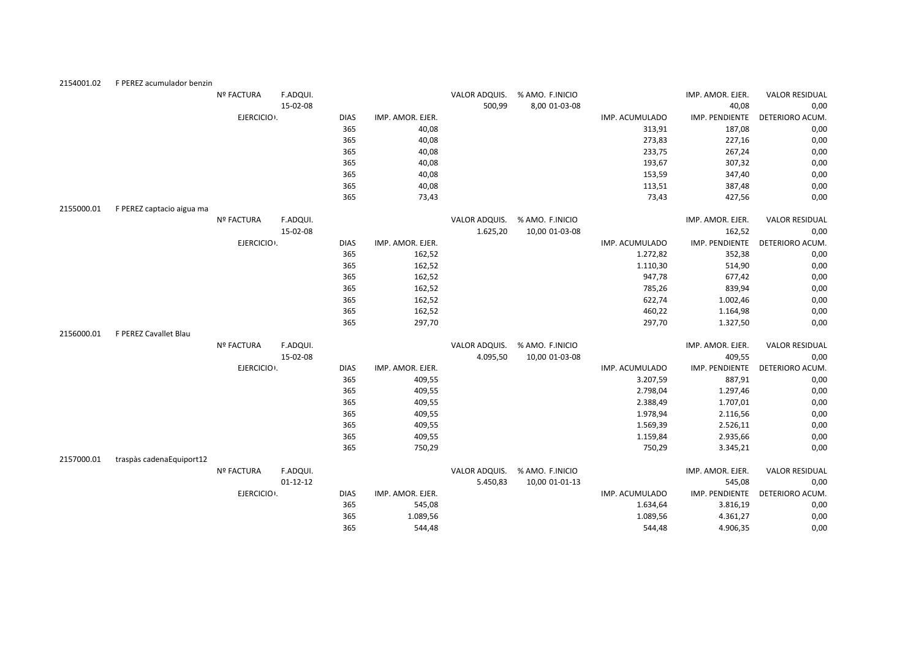2154001.02 F PEREZ acumulador benzin

| Nº FACTURA | F.ADQUI. | | | VALOR ADQUIS. | % AMO. F.INICIO | | IMP. AMOR. EJER. | VALOR RESIDUAL |
|---|---|---|---|---|---|---|---|---|
| | 15-02-08 | | | 500,99 | 8,00 01-03-08 | | 40,08 | 0,00 |
| EJERCICIO | | DIAS | IMP. AMOR. EJER. | | | IMP. ACUMULADO | IMP. PENDIENTE | DETERIORO ACUM. |
| | | 365 | 40,08 | | | 313,91 | 187,08 | 0,00 |
| | | 365 | 40,08 | | | 273,83 | 227,16 | 0,00 |
| | | 365 | 40,08 | | | 233,75 | 267,24 | 0,00 |
| | | 365 | 40,08 | | | 193,67 | 307,32 | 0,00 |
| | | 365 | 40,08 | | | 153,59 | 347,40 | 0,00 |
| | | 365 | 40,08 | | | 113,51 | 387,48 | 0,00 |
| | | 365 | 73,43 | | | 73,43 | 427,56 | 0,00 |

2155000.01 F PEREZ captacio aigua ma

| Nº FACTURA | F.ADQUI. | | | VALOR ADQUIS. | % AMO. F.INICIO | | IMP. AMOR. EJER. | VALOR RESIDUAL |
|---|---|---|---|---|---|---|---|---|
| | 15-02-08 | | | 1.625,20 | 10,00 01-03-08 | | 162,52 | 0,00 |
| EJERCICIO | | DIAS | IMP. AMOR. EJER. | | | IMP. ACUMULADO | IMP. PENDIENTE | DETERIORO ACUM. |
| | | 365 | 162,52 | | | 1.272,82 | 352,38 | 0,00 |
| | | 365 | 162,52 | | | 1.110,30 | 514,90 | 0,00 |
| | | 365 | 162,52 | | | 947,78 | 677,42 | 0,00 |
| | | 365 | 162,52 | | | 785,26 | 839,94 | 0,00 |
| | | 365 | 162,52 | | | 622,74 | 1.002,46 | 0,00 |
| | | 365 | 162,52 | | | 460,22 | 1.164,98 | 0,00 |
| | | 365 | 297,70 | | | 297,70 | 1.327,50 | 0,00 |

2156000.01 F PEREZ Cavallet Blau

| Nº FACTURA | F.ADQUI. | | | VALOR ADQUIS. | % AMO. F.INICIO | | IMP. AMOR. EJER. | VALOR RESIDUAL |
|---|---|---|---|---|---|---|---|---|
| | 15-02-08 | | | 4.095,50 | 10,00 01-03-08 | | 409,55 | 0,00 |
| EJERCICIO | | DIAS | IMP. AMOR. EJER. | | | IMP. ACUMULADO | IMP. PENDIENTE | DETERIORO ACUM. |
| | | 365 | 409,55 | | | 3.207,59 | 887,91 | 0,00 |
| | | 365 | 409,55 | | | 2.798,04 | 1.297,46 | 0,00 |
| | | 365 | 409,55 | | | 2.388,49 | 1.707,01 | 0,00 |
| | | 365 | 409,55 | | | 1.978,94 | 2.116,56 | 0,00 |
| | | 365 | 409,55 | | | 1.569,39 | 2.526,11 | 0,00 |
| | | 365 | 409,55 | | | 1.159,84 | 2.935,66 | 0,00 |
| | | 365 | 750,29 | | | 750,29 | 3.345,21 | 0,00 |

2157000.01 traspàs cadenaEquiport12

| Nº FACTURA | F.ADQUI. | | | VALOR ADQUIS. | % AMO. F.INICIO | | IMP. AMOR. EJER. | VALOR RESIDUAL |
|---|---|---|---|---|---|---|---|---|
| | 01-12-12 | | | 5.450,83 | 10,00 01-01-13 | | 545,08 | 0,00 |
| EJERCICIO | | DIAS | IMP. AMOR. EJER. | | | IMP. ACUMULADO | IMP. PENDIENTE | DETERIORO ACUM. |
| | | 365 | 545,08 | | | 1.634,64 | 3.816,19 | 0,00 |
| | | 365 | 1.089,56 | | | 1.089,56 | 4.361,27 | 0,00 |
| | | 365 | 544,48 | | | 544,48 | 4.906,35 | 0,00 |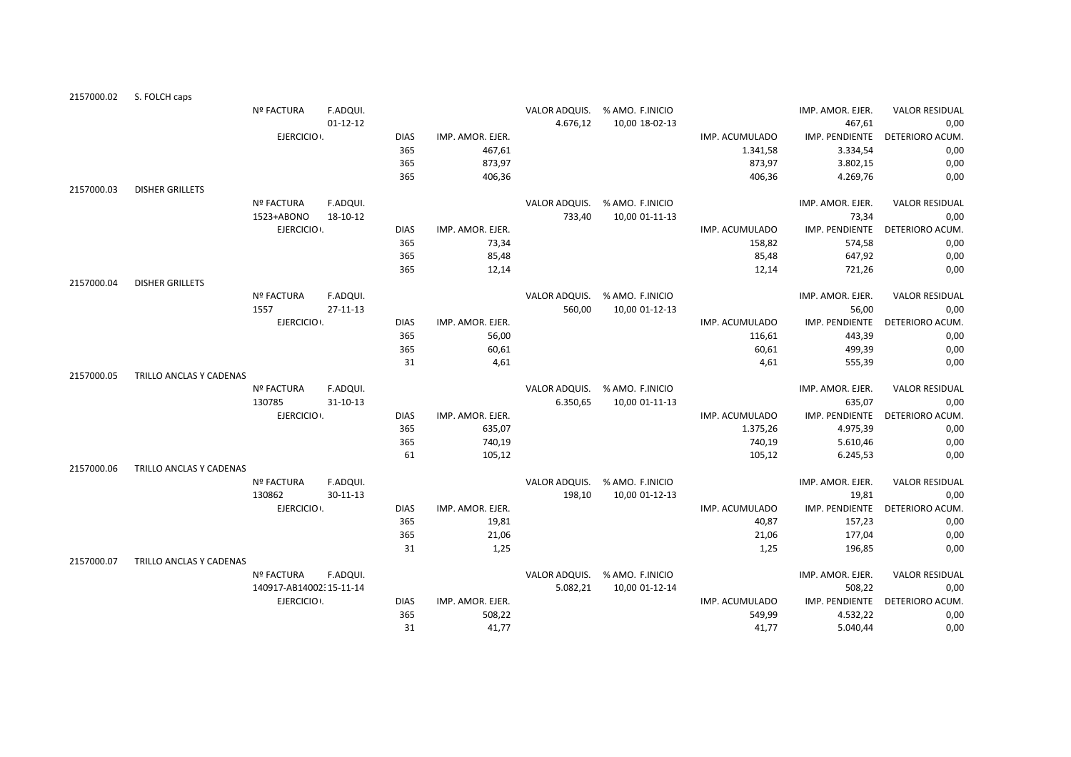| | | | | | | | | | | |
|---|---|---|---|---|---|---|---|---|---|---|
| 2157000.02 | S. FOLCH caps | | | | | | | | | |
| | | Nº FACTURA | F.ADQUI. | | | VALOR ADQUIS. | % AMO. F.INICIO | | IMP. AMOR. EJER. | VALOR RESIDUAL |
| | | | 01-12-12 | | | 4.676,12 | 10,00 18-02-13 | | 467,61 | 0,00 |
| | | EJERCICIO. | | DIAS | IMP. AMOR. EJER. | | | IMP. ACUMULADO | IMP. PENDIENTE | DETERIORO ACUM. |
| | | | | 365 | 467,61 | | | 1.341,58 | 3.334,54 | 0,00 |
| | | | | 365 | 873,97 | | | 873,97 | 3.802,15 | 0,00 |
| | | | | 365 | 406,36 | | | 406,36 | 4.269,76 | 0,00 |
| 2157000.03 | DISHER GRILLETS | | | | | | | | | |
| | | Nº FACTURA | F.ADQUI. | | | VALOR ADQUIS. | % AMO. F.INICIO | | IMP. AMOR. EJER. | VALOR RESIDUAL |
| | | 1523+ABONO | 18-10-12 | | | 733,40 | 10,00 01-11-13 | | 73,34 | 0,00 |
| | | EJERCICIO. | | DIAS | IMP. AMOR. EJER. | | | IMP. ACUMULADO | IMP. PENDIENTE | DETERIORO ACUM. |
| | | | | 365 | 73,34 | | | 158,82 | 574,58 | 0,00 |
| | | | | 365 | 85,48 | | | 85,48 | 647,92 | 0,00 |
| | | | | 365 | 12,14 | | | 12,14 | 721,26 | 0,00 |
| 2157000.04 | DISHER GRILLETS | | | | | | | | | |
| | | Nº FACTURA | F.ADQUI. | | | VALOR ADQUIS. | % AMO. F.INICIO | | IMP. AMOR. EJER. | VALOR RESIDUAL |
| | | 1557 | 27-11-13 | | | 560,00 | 10,00 01-12-13 | | 56,00 | 0,00 |
| | | EJERCICIO. | | DIAS | IMP. AMOR. EJER. | | | IMP. ACUMULADO | IMP. PENDIENTE | DETERIORO ACUM. |
| | | | | 365 | 56,00 | | | 116,61 | 443,39 | 0,00 |
| | | | | 365 | 60,61 | | | 60,61 | 499,39 | 0,00 |
| | | | | 31 | 4,61 | | | 4,61 | 555,39 | 0,00 |
| 2157000.05 | TRILLO ANCLAS Y CADENAS | | | | | | | | | |
| | | Nº FACTURA | F.ADQUI. | | | VALOR ADQUIS. | % AMO. F.INICIO | | IMP. AMOR. EJER. | VALOR RESIDUAL |
| | | 130785 | 31-10-13 | | | 6.350,65 | 10,00 01-11-13 | | 635,07 | 0,00 |
| | | EJERCICIO. | | DIAS | IMP. AMOR. EJER. | | | IMP. ACUMULADO | IMP. PENDIENTE | DETERIORO ACUM. |
| | | | | 365 | 635,07 | | | 1.375,26 | 4.975,39 | 0,00 |
| | | | | 365 | 740,19 | | | 740,19 | 5.610,46 | 0,00 |
| | | | | 61 | 105,12 | | | 105,12 | 6.245,53 | 0,00 |
| 2157000.06 | TRILLO ANCLAS Y CADENAS | | | | | | | | | |
| | | Nº FACTURA | F.ADQUI. | | | VALOR ADQUIS. | % AMO. F.INICIO | | IMP. AMOR. EJER. | VALOR RESIDUAL |
| | | 130862 | 30-11-13 | | | 198,10 | 10,00 01-12-13 | | 19,81 | 0,00 |
| | | EJERCICIO. | | DIAS | IMP. AMOR. EJER. | | | IMP. ACUMULADO | IMP. PENDIENTE | DETERIORO ACUM. |
| | | | | 365 | 19,81 | | | 40,87 | 157,23 | 0,00 |
| | | | | 365 | 21,06 | | | 21,06 | 177,04 | 0,00 |
| | | | | 31 | 1,25 | | | 1,25 | 196,85 | 0,00 |
| 2157000.07 | TRILLO ANCLAS Y CADENAS | | | | | | | | | |
| | | Nº FACTURA | F.ADQUI. | | | VALOR ADQUIS. | % AMO. F.INICIO | | IMP. AMOR. EJER. | VALOR RESIDUAL |
| | | 140917-AB140023 | 15-11-14 | | | 5.082,21 | 10,00 01-12-14 | | 508,22 | 0,00 |
| | | EJERCICIO. | | DIAS | IMP. AMOR. EJER. | | | IMP. ACUMULADO | IMP. PENDIENTE | DETERIORO ACUM. |
| | | | | 365 | 508,22 | | | 549,99 | 4.532,22 | 0,00 |
| | | | | 31 | 41,77 | | | 41,77 | 5.040,44 | 0,00 |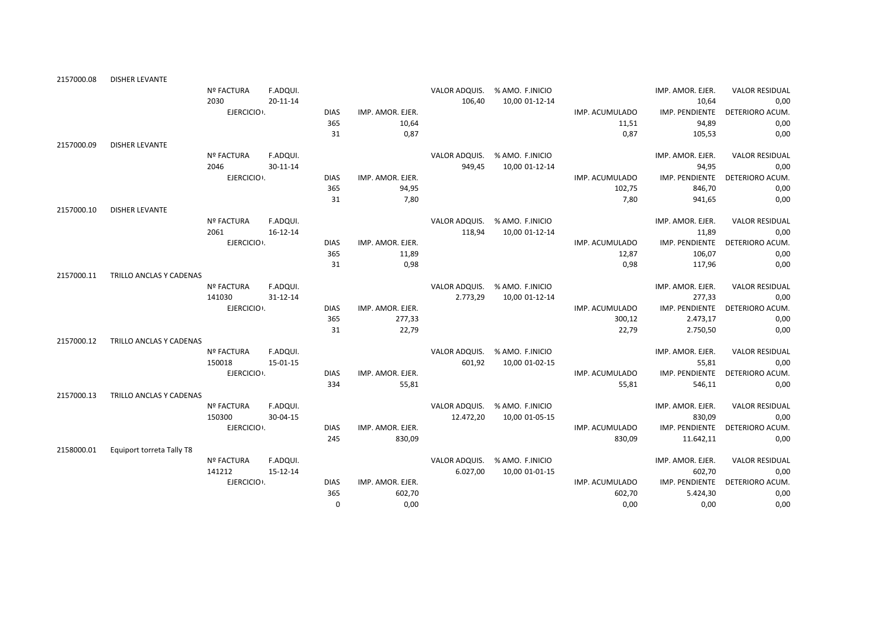| | | | | | | | | | | |
|---|---|---|---|---|---|---|---|---|---|---|
| 2157000.08 | DISHER LEVANTE | | | | | | | | | |
| | | Nº FACTURA | F.ADQUI. | | | VALOR ADQUIS. | % AMO. F.INICIO | | IMP. AMOR. EJER. | VALOR RESIDUAL |
| | | 2030 | 20-11-14 | | | 106,40 | 10,00 01-12-14 | | 10,64 | 0,00 |
| | | EJERCICIO | | DIAS | IMP. AMOR. EJER. | | | IMP. ACUMULADO | IMP. PENDIENTE | DETERIORO ACUM. |
| | | | | 365 | 10,64 | | | 11,51 | 94,89 | 0,00 |
| | | | | 31 | 0,87 | | | 0,87 | 105,53 | 0,00 |
| 2157000.09 | DISHER LEVANTE | | | | | | | | | |
| | | Nº FACTURA | F.ADQUI. | | | VALOR ADQUIS. | % AMO. F.INICIO | | IMP. AMOR. EJER. | VALOR RESIDUAL |
| | | 2046 | 30-11-14 | | | 949,45 | 10,00 01-12-14 | | 94,95 | 0,00 |
| | | EJERCICIO | | DIAS | IMP. AMOR. EJER. | | | IMP. ACUMULADO | IMP. PENDIENTE | DETERIORO ACUM. |
| | | | | 365 | 94,95 | | | 102,75 | 846,70 | 0,00 |
| | | | | 31 | 7,80 | | | 7,80 | 941,65 | 0,00 |
| 2157000.10 | DISHER LEVANTE | | | | | | | | | |
| | | Nº FACTURA | F.ADQUI. | | | VALOR ADQUIS. | % AMO. F.INICIO | | IMP. AMOR. EJER. | VALOR RESIDUAL |
| | | 2061 | 16-12-14 | | | 118,94 | 10,00 01-12-14 | | 11,89 | 0,00 |
| | | EJERCICIO | | DIAS | IMP. AMOR. EJER. | | | IMP. ACUMULADO | IMP. PENDIENTE | DETERIORO ACUM. |
| | | | | 365 | 11,89 | | | 12,87 | 106,07 | 0,00 |
| | | | | 31 | 0,98 | | | 0,98 | 117,96 | 0,00 |
| 2157000.11 | TRILLO ANCLAS Y CADENAS | | | | | | | | | |
| | | Nº FACTURA | F.ADQUI. | | | VALOR ADQUIS. | % AMO. F.INICIO | | IMP. AMOR. EJER. | VALOR RESIDUAL |
| | | 141030 | 31-12-14 | | | 2.773,29 | 10,00 01-12-14 | | 277,33 | 0,00 |
| | | EJERCICIO | | DIAS | IMP. AMOR. EJER. | | | IMP. ACUMULADO | IMP. PENDIENTE | DETERIORO ACUM. |
| | | | | 365 | 277,33 | | | 300,12 | 2.473,17 | 0,00 |
| | | | | 31 | 22,79 | | | 22,79 | 2.750,50 | 0,00 |
| 2157000.12 | TRILLO ANCLAS Y CADENAS | | | | | | | | | |
| | | Nº FACTURA | F.ADQUI. | | | VALOR ADQUIS. | % AMO. F.INICIO | | IMP. AMOR. EJER. | VALOR RESIDUAL |
| | | 150018 | 15-01-15 | | | 601,92 | 10,00 01-02-15 | | 55,81 | 0,00 |
| | | EJERCICIO | | DIAS | IMP. AMOR. EJER. | | | IMP. ACUMULADO | IMP. PENDIENTE | DETERIORO ACUM. |
| | | | | 334 | 55,81 | | | 55,81 | 546,11 | 0,00 |
| 2157000.13 | TRILLO ANCLAS Y CADENAS | | | | | | | | | |
| | | Nº FACTURA | F.ADQUI. | | | VALOR ADQUIS. | % AMO. F.INICIO | | IMP. AMOR. EJER. | VALOR RESIDUAL |
| | | 150300 | 30-04-15 | | | 12.472,20 | 10,00 01-05-15 | | 830,09 | 0,00 |
| | | EJERCICIO | | DIAS | IMP. AMOR. EJER. | | | IMP. ACUMULADO | IMP. PENDIENTE | DETERIORO ACUM. |
| | | | | 245 | 830,09 | | | 830,09 | 11.642,11 | 0,00 |
| 2158000.01 | Equiport torreta Tally T8 | | | | | | | | | |
| | | Nº FACTURA | F.ADQUI. | | | VALOR ADQUIS. | % AMO. F.INICIO | | IMP. AMOR. EJER. | VALOR RESIDUAL |
| | | 141212 | 15-12-14 | | | 6.027,00 | 10,00 01-01-15 | | 602,70 | 0,00 |
| | | EJERCICIO | | DIAS | IMP. AMOR. EJER. | | | IMP. ACUMULADO | IMP. PENDIENTE | DETERIORO ACUM. |
| | | | | 365 | 602,70 | | | 602,70 | 5.424,30 | 0,00 |
| | | | | 0 | 0,00 | | | 0,00 | 0,00 | 0,00 |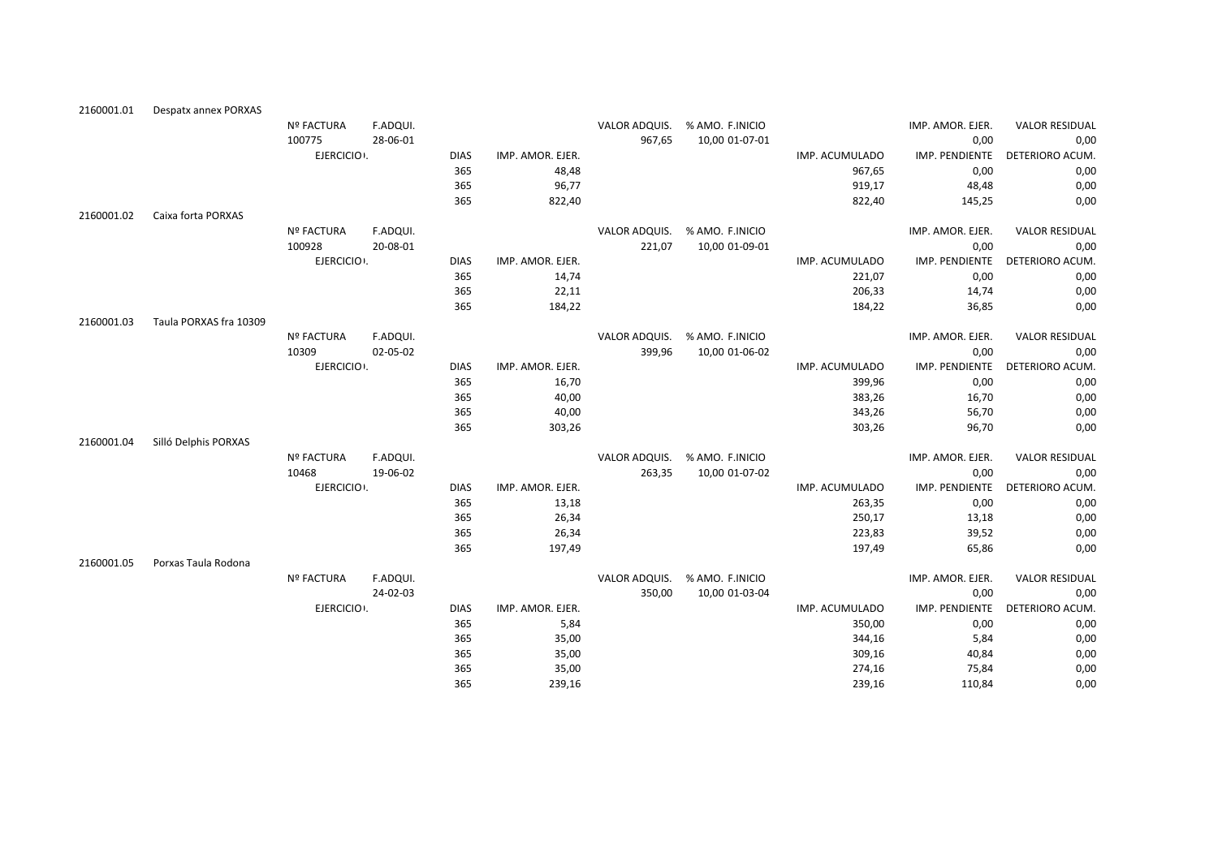2160001.01 Despatx annex PORXAS

| Nº FACTURA | F.ADQUI. | | | VALOR ADQUIS. | % AMO. | F.INICIO | | IMP. AMOR. EJER. | VALOR RESIDUAL |
|---|---|---|---|---|---|---|---|---|---|
| 100775 | 28-06-01 | | | 967,65 | 10,00 | 01-07-01 | | 0,00 | 0,00 |
| EJERCICIO | | DIAS | IMP. AMOR. EJER. | | | | IMP. ACUMULADO | IMP. PENDIENTE | DETERIORO ACUM. |
| | | 365 | 48,48 | | | | 967,65 | 0,00 | 0,00 |
| | | 365 | 96,77 | | | | 919,17 | 48,48 | 0,00 |
| | | 365 | 822,40 | | | | 822,40 | 145,25 | 0,00 |

2160001.02 Caixa forta PORXAS

| Nº FACTURA | F.ADQUI. | | | VALOR ADQUIS. | % AMO. | F.INICIO | | IMP. AMOR. EJER. | VALOR RESIDUAL |
|---|---|---|---|---|---|---|---|---|---|
| 100928 | 20-08-01 | | | 221,07 | 10,00 | 01-09-01 | | 0,00 | 0,00 |
| EJERCICIO | | DIAS | IMP. AMOR. EJER. | | | | IMP. ACUMULADO | IMP. PENDIENTE | DETERIORO ACUM. |
| | | 365 | 14,74 | | | | 221,07 | 0,00 | 0,00 |
| | | 365 | 22,11 | | | | 206,33 | 14,74 | 0,00 |
| | | 365 | 184,22 | | | | 184,22 | 36,85 | 0,00 |

2160001.03 Taula PORXAS fra 10309

| Nº FACTURA | F.ADQUI. | | | VALOR ADQUIS. | % AMO. | F.INICIO | | IMP. AMOR. EJER. | VALOR RESIDUAL |
|---|---|---|---|---|---|---|---|---|---|
| 10309 | 02-05-02 | | | 399,96 | 10,00 | 01-06-02 | | 0,00 | 0,00 |
| EJERCICIO | | DIAS | IMP. AMOR. EJER. | | | | IMP. ACUMULADO | IMP. PENDIENTE | DETERIORO ACUM. |
| | | 365 | 16,70 | | | | 399,96 | 0,00 | 0,00 |
| | | 365 | 40,00 | | | | 383,26 | 16,70 | 0,00 |
| | | 365 | 40,00 | | | | 343,26 | 56,70 | 0,00 |
| | | 365 | 303,26 | | | | 303,26 | 96,70 | 0,00 |

2160001.04 Silló Delphis PORXAS

| Nº FACTURA | F.ADQUI. | | | VALOR ADQUIS. | % AMO. | F.INICIO | | IMP. AMOR. EJER. | VALOR RESIDUAL |
|---|---|---|---|---|---|---|---|---|---|
| 10468 | 19-06-02 | | | 263,35 | 10,00 | 01-07-02 | | 0,00 | 0,00 |
| EJERCICIO | | DIAS | IMP. AMOR. EJER. | | | | IMP. ACUMULADO | IMP. PENDIENTE | DETERIORO ACUM. |
| | | 365 | 13,18 | | | | 263,35 | 0,00 | 0,00 |
| | | 365 | 26,34 | | | | 250,17 | 13,18 | 0,00 |
| | | 365 | 26,34 | | | | 223,83 | 39,52 | 0,00 |
| | | 365 | 197,49 | | | | 197,49 | 65,86 | 0,00 |

2160001.05 Porxas Taula Rodona

| Nº FACTURA | F.ADQUI. | | | VALOR ADQUIS. | % AMO. | F.INICIO | | IMP. AMOR. EJER. | VALOR RESIDUAL |
|---|---|---|---|---|---|---|---|---|---|
| | 24-02-03 | | | 350,00 | 10,00 | 01-03-04 | | 0,00 | 0,00 |
| EJERCICIO | | DIAS | IMP. AMOR. EJER. | | | | IMP. ACUMULADO | IMP. PENDIENTE | DETERIORO ACUM. |
| | | 365 | 5,84 | | | | 350,00 | 0,00 | 0,00 |
| | | 365 | 35,00 | | | | 344,16 | 5,84 | 0,00 |
| | | 365 | 35,00 | | | | 309,16 | 40,84 | 0,00 |
| | | 365 | 35,00 | | | | 274,16 | 75,84 | 0,00 |
| | | 365 | 239,16 | | | | 239,16 | 110,84 | 0,00 |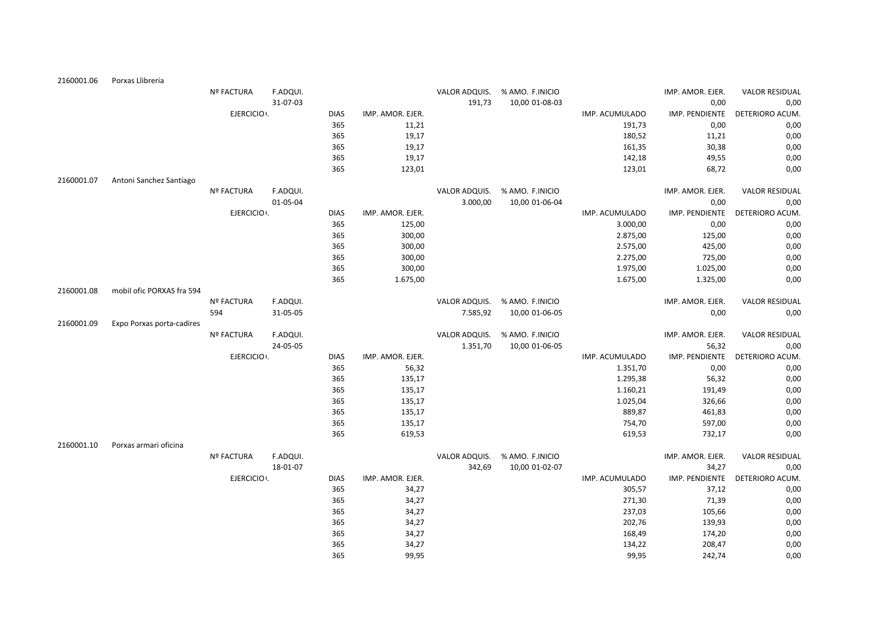| | | | | | | | | | | |
|---|---|---|---|---|---|---|---|---|---|---|
| 2160001.06 | Porxas Llibreria | | | | | | | | | |
| | | Nº FACTURA | F.ADQUI. | | | VALOR ADQUIS. | % AMO. F.INICIO | | IMP. AMOR. EJER. | VALOR RESIDUAL |
| | | | 31-07-03 | | | 191,73 | 10,00 01-08-03 | | 0,00 | 0,00 |
| | | EJERCICIO | | DIAS | IMP. AMOR. EJER. | | | IMP. ACUMULADO | IMP. PENDIENTE | DETERIORO ACUM. |
| | | | | 365 | 11,21 | | | 191,73 | 0,00 | 0,00 |
| | | | | 365 | 19,17 | | | 180,52 | 11,21 | 0,00 |
| | | | | 365 | 19,17 | | | 161,35 | 30,38 | 0,00 |
| | | | | 365 | 19,17 | | | 142,18 | 49,55 | 0,00 |
| | | | | 365 | 123,01 | | | 123,01 | 68,72 | 0,00 |
| 2160001.07 | Antoni Sanchez Santiago | | | | | | | | | |
| | | Nº FACTURA | F.ADQUI. | | | VALOR ADQUIS. | % AMO. F.INICIO | | IMP. AMOR. EJER. | VALOR RESIDUAL |
| | | | 01-05-04 | | | 3.000,00 | 10,00 01-06-04 | | 0,00 | 0,00 |
| | | EJERCICIO | | DIAS | IMP. AMOR. EJER. | | | IMP. ACUMULADO | IMP. PENDIENTE | DETERIORO ACUM. |
| | | | | 365 | 125,00 | | | 3.000,00 | 0,00 | 0,00 |
| | | | | 365 | 300,00 | | | 2.875,00 | 125,00 | 0,00 |
| | | | | 365 | 300,00 | | | 2.575,00 | 425,00 | 0,00 |
| | | | | 365 | 300,00 | | | 2.275,00 | 725,00 | 0,00 |
| | | | | 365 | 300,00 | | | 1.975,00 | 1.025,00 | 0,00 |
| | | | | 365 | 1.675,00 | | | 1.675,00 | 1.325,00 | 0,00 |
| 2160001.08 | mobil ofic PORXAS fra 594 | | | | | | | | | |
| | | Nº FACTURA | F.ADQUI. | | | VALOR ADQUIS. | % AMO. F.INICIO | | IMP. AMOR. EJER. | VALOR RESIDUAL |
| | | 594 | 31-05-05 | | | 7.585,92 | 10,00 01-06-05 | | 0,00 | 0,00 |
| 2160001.09 | Expo Porxas porta-cadires | | | | | | | | | |
| | | Nº FACTURA | F.ADQUI. | | | VALOR ADQUIS. | % AMO. F.INICIO | | IMP. AMOR. EJER. | VALOR RESIDUAL |
| | | | 24-05-05 | | | 1.351,70 | 10,00 01-06-05 | | 56,32 | 0,00 |
| | | EJERCICIO | | DIAS | IMP. AMOR. EJER. | | | IMP. ACUMULADO | IMP. PENDIENTE | DETERIORO ACUM. |
| | | | | 365 | 56,32 | | | 1.351,70 | 0,00 | 0,00 |
| | | | | 365 | 135,17 | | | 1.295,38 | 56,32 | 0,00 |
| | | | | 365 | 135,17 | | | 1.160,21 | 191,49 | 0,00 |
| | | | | 365 | 135,17 | | | 1.025,04 | 326,66 | 0,00 |
| | | | | 365 | 135,17 | | | 889,87 | 461,83 | 0,00 |
| | | | | 365 | 135,17 | | | 754,70 | 597,00 | 0,00 |
| | | | | 365 | 619,53 | | | 619,53 | 732,17 | 0,00 |
| 2160001.10 | Porxas armari oficina | | | | | | | | | |
| | | Nº FACTURA | F.ADQUI. | | | VALOR ADQUIS. | % AMO. F.INICIO | | IMP. AMOR. EJER. | VALOR RESIDUAL |
| | | | 18-01-07 | | | 342,69 | 10,00 01-02-07 | | 34,27 | 0,00 |
| | | EJERCICIO | | DIAS | IMP. AMOR. EJER. | | | IMP. ACUMULADO | IMP. PENDIENTE | DETERIORO ACUM. |
| | | | | 365 | 34,27 | | | 305,57 | 37,12 | 0,00 |
| | | | | 365 | 34,27 | | | 271,30 | 71,39 | 0,00 |
| | | | | 365 | 34,27 | | | 237,03 | 105,66 | 0,00 |
| | | | | 365 | 34,27 | | | 202,76 | 139,93 | 0,00 |
| | | | | 365 | 34,27 | | | 168,49 | 174,20 | 0,00 |
| | | | | 365 | 34,27 | | | 134,22 | 208,47 | 0,00 |
| | | | | 365 | 99,95 | | | 99,95 | 242,74 | 0,00 |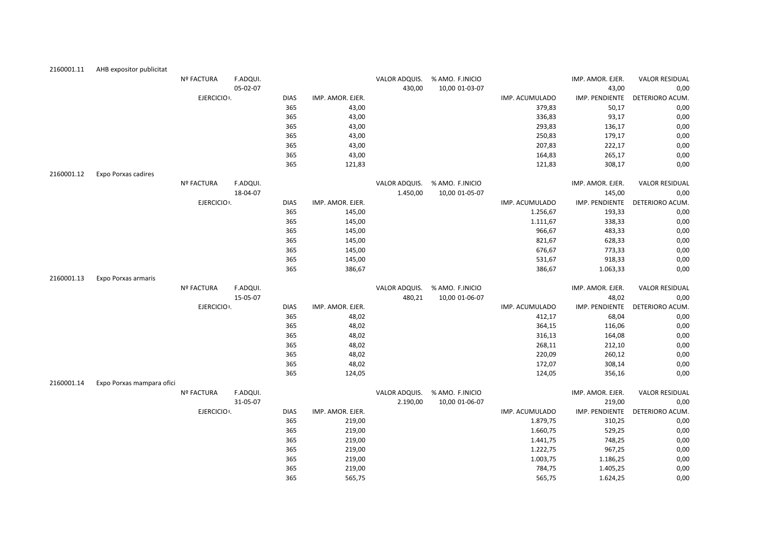2160001.11 AHB expositor publicitat

| Nº FACTURA | F.ADQUI. | | | VALOR ADQUIS. | % AMO. F.INICIO | | IMP. AMOR. EJER. | VALOR RESIDUAL |
|---|---|---|---|---|---|---|---|---|
| | 05-02-07 | | | 430,00 | 10,00 01-03-07 | | 43,00 | 0,00 |
| EJERCICIO. | | DIAS | IMP. AMOR. EJER. | | | IMP. ACUMULADO | IMP. PENDIENTE | DETERIORO ACUM. |
| | | 365 | 43,00 | | | 379,83 | 50,17 | 0,00 |
| | | 365 | 43,00 | | | 336,83 | 93,17 | 0,00 |
| | | 365 | 43,00 | | | 293,83 | 136,17 | 0,00 |
| | | 365 | 43,00 | | | 250,83 | 179,17 | 0,00 |
| | | 365 | 43,00 | | | 207,83 | 222,17 | 0,00 |
| | | 365 | 43,00 | | | 164,83 | 265,17 | 0,00 |
| | | 365 | 121,83 | | | 121,83 | 308,17 | 0,00 |

2160001.12 Expo Porxas cadires

| Nº FACTURA | F.ADQUI. | | | VALOR ADQUIS. | % AMO. F.INICIO | | IMP. AMOR. EJER. | VALOR RESIDUAL |
|---|---|---|---|---|---|---|---|---|
| | 18-04-07 | | | 1.450,00 | 10,00 01-05-07 | | 145,00 | 0,00 |
| EJERCICIO. | | DIAS | IMP. AMOR. EJER. | | | IMP. ACUMULADO | IMP. PENDIENTE | DETERIORO ACUM. |
| | | 365 | 145,00 | | | 1.256,67 | 193,33 | 0,00 |
| | | 365 | 145,00 | | | 1.111,67 | 338,33 | 0,00 |
| | | 365 | 145,00 | | | 966,67 | 483,33 | 0,00 |
| | | 365 | 145,00 | | | 821,67 | 628,33 | 0,00 |
| | | 365 | 145,00 | | | 676,67 | 773,33 | 0,00 |
| | | 365 | 145,00 | | | 531,67 | 918,33 | 0,00 |
| | | 365 | 386,67 | | | 386,67 | 1.063,33 | 0,00 |

2160001.13 Expo Porxas armaris

| Nº FACTURA | F.ADQUI. | | | VALOR ADQUIS. | % AMO. F.INICIO | | IMP. AMOR. EJER. | VALOR RESIDUAL |
|---|---|---|---|---|---|---|---|---|
| | 15-05-07 | | | 480,21 | 10,00 01-06-07 | | 48,02 | 0,00 |
| EJERCICIO. | | DIAS | IMP. AMOR. EJER. | | | IMP. ACUMULADO | IMP. PENDIENTE | DETERIORO ACUM. |
| | | 365 | 48,02 | | | 412,17 | 68,04 | 0,00 |
| | | 365 | 48,02 | | | 364,15 | 116,06 | 0,00 |
| | | 365 | 48,02 | | | 316,13 | 164,08 | 0,00 |
| | | 365 | 48,02 | | | 268,11 | 212,10 | 0,00 |
| | | 365 | 48,02 | | | 220,09 | 260,12 | 0,00 |
| | | 365 | 48,02 | | | 172,07 | 308,14 | 0,00 |
| | | 365 | 124,05 | | | 124,05 | 356,16 | 0,00 |

2160001.14 Expo Porxas mampara ofici

| Nº FACTURA | F.ADQUI. | | | VALOR ADQUIS. | % AMO. F.INICIO | | IMP. AMOR. EJER. | VALOR RESIDUAL |
|---|---|---|---|---|---|---|---|---|
| | 31-05-07 | | | 2.190,00 | 10,00 01-06-07 | | 219,00 | 0,00 |
| EJERCICIO. | | DIAS | IMP. AMOR. EJER. | | | IMP. ACUMULADO | IMP. PENDIENTE | DETERIORO ACUM. |
| | | 365 | 219,00 | | | 1.879,75 | 310,25 | 0,00 |
| | | 365 | 219,00 | | | 1.660,75 | 529,25 | 0,00 |
| | | 365 | 219,00 | | | 1.441,75 | 748,25 | 0,00 |
| | | 365 | 219,00 | | | 1.222,75 | 967,25 | 0,00 |
| | | 365 | 219,00 | | | 1.003,75 | 1.186,25 | 0,00 |
| | | 365 | 219,00 | | | 784,75 | 1.405,25 | 0,00 |
| | | 365 | 565,75 | | | 565,75 | 1.624,25 | 0,00 |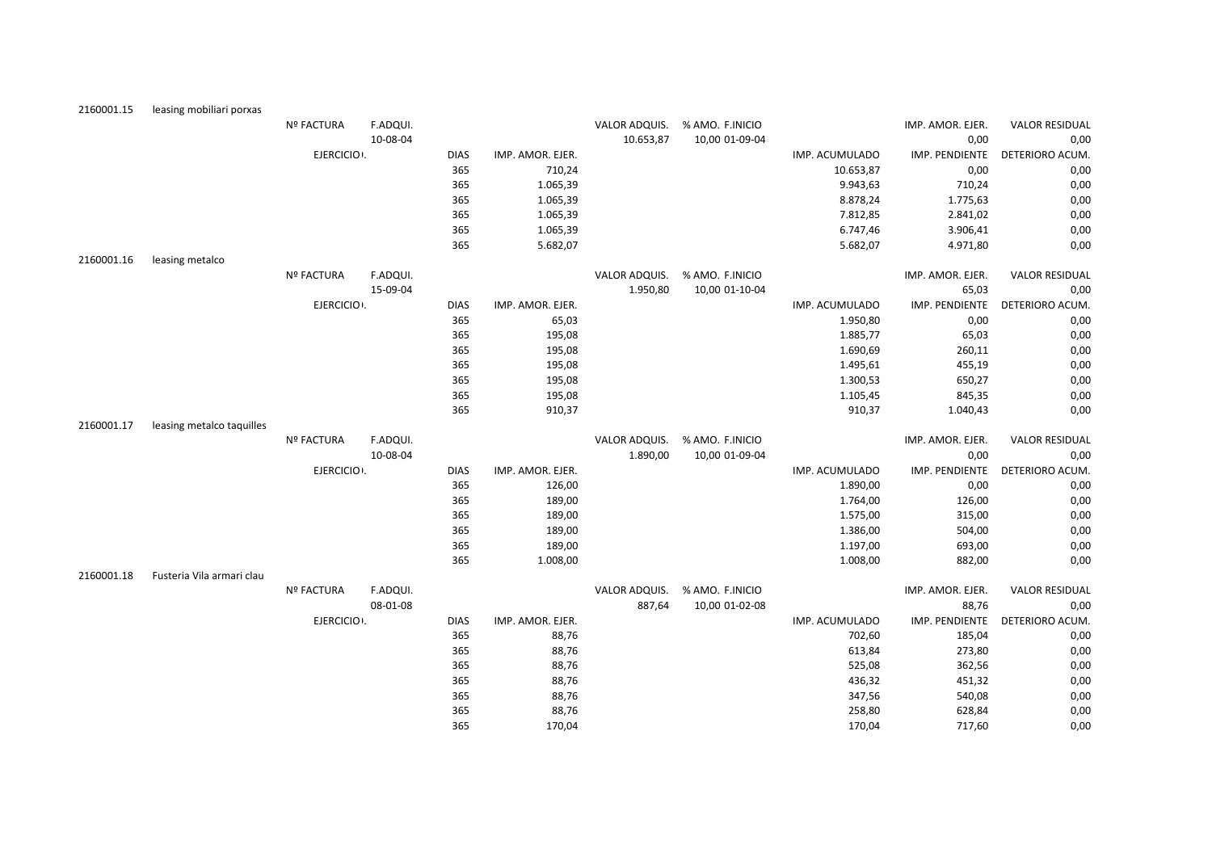| | | | | | | | | | | | |
|---|---|---|---|---|---|---|---|---|---|---|---|
| 2160001.15 | leasing mobiliari porxas | | | | | | | | | | |
| | | Nº FACTURA | F.ADQUI. | | | VALOR ADQUIS. | % AMO. F.INICIO | | IMP. AMOR. EJER. | VALOR RESIDUAL |
| | | | 10-08-04 | | | 10.653,87 | 10,00 01-09-04 | | 0,00 | 0,00 |
| | | EJERCICIO. | | DIAS | IMP. AMOR. EJER. | | | IMP. ACUMULADO | IMP. PENDIENTE | DETERIORO ACUM. |
| | | | | 365 | 710,24 | | | 10.653,87 | 0,00 | 0,00 |
| | | | | 365 | 1.065,39 | | | 9.943,63 | 710,24 | 0,00 |
| | | | | 365 | 1.065,39 | | | 8.878,24 | 1.775,63 | 0,00 |
| | | | | 365 | 1.065,39 | | | 7.812,85 | 2.841,02 | 0,00 |
| | | | | 365 | 1.065,39 | | | 6.747,46 | 3.906,41 | 0,00 |
| | | | | 365 | 5.682,07 | | | 5.682,07 | 4.971,80 | 0,00 |
| 2160001.16 | leasing metalco | | | | | | | | | |
| | | Nº FACTURA | F.ADQUI. | | | VALOR ADQUIS. | % AMO. F.INICIO | | IMP. AMOR. EJER. | VALOR RESIDUAL |
| | | | 15-09-04 | | | 1.950,80 | 10,00 01-10-04 | | 65,03 | 0,00 |
| | | EJERCICIO. | | DIAS | IMP. AMOR. EJER. | | | IMP. ACUMULADO | IMP. PENDIENTE | DETERIORO ACUM. |
| | | | | 365 | 65,03 | | | 1.950,80 | 0,00 | 0,00 |
| | | | | 365 | 195,08 | | | 1.885,77 | 65,03 | 0,00 |
| | | | | 365 | 195,08 | | | 1.690,69 | 260,11 | 0,00 |
| | | | | 365 | 195,08 | | | 1.495,61 | 455,19 | 0,00 |
| | | | | 365 | 195,08 | | | 1.300,53 | 650,27 | 0,00 |
| | | | | 365 | 195,08 | | | 1.105,45 | 845,35 | 0,00 |
| | | | | 365 | 910,37 | | | 910,37 | 1.040,43 | 0,00 |
| 2160001.17 | leasing metalco taquilles | | | | | | | | | |
| | | Nº FACTURA | F.ADQUI. | | | VALOR ADQUIS. | % AMO. F.INICIO | | IMP. AMOR. EJER. | VALOR RESIDUAL |
| | | | 10-08-04 | | | 1.890,00 | 10,00 01-09-04 | | 0,00 | 0,00 |
| | | EJERCICIO. | | DIAS | IMP. AMOR. EJER. | | | IMP. ACUMULADO | IMP. PENDIENTE | DETERIORO ACUM. |
| | | | | 365 | 126,00 | | | 1.890,00 | 0,00 | 0,00 |
| | | | | 365 | 189,00 | | | 1.764,00 | 126,00 | 0,00 |
| | | | | 365 | 189,00 | | | 1.575,00 | 315,00 | 0,00 |
| | | | | 365 | 189,00 | | | 1.386,00 | 504,00 | 0,00 |
| | | | | 365 | 189,00 | | | 1.197,00 | 693,00 | 0,00 |
| | | | | 365 | 1.008,00 | | | 1.008,00 | 882,00 | 0,00 |
| 2160001.18 | Fusteria Vila armari clau | | | | | | | | | |
| | | Nº FACTURA | F.ADQUI. | | | VALOR ADQUIS. | % AMO. F.INICIO | | IMP. AMOR. EJER. | VALOR RESIDUAL |
| | | | 08-01-08 | | | 887,64 | 10,00 01-02-08 | | 88,76 | 0,00 |
| | | EJERCICIO. | | DIAS | IMP. AMOR. EJER. | | | IMP. ACUMULADO | IMP. PENDIENTE | DETERIORO ACUM. |
| | | | | 365 | 88,76 | | | 702,60 | 185,04 | 0,00 |
| | | | | 365 | 88,76 | | | 613,84 | 273,80 | 0,00 |
| | | | | 365 | 88,76 | | | 525,08 | 362,56 | 0,00 |
| | | | | 365 | 88,76 | | | 436,32 | 451,32 | 0,00 |
| | | | | 365 | 88,76 | | | 347,56 | 540,08 | 0,00 |
| | | | | 365 | 88,76 | | | 258,80 | 628,84 | 0,00 |
| | | | | 365 | 170,04 | | | 170,04 | 717,60 | 0,00 |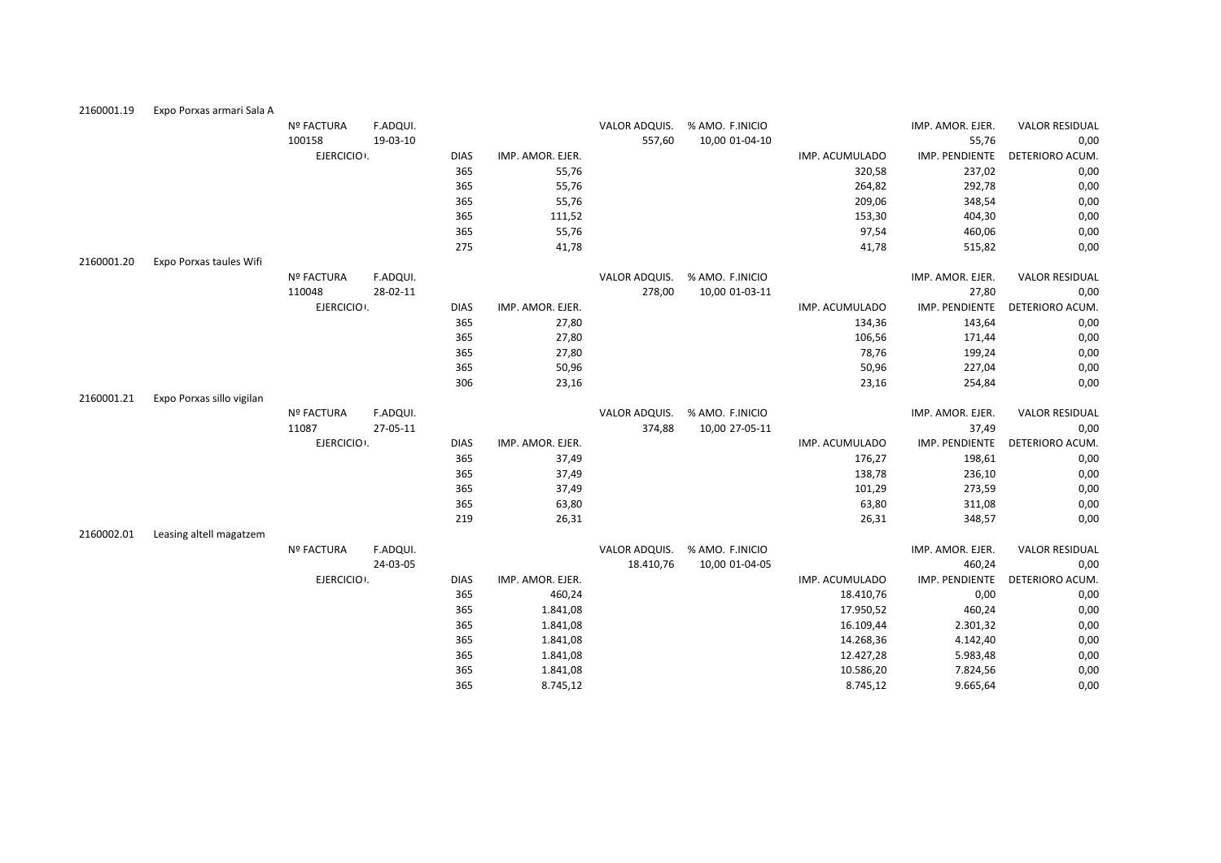| | | | | | | | | | | |
|---|---|---|---|---|---|---|---|---|---|---|
| 2160001.19 | Expo Porxas armari Sala A | | | | | | | | | |
| | | Nº FACTURA | F.ADQUI. | | | VALOR ADQUIS. | % AMO. F.INICIO | | IMP. AMOR. EJER. | VALOR RESIDUAL |
| | | 100158 | 19-03-10 | | | 557,60 | 10,00 01-04-10 | | 55,76 | 0,00 |
| | | EJERCICIO | | DIAS | IMP. AMOR. EJER. | | | IMP. ACUMULADO | IMP. PENDIENTE | DETERIORO ACUM. |
| | | | | 365 | 55,76 | | | 320,58 | 237,02 | 0,00 |
| | | | | 365 | 55,76 | | | 264,82 | 292,78 | 0,00 |
| | | | | 365 | 55,76 | | | 209,06 | 348,54 | 0,00 |
| | | | | 365 | 111,52 | | | 153,30 | 404,30 | 0,00 |
| | | | | 365 | 55,76 | | | 97,54 | 460,06 | 0,00 |
| | | | | 275 | 41,78 | | | 41,78 | 515,82 | 0,00 |
| 2160001.20 | Expo Porxas taules Wifi | | | | | | | | | |
| | | Nº FACTURA | F.ADQUI. | | | VALOR ADQUIS. | % AMO. F.INICIO | | IMP. AMOR. EJER. | VALOR RESIDUAL |
| | | 110048 | 28-02-11 | | | 278,00 | 10,00 01-03-11 | | 27,80 | 0,00 |
| | | EJERCICIO | | DIAS | IMP. AMOR. EJER. | | | IMP. ACUMULADO | IMP. PENDIENTE | DETERIORO ACUM. |
| | | | | 365 | 27,80 | | | 134,36 | 143,64 | 0,00 |
| | | | | 365 | 27,80 | | | 106,56 | 171,44 | 0,00 |
| | | | | 365 | 27,80 | | | 78,76 | 199,24 | 0,00 |
| | | | | 365 | 50,96 | | | 50,96 | 227,04 | 0,00 |
| | | | | 306 | 23,16 | | | 23,16 | 254,84 | 0,00 |
| 2160001.21 | Expo Porxas sillo vigilan | | | | | | | | | |
| | | Nº FACTURA | F.ADQUI. | | | VALOR ADQUIS. | % AMO. F.INICIO | | IMP. AMOR. EJER. | VALOR RESIDUAL |
| | | 11087 | 27-05-11 | | | 374,88 | 10,00 27-05-11 | | 37,49 | 0,00 |
| | | EJERCICIO | | DIAS | IMP. AMOR. EJER. | | | IMP. ACUMULADO | IMP. PENDIENTE | DETERIORO ACUM. |
| | | | | 365 | 37,49 | | | 176,27 | 198,61 | 0,00 |
| | | | | 365 | 37,49 | | | 138,78 | 236,10 | 0,00 |
| | | | | 365 | 37,49 | | | 101,29 | 273,59 | 0,00 |
| | | | | 365 | 63,80 | | | 63,80 | 311,08 | 0,00 |
| | | | | 219 | 26,31 | | | 26,31 | 348,57 | 0,00 |
| 2160002.01 | Leasing altell magatzem | | | | | | | | | |
| | | Nº FACTURA | F.ADQUI. | | | VALOR ADQUIS. | % AMO. F.INICIO | | IMP. AMOR. EJER. | VALOR RESIDUAL |
| | | | 24-03-05 | | | 18.410,76 | 10,00 01-04-05 | | 460,24 | 0,00 |
| | | EJERCICIO | | DIAS | IMP. AMOR. EJER. | | | IMP. ACUMULADO | IMP. PENDIENTE | DETERIORO ACUM. |
| | | | | 365 | 460,24 | | | 18.410,76 | 0,00 | 0,00 |
| | | | | 365 | 1.841,08 | | | 17.950,52 | 460,24 | 0,00 |
| | | | | 365 | 1.841,08 | | | 16.109,44 | 2.301,32 | 0,00 |
| | | | | 365 | 1.841,08 | | | 14.268,36 | 4.142,40 | 0,00 |
| | | | | 365 | 1.841,08 | | | 12.427,28 | 5.983,48 | 0,00 |
| | | | | 365 | 1.841,08 | | | 10.586,20 | 7.824,56 | 0,00 |
| | | | | 365 | 8.745,12 | | | 8.745,12 | 9.665,64 | 0,00 |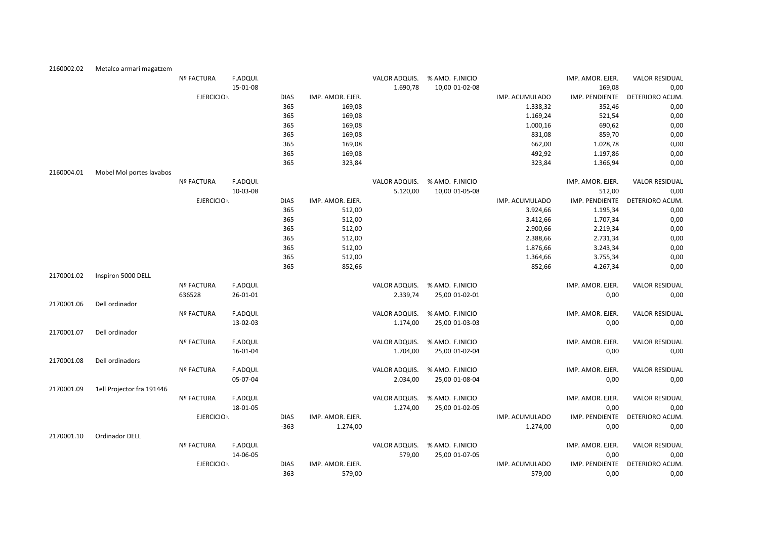| | | | | | | | | | | |
|---|---|---|---|---|---|---|---|---|---|---|
| 2160002.02 | Metalco armari magatzem | | | | | | | | | |
| | | Nº FACTURA | F.ADQUI. | | | VALOR ADQUIS. | % AMO. F.INICIO | | IMP. AMOR. EJER. | VALOR RESIDUAL |
| | | | 15-01-08 | | | 1.690,78 | 10,00 01-02-08 | | 169,08 | 0,00 |
| | | EJERCICIO. | | DIAS | IMP. AMOR. EJER. | | | IMP. ACUMULADO | IMP. PENDIENTE | DETERIORO ACUM. |
| | | | | 365 | 169,08 | | | 1.338,32 | 352,46 | 0,00 |
| | | | | 365 | 169,08 | | | 1.169,24 | 521,54 | 0,00 |
| | | | | 365 | 169,08 | | | 1.000,16 | 690,62 | 0,00 |
| | | | | 365 | 169,08 | | | 831,08 | 859,70 | 0,00 |
| | | | | 365 | 169,08 | | | 662,00 | 1.028,78 | 0,00 |
| | | | | 365 | 169,08 | | | 492,92 | 1.197,86 | 0,00 |
| | | | | 365 | 323,84 | | | 323,84 | 1.366,94 | 0,00 |
| 2160004.01 | Mobel Mol portes lavabos | | | | | | | | | |
| | | Nº FACTURA | F.ADQUI. | | | VALOR ADQUIS. | % AMO. F.INICIO | | IMP. AMOR. EJER. | VALOR RESIDUAL |
| | | | 10-03-08 | | | 5.120,00 | 10,00 01-05-08 | | 512,00 | 0,00 |
| | | EJERCICIO. | | DIAS | IMP. AMOR. EJER. | | | IMP. ACUMULADO | IMP. PENDIENTE | DETERIORO ACUM. |
| | | | | 365 | 512,00 | | | 3.924,66 | 1.195,34 | 0,00 |
| | | | | 365 | 512,00 | | | 3.412,66 | 1.707,34 | 0,00 |
| | | | | 365 | 512,00 | | | 2.900,66 | 2.219,34 | 0,00 |
| | | | | 365 | 512,00 | | | 2.388,66 | 2.731,34 | 0,00 |
| | | | | 365 | 512,00 | | | 1.876,66 | 3.243,34 | 0,00 |
| | | | | 365 | 512,00 | | | 1.364,66 | 3.755,34 | 0,00 |
| | | | | 365 | 852,66 | | | 852,66 | 4.267,34 | 0,00 |
| 2170001.02 | Inspiron 5000 DELL | | | | | | | | | |
| | | Nº FACTURA | F.ADQUI. | | | VALOR ADQUIS. | % AMO. F.INICIO | | IMP. AMOR. EJER. | VALOR RESIDUAL |
| | | 636528 | 26-01-01 | | | 2.339,74 | 25,00 01-02-01 | | 0,00 | 0,00 |
| 2170001.06 | Dell ordinador | | | | | | | | | |
| | | Nº FACTURA | F.ADQUI. | | | VALOR ADQUIS. | % AMO. F.INICIO | | IMP. AMOR. EJER. | VALOR RESIDUAL |
| | | | 13-02-03 | | | 1.174,00 | 25,00 01-03-03 | | 0,00 | 0,00 |
| 2170001.07 | Dell ordinador | | | | | | | | | |
| | | Nº FACTURA | F.ADQUI. | | | VALOR ADQUIS. | % AMO. F.INICIO | | IMP. AMOR. EJER. | VALOR RESIDUAL |
| | | | 16-01-04 | | | 1.704,00 | 25,00 01-02-04 | | 0,00 | 0,00 |
| 2170001.08 | Dell ordinadors | | | | | | | | | |
| | | Nº FACTURA | F.ADQUI. | | | VALOR ADQUIS. | % AMO. F.INICIO | | IMP. AMOR. EJER. | VALOR RESIDUAL |
| | | | 05-07-04 | | | 2.034,00 | 25,00 01-08-04 | | 0,00 | 0,00 |
| 2170001.09 | 1ell Projector fra 191446 | | | | | | | | | |
| | | Nº FACTURA | F.ADQUI. | | | VALOR ADQUIS. | % AMO. F.INICIO | | IMP. AMOR. EJER. | VALOR RESIDUAL |
| | | | 18-01-05 | | | 1.274,00 | 25,00 01-02-05 | | 0,00 | 0,00 |
| | | EJERCICIO. | | DIAS | IMP. AMOR. EJER. | | | IMP. ACUMULADO | IMP. PENDIENTE | DETERIORO ACUM. |
| | | | | -363 | 1.274,00 | | | 1.274,00 | 0,00 | 0,00 |
| 2170001.10 | Ordinador DELL | | | | | | | | | |
| | | Nº FACTURA | F.ADQUI. | | | VALOR ADQUIS. | % AMO. F.INICIO | | IMP. AMOR. EJER. | VALOR RESIDUAL |
| | | | 14-06-05 | | | 579,00 | 25,00 01-07-05 | | 0,00 | 0,00 |
| | | EJERCICIO. | | DIAS | IMP. AMOR. EJER. | | | IMP. ACUMULADO | IMP. PENDIENTE | DETERIORO ACUM. |
| | | | | -363 | 579,00 | | | 579,00 | 0,00 | 0,00 |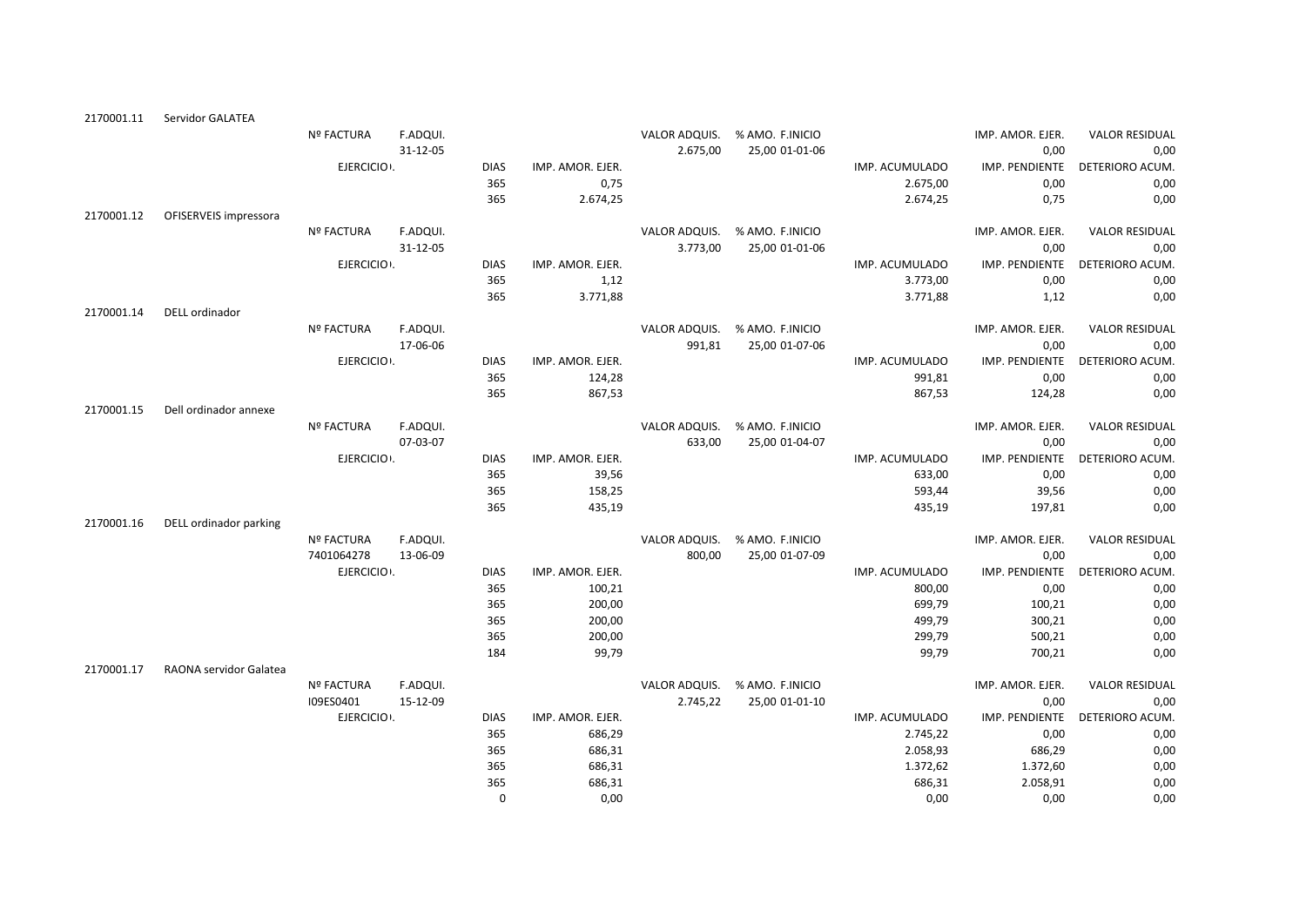| | | | | | | | | | | | |
|---|---|---|---|---|---|---|---|---|---|---|---|
| 2170001.11 | Servidor GALATEA | | | | | | | | | | |
| | | Nº FACTURA | F.ADQUI. | | | VALOR ADQUIS. | % AMO. | F.INICIO | | IMP. AMOR. EJER. | VALOR RESIDUAL |
| | | | 31-12-05 | | | 2.675,00 | 25,00 | 01-01-06 | | 0,00 | 0,00 |
| | | EJERCICIO. | | DIAS | IMP. AMOR. EJER. | | | | IMP. ACUMULADO | IMP. PENDIENTE | DETERIORO ACUM. |
| | | | | 365 | 0,75 | | | | 2.675,00 | 0,00 | 0,00 |
| | | | | 365 | 2.674,25 | | | | 2.674,25 | 0,75 | 0,00 |
| 2170001.12 | OFISERVEIS impressora | | | | | | | | | | |
| | | Nº FACTURA | F.ADQUI. | | | VALOR ADQUIS. | % AMO. | F.INICIO | | IMP. AMOR. EJER. | VALOR RESIDUAL |
| | | | 31-12-05 | | | 3.773,00 | 25,00 | 01-01-06 | | 0,00 | 0,00 |
| | | EJERCICIO. | | DIAS | IMP. AMOR. EJER. | | | | IMP. ACUMULADO | IMP. PENDIENTE | DETERIORO ACUM. |
| | | | | 365 | 1,12 | | | | 3.773,00 | 0,00 | 0,00 |
| | | | | 365 | 3.771,88 | | | | 3.771,88 | 1,12 | 0,00 |
| 2170001.14 | DELL ordinador | | | | | | | | | | |
| | | Nº FACTURA | F.ADQUI. | | | VALOR ADQUIS. | % AMO. | F.INICIO | | IMP. AMOR. EJER. | VALOR RESIDUAL |
| | | | 17-06-06 | | | 991,81 | 25,00 | 01-07-06 | | 0,00 | 0,00 |
| | | EJERCICIO. | | DIAS | IMP. AMOR. EJER. | | | | IMP. ACUMULADO | IMP. PENDIENTE | DETERIORO ACUM. |
| | | | | 365 | 124,28 | | | | 991,81 | 0,00 | 0,00 |
| | | | | 365 | 867,53 | | | | 867,53 | 124,28 | 0,00 |
| 2170001.15 | Dell ordinador annexe | | | | | | | | | | |
| | | Nº FACTURA | F.ADQUI. | | | VALOR ADQUIS. | % AMO. | F.INICIO | | IMP. AMOR. EJER. | VALOR RESIDUAL |
| | | | 07-03-07 | | | 633,00 | 25,00 | 01-04-07 | | 0,00 | 0,00 |
| | | EJERCICIO. | | DIAS | IMP. AMOR. EJER. | | | | IMP. ACUMULADO | IMP. PENDIENTE | DETERIORO ACUM. |
| | | | | 365 | 39,56 | | | | 633,00 | 0,00 | 0,00 |
| | | | | 365 | 158,25 | | | | 593,44 | 39,56 | 0,00 |
| | | | | 365 | 435,19 | | | | 435,19 | 197,81 | 0,00 |
| 2170001.16 | DELL ordinador parking | | | | | | | | | | |
| | | Nº FACTURA | F.ADQUI. | | | VALOR ADQUIS. | % AMO. | F.INICIO | | IMP. AMOR. EJER. | VALOR RESIDUAL |
| | | 7401064278 | 13-06-09 | | | 800,00 | 25,00 | 01-07-09 | | 0,00 | 0,00 |
| | | EJERCICIO. | | DIAS | IMP. AMOR. EJER. | | | | IMP. ACUMULADO | IMP. PENDIENTE | DETERIORO ACUM. |
| | | | | 365 | 100,21 | | | | 800,00 | 0,00 | 0,00 |
| | | | | 365 | 200,00 | | | | 699,79 | 100,21 | 0,00 |
| | | | | 365 | 200,00 | | | | 499,79 | 300,21 | 0,00 |
| | | | | 365 | 200,00 | | | | 299,79 | 500,21 | 0,00 |
| | | | | 184 | 99,79 | | | | 99,79 | 700,21 | 0,00 |
| 2170001.17 | RAONA servidor Galatea | | | | | | | | | | |
| | | Nº FACTURA | F.ADQUI. | | | VALOR ADQUIS. | % AMO. | F.INICIO | | IMP. AMOR. EJER. | VALOR RESIDUAL |
| | | I09ES0401 | 15-12-09 | | | 2.745,22 | 25,00 | 01-01-10 | | 0,00 | 0,00 |
| | | EJERCICIO. | | DIAS | IMP. AMOR. EJER. | | | | IMP. ACUMULADO | IMP. PENDIENTE | DETERIORO ACUM. |
| | | | | 365 | 686,29 | | | | 2.745,22 | 0,00 | 0,00 |
| | | | | 365 | 686,31 | | | | 2.058,93 | 686,29 | 0,00 |
| | | | | 365 | 686,31 | | | | 1.372,62 | 1.372,60 | 0,00 |
| | | | | 365 | 686,31 | | | | 686,31 | 2.058,91 | 0,00 |
| | | | | 0 | 0,00 | | | | 0,00 | 0,00 | 0,00 |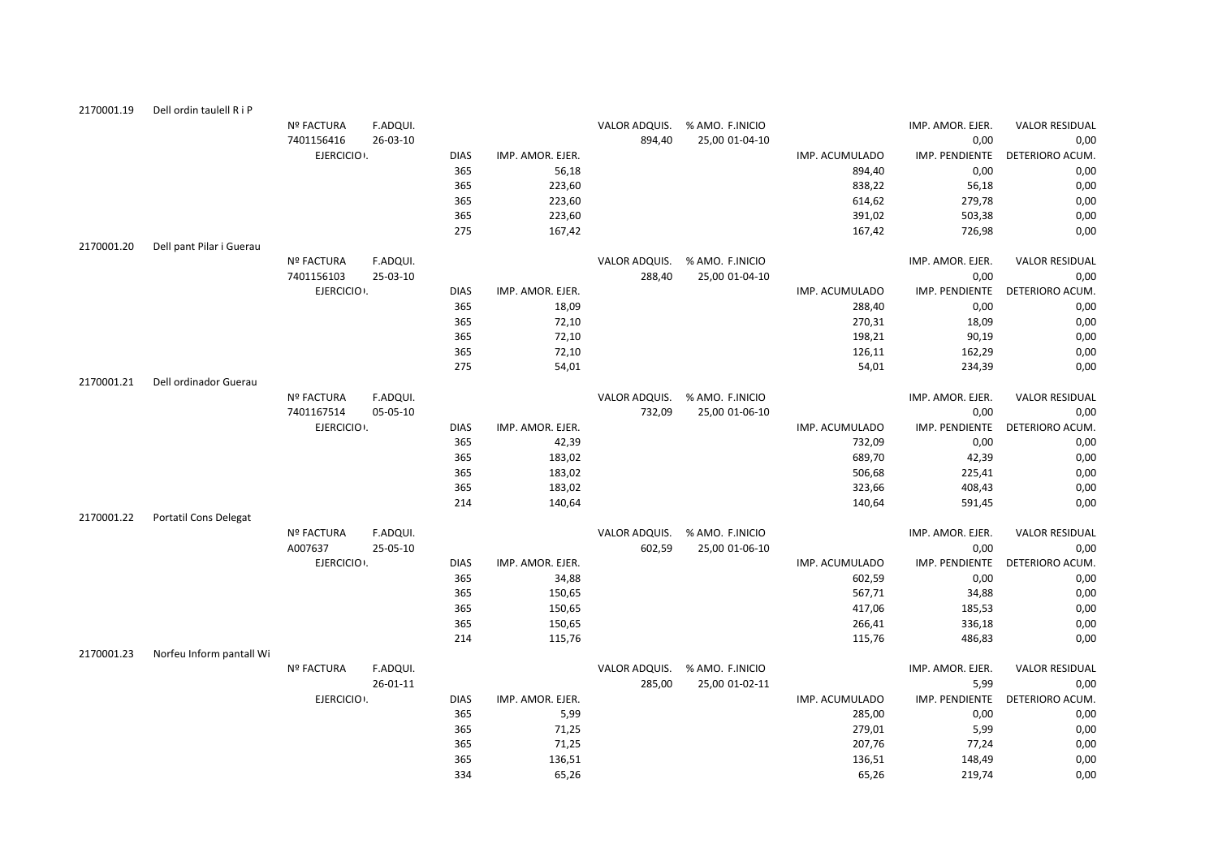| | | | | | | | | | | |
|---|---|---|---|---|---|---|---|---|---|---|
| 2170001.19 | Dell ordin taulell R i P | | | | | | | | | |
| | Nº FACTURA | F.ADQUI. | | | VALOR ADQUIS. | % AMO. F.INICIO | | | IMP. AMOR. EJER. | VALOR RESIDUAL |
| | 7401156416 | 26-03-10 | | | 894,40 | 25,00 01-04-10 | | | 0,00 | 0,00 |
| | EJERCICIO. | | DIAS | IMP. AMOR. EJER. | | | | IMP. ACUMULADO | IMP. PENDIENTE | DETERIORO ACUM. |
| | | | 365 | 56,18 | | | | 894,40 | 0,00 | 0,00 |
| | | | 365 | 223,60 | | | | 838,22 | 56,18 | 0,00 |
| | | | 365 | 223,60 | | | | 614,62 | 279,78 | 0,00 |
| | | | 365 | 223,60 | | | | 391,02 | 503,38 | 0,00 |
| | | | 275 | 167,42 | | | | 167,42 | 726,98 | 0,00 |
| 2170001.20 | Dell pant Pilar i Guerau | | | | | | | | | |
| | Nº FACTURA | F.ADQUI. | | | VALOR ADQUIS. | % AMO. F.INICIO | | | IMP. AMOR. EJER. | VALOR RESIDUAL |
| | 7401156103 | 25-03-10 | | | 288,40 | 25,00 01-04-10 | | | 0,00 | 0,00 |
| | EJERCICIO. | | DIAS | IMP. AMOR. EJER. | | | | IMP. ACUMULADO | IMP. PENDIENTE | DETERIORO ACUM. |
| | | | 365 | 18,09 | | | | 288,40 | 0,00 | 0,00 |
| | | | 365 | 72,10 | | | | 270,31 | 18,09 | 0,00 |
| | | | 365 | 72,10 | | | | 198,21 | 90,19 | 0,00 |
| | | | 365 | 72,10 | | | | 126,11 | 162,29 | 0,00 |
| | | | 275 | 54,01 | | | | 54,01 | 234,39 | 0,00 |
| 2170001.21 | Dell ordinador Guerau | | | | | | | | | |
| | Nº FACTURA | F.ADQUI. | | | VALOR ADQUIS. | % AMO. F.INICIO | | | IMP. AMOR. EJER. | VALOR RESIDUAL |
| | 7401167514 | 05-05-10 | | | 732,09 | 25,00 01-06-10 | | | 0,00 | 0,00 |
| | EJERCICIO. | | DIAS | IMP. AMOR. EJER. | | | | IMP. ACUMULADO | IMP. PENDIENTE | DETERIORO ACUM. |
| | | | 365 | 42,39 | | | | 732,09 | 0,00 | 0,00 |
| | | | 365 | 183,02 | | | | 689,70 | 42,39 | 0,00 |
| | | | 365 | 183,02 | | | | 506,68 | 225,41 | 0,00 |
| | | | 365 | 183,02 | | | | 323,66 | 408,43 | 0,00 |
| | | | 214 | 140,64 | | | | 140,64 | 591,45 | 0,00 |
| 2170001.22 | Portatil Cons Delegat | | | | | | | | | |
| | Nº FACTURA | F.ADQUI. | | | VALOR ADQUIS. | % AMO. F.INICIO | | | IMP. AMOR. EJER. | VALOR RESIDUAL |
| | A007637 | 25-05-10 | | | 602,59 | 25,00 01-06-10 | | | 0,00 | 0,00 |
| | EJERCICIO. | | DIAS | IMP. AMOR. EJER. | | | | IMP. ACUMULADO | IMP. PENDIENTE | DETERIORO ACUM. |
| | | | 365 | 34,88 | | | | 602,59 | 0,00 | 0,00 |
| | | | 365 | 150,65 | | | | 567,71 | 34,88 | 0,00 |
| | | | 365 | 150,65 | | | | 417,06 | 185,53 | 0,00 |
| | | | 365 | 150,65 | | | | 266,41 | 336,18 | 0,00 |
| | | | 214 | 115,76 | | | | 115,76 | 486,83 | 0,00 |
| 2170001.23 | Norfeu Inform pantall Wi | | | | | | | | | |
| | Nº FACTURA | F.ADQUI. | | | VALOR ADQUIS. | % AMO. F.INICIO | | | IMP. AMOR. EJER. | VALOR RESIDUAL |
| | | 26-01-11 | | | 285,00 | 25,00 01-02-11 | | | 5,99 | 0,00 |
| | EJERCICIO. | | DIAS | IMP. AMOR. EJER. | | | | IMP. ACUMULADO | IMP. PENDIENTE | DETERIORO ACUM. |
| | | | 365 | 5,99 | | | | 285,00 | 0,00 | 0,00 |
| | | | 365 | 71,25 | | | | 279,01 | 5,99 | 0,00 |
| | | | 365 | 71,25 | | | | 207,76 | 77,24 | 0,00 |
| | | | 365 | 136,51 | | | | 136,51 | 148,49 | 0,00 |
| | | | 334 | 65,26 | | | | 65,26 | 219,74 | 0,00 |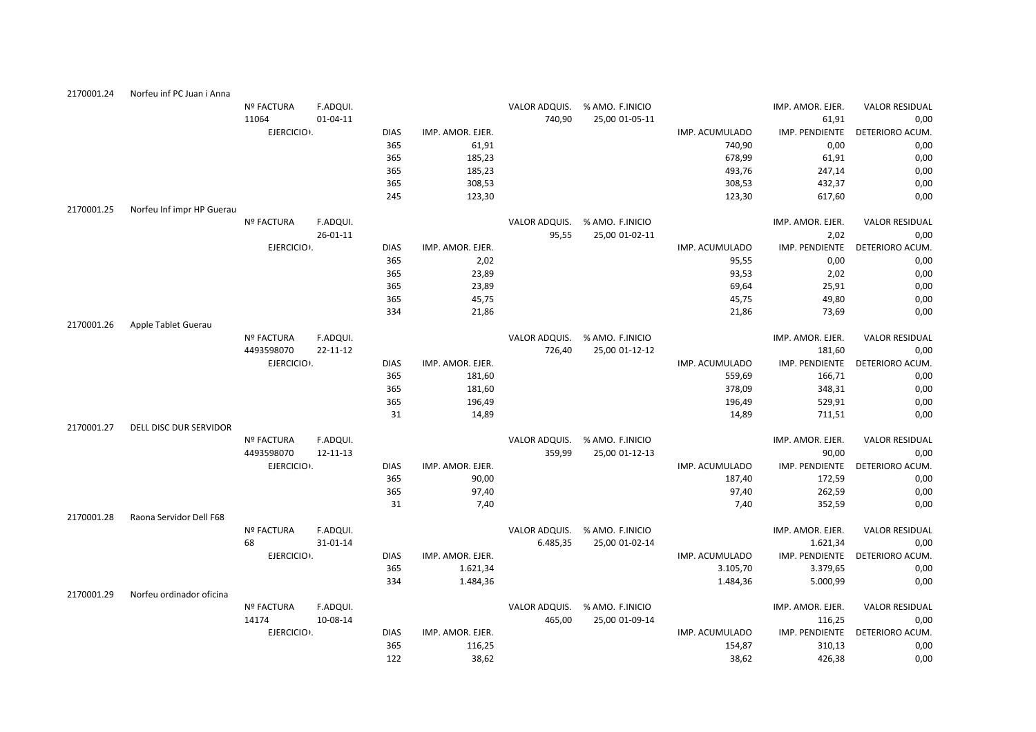| Cuenta | Descripción | Nº FACTURA | F.ADQUI. | DIAS | IMP. AMOR. EJER. | VALOR ADQUIS. | % AMO. F.INICIO | IMP. ACUMULADO | IMP. AMOR. EJER. / IMP. PENDIENTE | VALOR RESIDUAL / DETERIORO ACUM. |
|---|---|---|---|---|---|---|---|---|---|---|
| 2170001.24 | Norfeu inf PC Juan i Anna | | | | | | | | | |
| | | Nº FACTURA | F.ADQUI. | | | VALOR ADQUIS. | % AMO. F.INICIO | | IMP. AMOR. EJER. | VALOR RESIDUAL |
| | | 11064 | 01-04-11 | | | 740,90 | 25,00 01-05-11 | | 61,91 | 0,00 |
| | | EJERCICIO. | | DIAS | IMP. AMOR. EJER. | | | IMP. ACUMULADO | IMP. PENDIENTE | DETERIORO ACUM. |
| | | | | 365 | 61,91 | | | 740,90 | 0,00 | 0,00 |
| | | | | 365 | 185,23 | | | 678,99 | 61,91 | 0,00 |
| | | | | 365 | 185,23 | | | 493,76 | 247,14 | 0,00 |
| | | | | 365 | 308,53 | | | 308,53 | 432,37 | 0,00 |
| | | | | 245 | 123,30 | | | 123,30 | 617,60 | 0,00 |
| 2170001.25 | Norfeu Inf impr HP Guerau | | | | | | | | | |
| | | Nº FACTURA | F.ADQUI. | | | VALOR ADQUIS. | % AMO. F.INICIO | | IMP. AMOR. EJER. | VALOR RESIDUAL |
| | | | 26-01-11 | | | 95,55 | 25,00 01-02-11 | | 2,02 | 0,00 |
| | | EJERCICIO. | | DIAS | IMP. AMOR. EJER. | | | IMP. ACUMULADO | IMP. PENDIENTE | DETERIORO ACUM. |
| | | | | 365 | 2,02 | | | 95,55 | 0,00 | 0,00 |
| | | | | 365 | 23,89 | | | 93,53 | 2,02 | 0,00 |
| | | | | 365 | 23,89 | | | 69,64 | 25,91 | 0,00 |
| | | | | 365 | 45,75 | | | 45,75 | 49,80 | 0,00 |
| | | | | 334 | 21,86 | | | 21,86 | 73,69 | 0,00 |
| 2170001.26 | Apple Tablet Guerau | | | | | | | | | |
| | | Nº FACTURA | F.ADQUI. | | | VALOR ADQUIS. | % AMO. F.INICIO | | IMP. AMOR. EJER. | VALOR RESIDUAL |
| | | 4493598070 | 22-11-12 | | | 726,40 | 25,00 01-12-12 | | 181,60 | 0,00 |
| | | EJERCICIO. | | DIAS | IMP. AMOR. EJER. | | | IMP. ACUMULADO | IMP. PENDIENTE | DETERIORO ACUM. |
| | | | | 365 | 181,60 | | | 559,69 | 166,71 | 0,00 |
| | | | | 365 | 181,60 | | | 378,09 | 348,31 | 0,00 |
| | | | | 365 | 196,49 | | | 196,49 | 529,91 | 0,00 |
| | | | | 31 | 14,89 | | | 14,89 | 711,51 | 0,00 |
| 2170001.27 | DELL DISC DUR SERVIDOR | | | | | | | | | |
| | | Nº FACTURA | F.ADQUI. | | | VALOR ADQUIS. | % AMO. F.INICIO | | IMP. AMOR. EJER. | VALOR RESIDUAL |
| | | 4493598070 | 12-11-13 | | | 359,99 | 25,00 01-12-13 | | 90,00 | 0,00 |
| | | EJERCICIO. | | DIAS | IMP. AMOR. EJER. | | | IMP. ACUMULADO | IMP. PENDIENTE | DETERIORO ACUM. |
| | | | | 365 | 90,00 | | | 187,40 | 172,59 | 0,00 |
| | | | | 365 | 97,40 | | | 97,40 | 262,59 | 0,00 |
| | | | | 31 | 7,40 | | | 7,40 | 352,59 | 0,00 |
| 2170001.28 | Raona Servidor Dell F68 | | | | | | | | | |
| | | Nº FACTURA | F.ADQUI. | | | VALOR ADQUIS. | % AMO. F.INICIO | | IMP. AMOR. EJER. | VALOR RESIDUAL |
| | | 68 | 31-01-14 | | | 6.485,35 | 25,00 01-02-14 | | 1.621,34 | 0,00 |
| | | EJERCICIO. | | DIAS | IMP. AMOR. EJER. | | | IMP. ACUMULADO | IMP. PENDIENTE | DETERIORO ACUM. |
| | | | | 365 | 1.621,34 | | | 3.105,70 | 3.379,65 | 0,00 |
| | | | | 334 | 1.484,36 | | | 1.484,36 | 5.000,99 | 0,00 |
| 2170001.29 | Norfeu ordinador oficina | | | | | | | | | |
| | | Nº FACTURA | F.ADQUI. | | | VALOR ADQUIS. | % AMO. F.INICIO | | IMP. AMOR. EJER. | VALOR RESIDUAL |
| | | 14174 | 10-08-14 | | | 465,00 | 25,00 01-09-14 | | 116,25 | 0,00 |
| | | EJERCICIO. | | DIAS | IMP. AMOR. EJER. | | | IMP. ACUMULADO | IMP. PENDIENTE | DETERIORO ACUM. |
| | | | | 365 | 116,25 | | | 154,87 | 310,13 | 0,00 |
| | | | | 122 | 38,62 | | | 38,62 | 426,38 | 0,00 |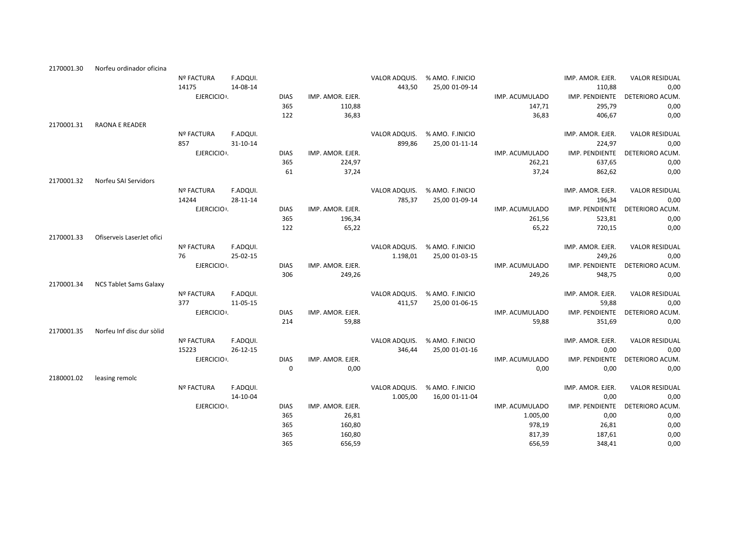| | | | | | | | | | | |
|---|---|---|---|---|---|---|---|---|---|---|
| 2170001.30 | Norfeu ordinador oficina | | | | | | | | | |
| | | Nº FACTURA | F.ADQUI. | | | VALOR ADQUIS. | % AMO. F.INICIO | | IMP. AMOR. EJER. | VALOR RESIDUAL |
| | | 14175 | 14-08-14 | | | 443,50 | 25,00 01-09-14 | | 110,88 | 0,00 |
| | | EJERCICIO. | | DIAS | IMP. AMOR. EJER. | | | IMP. ACUMULADO | IMP. PENDIENTE | DETERIORO ACUM. |
| | | | | 365 | 110,88 | | | 147,71 | 295,79 | 0,00 |
| | | | | 122 | 36,83 | | | 36,83 | 406,67 | 0,00 |
| 2170001.31 | RAONA E READER | | | | | | | | | |
| | | Nº FACTURA | F.ADQUI. | | | VALOR ADQUIS. | % AMO. F.INICIO | | IMP. AMOR. EJER. | VALOR RESIDUAL |
| | | 857 | 31-10-14 | | | 899,86 | 25,00 01-11-14 | | 224,97 | 0,00 |
| | | EJERCICIO. | | DIAS | IMP. AMOR. EJER. | | | IMP. ACUMULADO | IMP. PENDIENTE | DETERIORO ACUM. |
| | | | | 365 | 224,97 | | | 262,21 | 637,65 | 0,00 |
| | | | | 61 | 37,24 | | | 37,24 | 862,62 | 0,00 |
| 2170001.32 | Norfeu SAI Servidors | | | | | | | | | |
| | | Nº FACTURA | F.ADQUI. | | | VALOR ADQUIS. | % AMO. F.INICIO | | IMP. AMOR. EJER. | VALOR RESIDUAL |
| | | 14244 | 28-11-14 | | | 785,37 | 25,00 01-09-14 | | 196,34 | 0,00 |
| | | EJERCICIO. | | DIAS | IMP. AMOR. EJER. | | | IMP. ACUMULADO | IMP. PENDIENTE | DETERIORO ACUM. |
| | | | | 365 | 196,34 | | | 261,56 | 523,81 | 0,00 |
| | | | | 122 | 65,22 | | | 65,22 | 720,15 | 0,00 |
| 2170001.33 | Ofiserveis LaserJet ofici | | | | | | | | | |
| | | Nº FACTURA | F.ADQUI. | | | VALOR ADQUIS. | % AMO. F.INICIO | | IMP. AMOR. EJER. | VALOR RESIDUAL |
| | | 76 | 25-02-15 | | | 1.198,01 | 25,00 01-03-15 | | 249,26 | 0,00 |
| | | EJERCICIO. | | DIAS | IMP. AMOR. EJER. | | | IMP. ACUMULADO | IMP. PENDIENTE | DETERIORO ACUM. |
| | | | | 306 | 249,26 | | | 249,26 | 948,75 | 0,00 |
| 2170001.34 | NCS Tablet Sams Galaxy | | | | | | | | | |
| | | Nº FACTURA | F.ADQUI. | | | VALOR ADQUIS. | % AMO. F.INICIO | | IMP. AMOR. EJER. | VALOR RESIDUAL |
| | | 377 | 11-05-15 | | | 411,57 | 25,00 01-06-15 | | 59,88 | 0,00 |
| | | EJERCICIO. | | DIAS | IMP. AMOR. EJER. | | | IMP. ACUMULADO | IMP. PENDIENTE | DETERIORO ACUM. |
| | | | | 214 | 59,88 | | | 59,88 | 351,69 | 0,00 |
| 2170001.35 | Norfeu Inf disc dur sòlid | | | | | | | | | |
| | | Nº FACTURA | F.ADQUI. | | | VALOR ADQUIS. | % AMO. F.INICIO | | IMP. AMOR. EJER. | VALOR RESIDUAL |
| | | 15223 | 26-12-15 | | | 346,44 | 25,00 01-01-16 | | 0,00 | 0,00 |
| | | EJERCICIO. | | DIAS | IMP. AMOR. EJER. | | | IMP. ACUMULADO | IMP. PENDIENTE | DETERIORO ACUM. |
| | | | | 0 | 0,00 | | | 0,00 | 0,00 | 0,00 |
| 2180001.02 | leasing remolc | | | | | | | | | |
| | | Nº FACTURA | F.ADQUI. | | | VALOR ADQUIS. | % AMO. F.INICIO | | IMP. AMOR. EJER. | VALOR RESIDUAL |
| | | | 14-10-04 | | | 1.005,00 | 16,00 01-11-04 | | 0,00 | 0,00 |
| | | EJERCICIO. | | DIAS | IMP. AMOR. EJER. | | | IMP. ACUMULADO | IMP. PENDIENTE | DETERIORO ACUM. |
| | | | | 365 | 26,81 | | | 1.005,00 | 0,00 | 0,00 |
| | | | | 365 | 160,80 | | | 978,19 | 26,81 | 0,00 |
| | | | | 365 | 160,80 | | | 817,39 | 187,61 | 0,00 |
| | | | | 365 | 656,59 | | | 656,59 | 348,41 | 0,00 |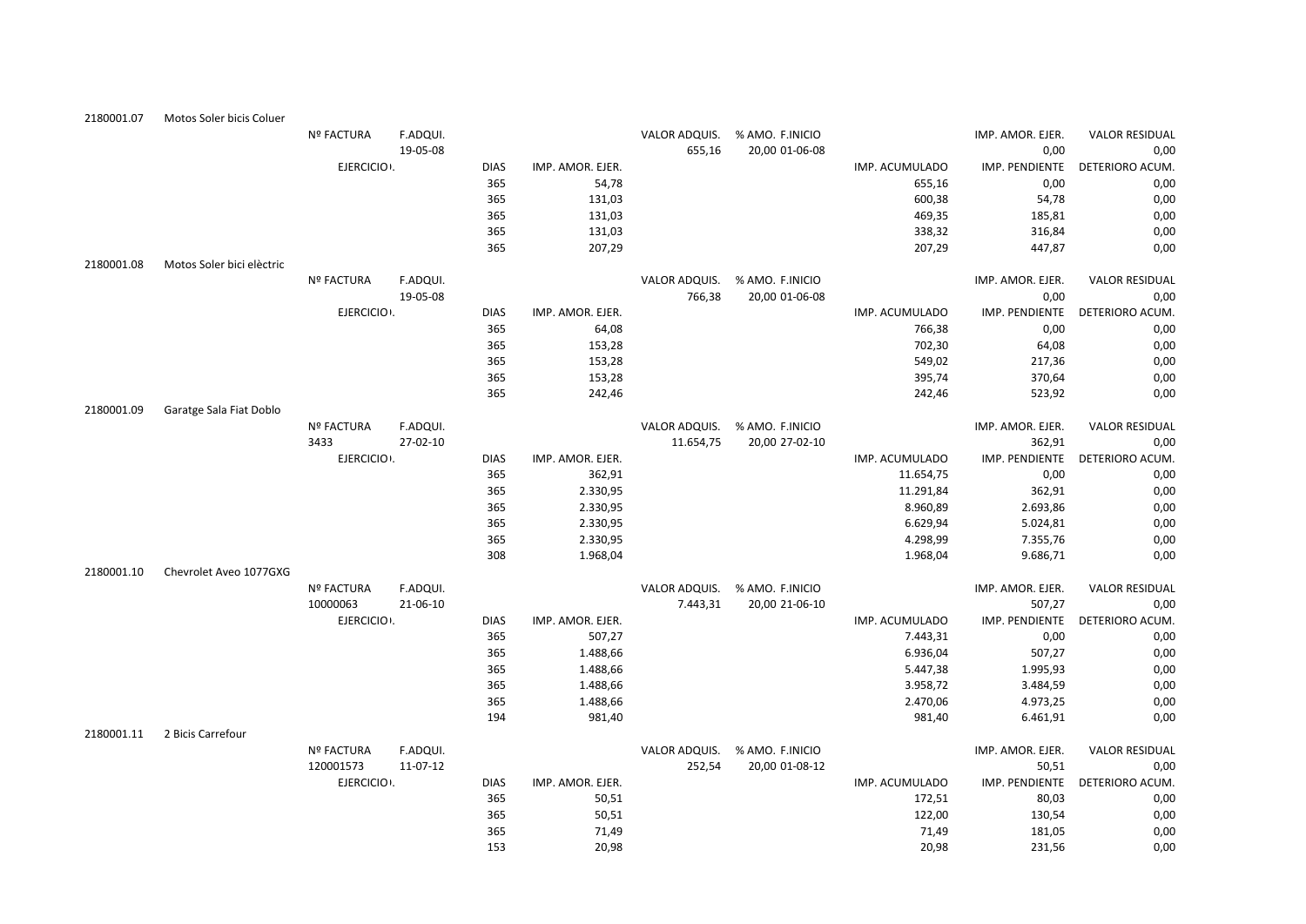| | | | | | | | | | | |
|---|---|---|---|---|---|---|---|---|---|---|
| 2180001.07 | Motos Soler bicis Coluer | | | | | | | | | |
| | | Nº FACTURA | F.ADQUI. | | | VALOR ADQUIS. | % AMO. F.INICIO | | IMP. AMOR. EJER. | VALOR RESIDUAL |
| | | | 19-05-08 | | | 655,16 | 20,00 01-06-08 | | 0,00 | 0,00 |
| | | EJERCICIO | | DIAS | IMP. AMOR. EJER. | | | IMP. ACUMULADO | IMP. PENDIENTE | DETERIORO ACUM. |
| | | | | 365 | 54,78 | | | 655,16 | 0,00 | 0,00 |
| | | | | 365 | 131,03 | | | 600,38 | 54,78 | 0,00 |
| | | | | 365 | 131,03 | | | 469,35 | 185,81 | 0,00 |
| | | | | 365 | 131,03 | | | 338,32 | 316,84 | 0,00 |
| | | | | 365 | 207,29 | | | 207,29 | 447,87 | 0,00 |
| 2180001.08 | Motos Soler bici elèctric | | | | | | | | | |
| | | Nº FACTURA | F.ADQUI. | | | VALOR ADQUIS. | % AMO. F.INICIO | | IMP. AMOR. EJER. | VALOR RESIDUAL |
| | | | 19-05-08 | | | 766,38 | 20,00 01-06-08 | | 0,00 | 0,00 |
| | | EJERCICIO | | DIAS | IMP. AMOR. EJER. | | | IMP. ACUMULADO | IMP. PENDIENTE | DETERIORO ACUM. |
| | | | | 365 | 64,08 | | | 766,38 | 0,00 | 0,00 |
| | | | | 365 | 153,28 | | | 702,30 | 64,08 | 0,00 |
| | | | | 365 | 153,28 | | | 549,02 | 217,36 | 0,00 |
| | | | | 365 | 153,28 | | | 395,74 | 370,64 | 0,00 |
| | | | | 365 | 242,46 | | | 242,46 | 523,92 | 0,00 |
| 2180001.09 | Garatge Sala Fiat Doblo | | | | | | | | | |
| | | Nº FACTURA | F.ADQUI. | | | VALOR ADQUIS. | % AMO. F.INICIO | | IMP. AMOR. EJER. | VALOR RESIDUAL |
| | | 3433 | 27-02-10 | | | 11.654,75 | 20,00 27-02-10 | | 362,91 | 0,00 |
| | | EJERCICIO | | DIAS | IMP. AMOR. EJER. | | | IMP. ACUMULADO | IMP. PENDIENTE | DETERIORO ACUM. |
| | | | | 365 | 362,91 | | | 11.654,75 | 0,00 | 0,00 |
| | | | | 365 | 2.330,95 | | | 11.291,84 | 362,91 | 0,00 |
| | | | | 365 | 2.330,95 | | | 8.960,89 | 2.693,86 | 0,00 |
| | | | | 365 | 2.330,95 | | | 6.629,94 | 5.024,81 | 0,00 |
| | | | | 365 | 2.330,95 | | | 4.298,99 | 7.355,76 | 0,00 |
| | | | | 308 | 1.968,04 | | | 1.968,04 | 9.686,71 | 0,00 |
| 2180001.10 | Chevrolet Aveo 1077GXG | | | | | | | | | |
| | | Nº FACTURA | F.ADQUI. | | | VALOR ADQUIS. | % AMO. F.INICIO | | IMP. AMOR. EJER. | VALOR RESIDUAL |
| | | 10000063 | 21-06-10 | | | 7.443,31 | 20,00 21-06-10 | | 507,27 | 0,00 |
| | | EJERCICIO | | DIAS | IMP. AMOR. EJER. | | | IMP. ACUMULADO | IMP. PENDIENTE | DETERIORO ACUM. |
| | | | | 365 | 507,27 | | | 7.443,31 | 0,00 | 0,00 |
| | | | | 365 | 1.488,66 | | | 6.936,04 | 507,27 | 0,00 |
| | | | | 365 | 1.488,66 | | | 5.447,38 | 1.995,93 | 0,00 |
| | | | | 365 | 1.488,66 | | | 3.958,72 | 3.484,59 | 0,00 |
| | | | | 365 | 1.488,66 | | | 2.470,06 | 4.973,25 | 0,00 |
| | | | | 194 | 981,40 | | | 981,40 | 6.461,91 | 0,00 |
| 2180001.11 | 2 Bicis Carrefour | | | | | | | | | |
| | | Nº FACTURA | F.ADQUI. | | | VALOR ADQUIS. | % AMO. F.INICIO | | IMP. AMOR. EJER. | VALOR RESIDUAL |
| | | 120001573 | 11-07-12 | | | 252,54 | 20,00 01-08-12 | | 50,51 | 0,00 |
| | | EJERCICIO | | DIAS | IMP. AMOR. EJER. | | | IMP. ACUMULADO | IMP. PENDIENTE | DETERIORO ACUM. |
| | | | | 365 | 50,51 | | | 172,51 | 80,03 | 0,00 |
| | | | | 365 | 50,51 | | | 122,00 | 130,54 | 0,00 |
| | | | | 365 | 71,49 | | | 71,49 | 181,05 | 0,00 |
| | | | | 153 | 20,98 | | | 20,98 | 231,56 | 0,00 |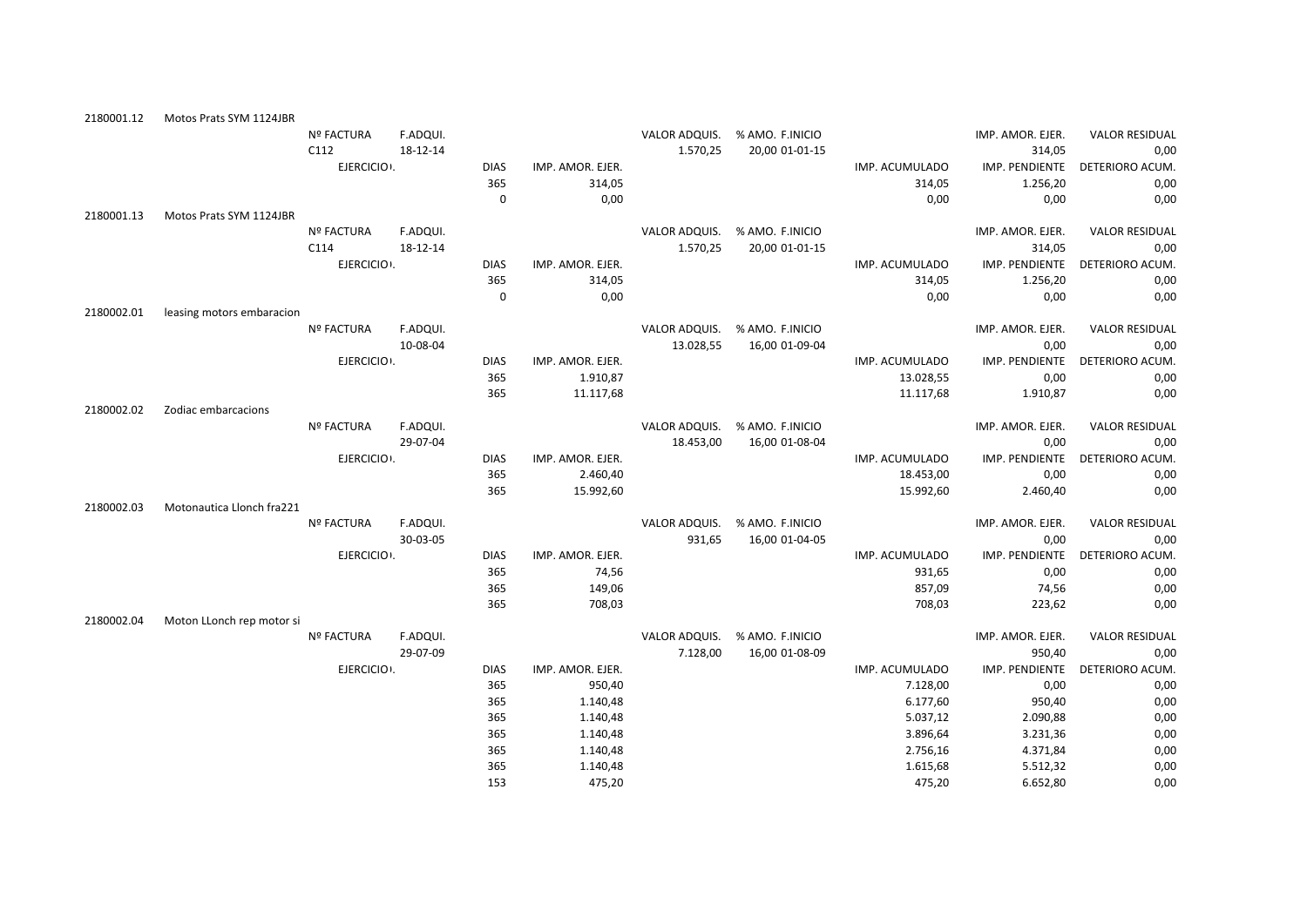| | | | | | | | | | | | |
|---|---|---|---|---|---|---|---|---|---|---|---|
| 2180001.12 | Motos Prats SYM 1124JBR | | | | | | | | | | |
| | | Nº FACTURA | F.ADQUI. | | | VALOR ADQUIS. | % AMO. F.INICIO | | | IMP. AMOR. EJER. | VALOR RESIDUAL |
| | | C112 | 18-12-14 | | | 1.570,25 | 20,00 01-01-15 | | | 314,05 | 0,00 |
| | | EJERCICIO. | | DIAS | IMP. AMOR. EJER. | | | | IMP. ACUMULADO | IMP. PENDIENTE | DETERIORO ACUM. |
| | | | | 365 | 314,05 | | | | 314,05 | 1.256,20 | 0,00 |
| | | | | 0 | 0,00 | | | | 0,00 | 0,00 | 0,00 |
| 2180001.13 | Motos Prats SYM 1124JBR | | | | | | | | | | |
| | | Nº FACTURA | F.ADQUI. | | | VALOR ADQUIS. | % AMO. F.INICIO | | | IMP. AMOR. EJER. | VALOR RESIDUAL |
| | | C114 | 18-12-14 | | | 1.570,25 | 20,00 01-01-15 | | | 314,05 | 0,00 |
| | | EJERCICIO. | | DIAS | IMP. AMOR. EJER. | | | | IMP. ACUMULADO | IMP. PENDIENTE | DETERIORO ACUM. |
| | | | | 365 | 314,05 | | | | 314,05 | 1.256,20 | 0,00 |
| | | | | 0 | 0,00 | | | | 0,00 | 0,00 | 0,00 |
| 2180002.01 | leasing motors embaracion | | | | | | | | | | |
| | | Nº FACTURA | F.ADQUI. | | | VALOR ADQUIS. | % AMO. F.INICIO | | | IMP. AMOR. EJER. | VALOR RESIDUAL |
| | | | 10-08-04 | | | 13.028,55 | 16,00 01-09-04 | | | 0,00 | 0,00 |
| | | EJERCICIO. | | DIAS | IMP. AMOR. EJER. | | | | IMP. ACUMULADO | IMP. PENDIENTE | DETERIORO ACUM. |
| | | | | 365 | 1.910,87 | | | | 13.028,55 | 0,00 | 0,00 |
| | | | | 365 | 11.117,68 | | | | 11.117,68 | 1.910,87 | 0,00 |
| 2180002.02 | Zodiac embarcacions | | | | | | | | | | |
| | | Nº FACTURA | F.ADQUI. | | | VALOR ADQUIS. | % AMO. F.INICIO | | | IMP. AMOR. EJER. | VALOR RESIDUAL |
| | | | 29-07-04 | | | 18.453,00 | 16,00 01-08-04 | | | 0,00 | 0,00 |
| | | EJERCICIO. | | DIAS | IMP. AMOR. EJER. | | | | IMP. ACUMULADO | IMP. PENDIENTE | DETERIORO ACUM. |
| | | | | 365 | 2.460,40 | | | | 18.453,00 | 0,00 | 0,00 |
| | | | | 365 | 15.992,60 | | | | 15.992,60 | 2.460,40 | 0,00 |
| 2180002.03 | Motonautica Llonch fra221 | | | | | | | | | | |
| | | Nº FACTURA | F.ADQUI. | | | VALOR ADQUIS. | % AMO. F.INICIO | | | IMP. AMOR. EJER. | VALOR RESIDUAL |
| | | | 30-03-05 | | | 931,65 | 16,00 01-04-05 | | | 0,00 | 0,00 |
| | | EJERCICIO. | | DIAS | IMP. AMOR. EJER. | | | | IMP. ACUMULADO | IMP. PENDIENTE | DETERIORO ACUM. |
| | | | | 365 | 74,56 | | | | 931,65 | 0,00 | 0,00 |
| | | | | 365 | 149,06 | | | | 857,09 | 74,56 | 0,00 |
| | | | | 365 | 708,03 | | | | 708,03 | 223,62 | 0,00 |
| 2180002.04 | Moton LLonch rep motor si | | | | | | | | | | |
| | | Nº FACTURA | F.ADQUI. | | | VALOR ADQUIS. | % AMO. F.INICIO | | | IMP. AMOR. EJER. | VALOR RESIDUAL |
| | | | 29-07-09 | | | 7.128,00 | 16,00 01-08-09 | | | 950,40 | 0,00 |
| | | EJERCICIO. | | DIAS | IMP. AMOR. EJER. | | | | IMP. ACUMULADO | IMP. PENDIENTE | DETERIORO ACUM. |
| | | | | 365 | 950,40 | | | | 7.128,00 | 0,00 | 0,00 |
| | | | | 365 | 1.140,48 | | | | 6.177,60 | 950,40 | 0,00 |
| | | | | 365 | 1.140,48 | | | | 5.037,12 | 2.090,88 | 0,00 |
| | | | | 365 | 1.140,48 | | | | 3.896,64 | 3.231,36 | 0,00 |
| | | | | 365 | 1.140,48 | | | | 2.756,16 | 4.371,84 | 0,00 |
| | | | | 365 | 1.140,48 | | | | 1.615,68 | 5.512,32 | 0,00 |
| | | | | 153 | 475,20 | | | | 475,20 | 6.652,80 | 0,00 |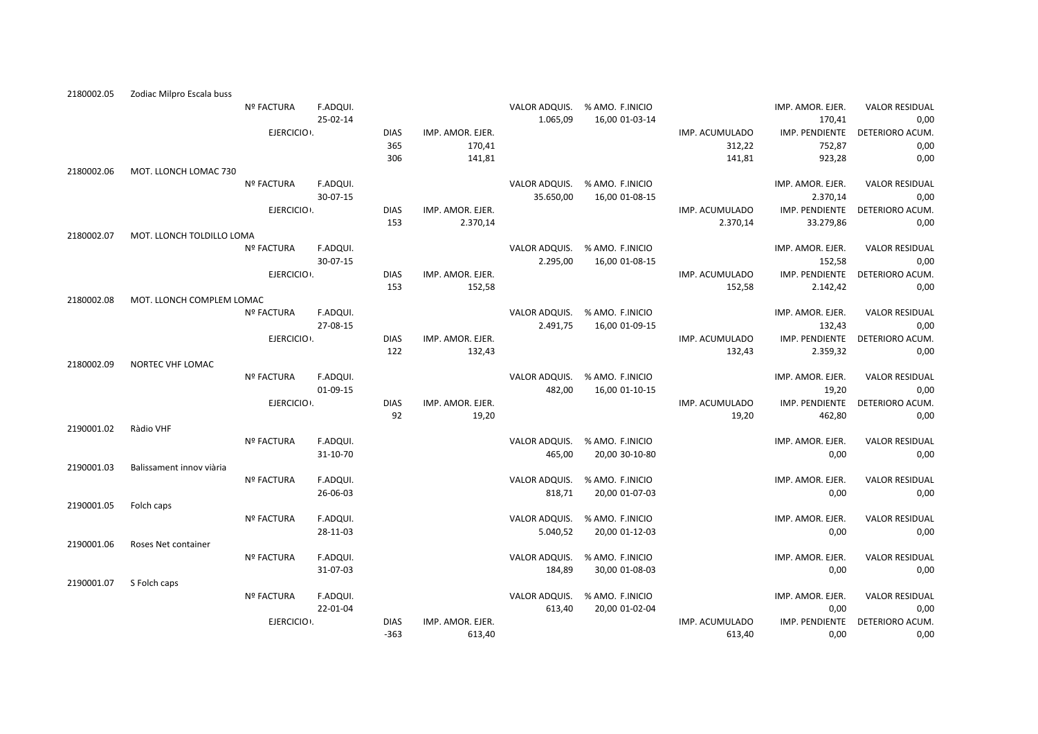| | | | | | | | | | | |
|---|---|---|---|---|---|---|---|---|---|---|
| 2180002.05 | Zodiac Milpro Escala buss | | | | | | | | | |
| | | Nº FACTURA | F.ADQUI. | | | VALOR ADQUIS. | % AMO. F.INICIO | | IMP. AMOR. EJER. | VALOR RESIDUAL |
| | | | 25-02-14 | | | 1.065,09 | 16,00 01-03-14 | | 170,41 | 0,00 |
| | | EJERCICIO | | DIAS | IMP. AMOR. EJER. | | | IMP. ACUMULADO | IMP. PENDIENTE | DETERIORO ACUM. |
| | | | | 365 | 170,41 | | | 312,22 | 752,87 | 0,00 |
| | | | | 306 | 141,81 | | | 141,81 | 923,28 | 0,00 |
| 2180002.06 | MOT. LLONCH LOMAC 730 | | | | | | | | | |
| | | Nº FACTURA | F.ADQUI. | | | VALOR ADQUIS. | % AMO. F.INICIO | | IMP. AMOR. EJER. | VALOR RESIDUAL |
| | | | 30-07-15 | | | 35.650,00 | 16,00 01-08-15 | | 2.370,14 | 0,00 |
| | | EJERCICIO | | DIAS | IMP. AMOR. EJER. | | | IMP. ACUMULADO | IMP. PENDIENTE | DETERIORO ACUM. |
| | | | | 153 | 2.370,14 | | | 2.370,14 | 33.279,86 | 0,00 |
| 2180002.07 | MOT. LLONCH TOLDILLO LOMA | | | | | | | | | |
| | | Nº FACTURA | F.ADQUI. | | | VALOR ADQUIS. | % AMO. F.INICIO | | IMP. AMOR. EJER. | VALOR RESIDUAL |
| | | | 30-07-15 | | | 2.295,00 | 16,00 01-08-15 | | 152,58 | 0,00 |
| | | EJERCICIO | | DIAS | IMP. AMOR. EJER. | | | IMP. ACUMULADO | IMP. PENDIENTE | DETERIORO ACUM. |
| | | | | 153 | 152,58 | | | 152,58 | 2.142,42 | 0,00 |
| 2180002.08 | MOT. LLONCH COMPLEM LOMAC | | | | | | | | | |
| | | Nº FACTURA | F.ADQUI. | | | VALOR ADQUIS. | % AMO. F.INICIO | | IMP. AMOR. EJER. | VALOR RESIDUAL |
| | | | 27-08-15 | | | 2.491,75 | 16,00 01-09-15 | | 132,43 | 0,00 |
| | | EJERCICIO | | DIAS | IMP. AMOR. EJER. | | | IMP. ACUMULADO | IMP. PENDIENTE | DETERIORO ACUM. |
| | | | | 122 | 132,43 | | | 132,43 | 2.359,32 | 0,00 |
| 2180002.09 | NORTEC VHF LOMAC | | | | | | | | | |
| | | Nº FACTURA | F.ADQUI. | | | VALOR ADQUIS. | % AMO. F.INICIO | | IMP. AMOR. EJER. | VALOR RESIDUAL |
| | | | 01-09-15 | | | 482,00 | 16,00 01-10-15 | | 19,20 | 0,00 |
| | | EJERCICIO | | DIAS | IMP. AMOR. EJER. | | | IMP. ACUMULADO | IMP. PENDIENTE | DETERIORO ACUM. |
| | | | | 92 | 19,20 | | | 19,20 | 462,80 | 0,00 |
| 2190001.02 | Ràdio VHF | | | | | | | | | |
| | | Nº FACTURA | F.ADQUI. | | | VALOR ADQUIS. | % AMO. F.INICIO | | IMP. AMOR. EJER. | VALOR RESIDUAL |
| | | | 31-10-70 | | | 465,00 | 20,00 30-10-80 | | 0,00 | 0,00 |
| 2190001.03 | Balissament innov viària | | | | | | | | | |
| | | Nº FACTURA | F.ADQUI. | | | VALOR ADQUIS. | % AMO. F.INICIO | | IMP. AMOR. EJER. | VALOR RESIDUAL |
| | | | 26-06-03 | | | 818,71 | 20,00 01-07-03 | | 0,00 | 0,00 |
| 2190001.05 | Folch caps | | | | | | | | | |
| | | Nº FACTURA | F.ADQUI. | | | VALOR ADQUIS. | % AMO. F.INICIO | | IMP. AMOR. EJER. | VALOR RESIDUAL |
| | | | 28-11-03 | | | 5.040,52 | 20,00 01-12-03 | | 0,00 | 0,00 |
| 2190001.06 | Roses Net container | | | | | | | | | |
| | | Nº FACTURA | F.ADQUI. | | | VALOR ADQUIS. | % AMO. F.INICIO | | IMP. AMOR. EJER. | VALOR RESIDUAL |
| | | | 31-07-03 | | | 184,89 | 30,00 01-08-03 | | 0,00 | 0,00 |
| 2190001.07 | S Folch caps | | | | | | | | | |
| | | Nº FACTURA | F.ADQUI. | | | VALOR ADQUIS. | % AMO. F.INICIO | | IMP. AMOR. EJER. | VALOR RESIDUAL |
| | | | 22-01-04 | | | 613,40 | 20,00 01-02-04 | | 0,00 | 0,00 |
| | | EJERCICIO | | DIAS | IMP. AMOR. EJER. | | | IMP. ACUMULADO | IMP. PENDIENTE | DETERIORO ACUM. |
| | | | | -363 | 613,40 | | | 613,40 | 0,00 | 0,00 |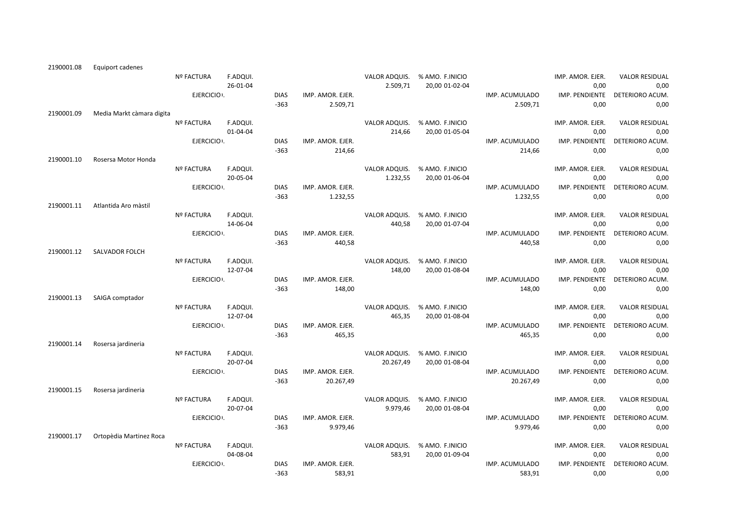| | | | | | | | | | | | |
|---|---|---|---|---|---|---|---|---|---|---|---|
| 2190001.08 | Equiport cadenes | | | | | | | | | | |
| | | Nº FACTURA | F.ADQUI. | | | VALOR ADQUIS. | % AMO. F.INICIO | | | IMP. AMOR. EJER. | VALOR RESIDUAL |
| | | | 26-01-04 | | | 2.509,71 | 20,00 01-02-04 | | | 0,00 | 0,00 |
| | | EJERCICIO . | | DIAS | IMP. AMOR. EJER. | | | | IMP. ACUMULADO | IMP. PENDIENTE | DETERIORO ACUM. |
| | | | | -363 | 2.509,71 | | | | 2.509,71 | 0,00 | 0,00 |
| 2190001.09 | Media Markt càmara digita | | | | | | | | | | |
| | | Nº FACTURA | F.ADQUI. | | | VALOR ADQUIS. | % AMO. F.INICIO | | | IMP. AMOR. EJER. | VALOR RESIDUAL |
| | | | 01-04-04 | | | 214,66 | 20,00 01-05-04 | | | 0,00 | 0,00 |
| | | EJERCICIO . | | DIAS | IMP. AMOR. EJER. | | | | IMP. ACUMULADO | IMP. PENDIENTE | DETERIORO ACUM. |
| | | | | -363 | 214,66 | | | | 214,66 | 0,00 | 0,00 |
| 2190001.10 | Rosersa Motor Honda | | | | | | | | | | |
| | | Nº FACTURA | F.ADQUI. | | | VALOR ADQUIS. | % AMO. F.INICIO | | | IMP. AMOR. EJER. | VALOR RESIDUAL |
| | | | 20-05-04 | | | 1.232,55 | 20,00 01-06-04 | | | 0,00 | 0,00 |
| | | EJERCICIO . | | DIAS | IMP. AMOR. EJER. | | | | IMP. ACUMULADO | IMP. PENDIENTE | DETERIORO ACUM. |
| | | | | -363 | 1.232,55 | | | | 1.232,55 | 0,00 | 0,00 |
| 2190001.11 | Atlantida Aro màstil | | | | | | | | | | |
| | | Nº FACTURA | F.ADQUI. | | | VALOR ADQUIS. | % AMO. F.INICIO | | | IMP. AMOR. EJER. | VALOR RESIDUAL |
| | | | 14-06-04 | | | 440,58 | 20,00 01-07-04 | | | 0,00 | 0,00 |
| | | EJERCICIO . | | DIAS | IMP. AMOR. EJER. | | | | IMP. ACUMULADO | IMP. PENDIENTE | DETERIORO ACUM. |
| | | | | -363 | 440,58 | | | | 440,58 | 0,00 | 0,00 |
| 2190001.12 | SALVADOR FOLCH | | | | | | | | | | |
| | | Nº FACTURA | F.ADQUI. | | | VALOR ADQUIS. | % AMO. F.INICIO | | | IMP. AMOR. EJER. | VALOR RESIDUAL |
| | | | 12-07-04 | | | 148,00 | 20,00 01-08-04 | | | 0,00 | 0,00 |
| | | EJERCICIO . | | DIAS | IMP. AMOR. EJER. | | | | IMP. ACUMULADO | IMP. PENDIENTE | DETERIORO ACUM. |
| | | | | -363 | 148,00 | | | | 148,00 | 0,00 | 0,00 |
| 2190001.13 | SAIGA comptador | | | | | | | | | | |
| | | Nº FACTURA | F.ADQUI. | | | VALOR ADQUIS. | % AMO. F.INICIO | | | IMP. AMOR. EJER. | VALOR RESIDUAL |
| | | | 12-07-04 | | | 465,35 | 20,00 01-08-04 | | | 0,00 | 0,00 |
| | | EJERCICIO . | | DIAS | IMP. AMOR. EJER. | | | | IMP. ACUMULADO | IMP. PENDIENTE | DETERIORO ACUM. |
| | | | | -363 | 465,35 | | | | 465,35 | 0,00 | 0,00 |
| 2190001.14 | Rosersa jardineria | | | | | | | | | | |
| | | Nº FACTURA | F.ADQUI. | | | VALOR ADQUIS. | % AMO. F.INICIO | | | IMP. AMOR. EJER. | VALOR RESIDUAL |
| | | | 20-07-04 | | | 20.267,49 | 20,00 01-08-04 | | | 0,00 | 0,00 |
| | | EJERCICIO . | | DIAS | IMP. AMOR. EJER. | | | | IMP. ACUMULADO | IMP. PENDIENTE | DETERIORO ACUM. |
| | | | | -363 | 20.267,49 | | | | 20.267,49 | 0,00 | 0,00 |
| 2190001.15 | Rosersa jardineria | | | | | | | | | | |
| | | Nº FACTURA | F.ADQUI. | | | VALOR ADQUIS. | % AMO. F.INICIO | | | IMP. AMOR. EJER. | VALOR RESIDUAL |
| | | | 20-07-04 | | | 9.979,46 | 20,00 01-08-04 | | | 0,00 | 0,00 |
| | | EJERCICIO . | | DIAS | IMP. AMOR. EJER. | | | | IMP. ACUMULADO | IMP. PENDIENTE | DETERIORO ACUM. |
| | | | | -363 | 9.979,46 | | | | 9.979,46 | 0,00 | 0,00 |
| 2190001.17 | Ortopèdia Martinez Roca | | | | | | | | | | |
| | | Nº FACTURA | F.ADQUI. | | | VALOR ADQUIS. | % AMO. F.INICIO | | | IMP. AMOR. EJER. | VALOR RESIDUAL |
| | | | 04-08-04 | | | 583,91 | 20,00 01-09-04 | | | 0,00 | 0,00 |
| | | EJERCICIO . | | DIAS | IMP. AMOR. EJER. | | | | IMP. ACUMULADO | IMP. PENDIENTE | DETERIORO ACUM. |
| | | | | -363 | 583,91 | | | | 583,91 | 0,00 | 0,00 |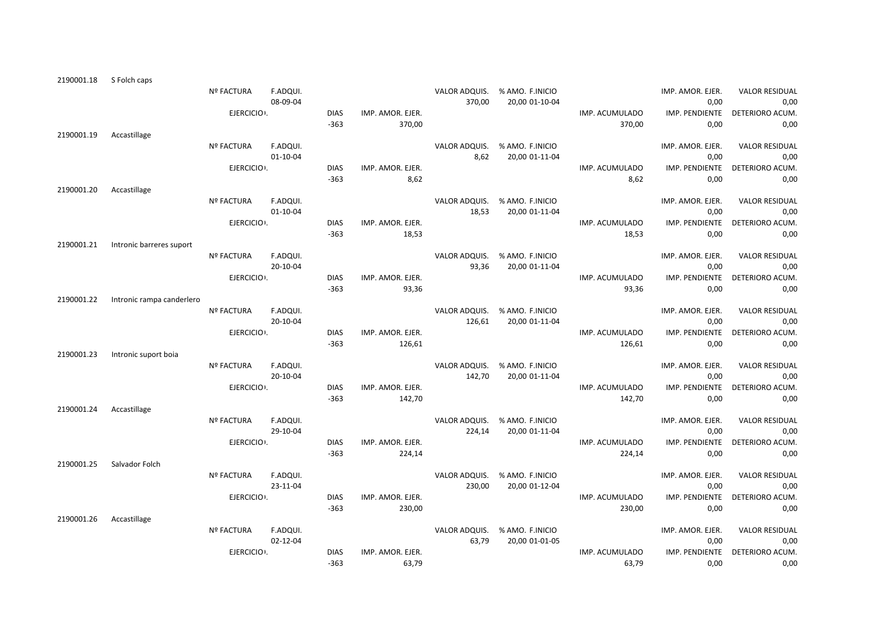| | | | | | | | | | | |
|---|---|---|---|---|---|---|---|---|---|---|
| 2190001.18 | S Folch caps | | | | | | | | | |
| | | Nº FACTURA | F.ADQUI. | | | VALOR ADQUIS. | % AMO. F.INICIO | | IMP. AMOR. EJER. | VALOR RESIDUAL |
| | | | 08-09-04 | | | 370,00 | 20,00 01-10-04 | | 0,00 | 0,00 |
| | | EJERCICIO | | DIAS | IMP. AMOR. EJER. | | | IMP. ACUMULADO | IMP. PENDIENTE | DETERIORO ACUM. |
| | | | | -363 | 370,00 | | | 370,00 | 0,00 | 0,00 |
| 2190001.19 | Accastillage | | | | | | | | | |
| | | Nº FACTURA | F.ADQUI. | | | VALOR ADQUIS. | % AMO. F.INICIO | | IMP. AMOR. EJER. | VALOR RESIDUAL |
| | | | 01-10-04 | | | 8,62 | 20,00 01-11-04 | | 0,00 | 0,00 |
| | | EJERCICIO | | DIAS | IMP. AMOR. EJER. | | | IMP. ACUMULADO | IMP. PENDIENTE | DETERIORO ACUM. |
| | | | | -363 | 8,62 | | | 8,62 | 0,00 | 0,00 |
| 2190001.20 | Accastillage | | | | | | | | | |
| | | Nº FACTURA | F.ADQUI. | | | VALOR ADQUIS. | % AMO. F.INICIO | | IMP. AMOR. EJER. | VALOR RESIDUAL |
| | | | 01-10-04 | | | 18,53 | 20,00 01-11-04 | | 0,00 | 0,00 |
| | | EJERCICIO | | DIAS | IMP. AMOR. EJER. | | | IMP. ACUMULADO | IMP. PENDIENTE | DETERIORO ACUM. |
| | | | | -363 | 18,53 | | | 18,53 | 0,00 | 0,00 |
| 2190001.21 | Intronic barreres suport | | | | | | | | | |
| | | Nº FACTURA | F.ADQUI. | | | VALOR ADQUIS. | % AMO. F.INICIO | | IMP. AMOR. EJER. | VALOR RESIDUAL |
| | | | 20-10-04 | | | 93,36 | 20,00 01-11-04 | | 0,00 | 0,00 |
| | | EJERCICIO | | DIAS | IMP. AMOR. EJER. | | | IMP. ACUMULADO | IMP. PENDIENTE | DETERIORO ACUM. |
| | | | | -363 | 93,36 | | | 93,36 | 0,00 | 0,00 |
| 2190001.22 | Intronic rampa canderlero | | | | | | | | | |
| | | Nº FACTURA | F.ADQUI. | | | VALOR ADQUIS. | % AMO. F.INICIO | | IMP. AMOR. EJER. | VALOR RESIDUAL |
| | | | 20-10-04 | | | 126,61 | 20,00 01-11-04 | | 0,00 | 0,00 |
| | | EJERCICIO | | DIAS | IMP. AMOR. EJER. | | | IMP. ACUMULADO | IMP. PENDIENTE | DETERIORO ACUM. |
| | | | | -363 | 126,61 | | | 126,61 | 0,00 | 0,00 |
| 2190001.23 | Intronic suport boia | | | | | | | | | |
| | | Nº FACTURA | F.ADQUI. | | | VALOR ADQUIS. | % AMO. F.INICIO | | IMP. AMOR. EJER. | VALOR RESIDUAL |
| | | | 20-10-04 | | | 142,70 | 20,00 01-11-04 | | 0,00 | 0,00 |
| | | EJERCICIO | | DIAS | IMP. AMOR. EJER. | | | IMP. ACUMULADO | IMP. PENDIENTE | DETERIORO ACUM. |
| | | | | -363 | 142,70 | | | 142,70 | 0,00 | 0,00 |
| 2190001.24 | Accastillage | | | | | | | | | |
| | | Nº FACTURA | F.ADQUI. | | | VALOR ADQUIS. | % AMO. F.INICIO | | IMP. AMOR. EJER. | VALOR RESIDUAL |
| | | | 29-10-04 | | | 224,14 | 20,00 01-11-04 | | 0,00 | 0,00 |
| | | EJERCICIO | | DIAS | IMP. AMOR. EJER. | | | IMP. ACUMULADO | IMP. PENDIENTE | DETERIORO ACUM. |
| | | | | -363 | 224,14 | | | 224,14 | 0,00 | 0,00 |
| 2190001.25 | Salvador Folch | | | | | | | | | |
| | | Nº FACTURA | F.ADQUI. | | | VALOR ADQUIS. | % AMO. F.INICIO | | IMP. AMOR. EJER. | VALOR RESIDUAL |
| | | | 23-11-04 | | | 230,00 | 20,00 01-12-04 | | 0,00 | 0,00 |
| | | EJERCICIO | | DIAS | IMP. AMOR. EJER. | | | IMP. ACUMULADO | IMP. PENDIENTE | DETERIORO ACUM. |
| | | | | -363 | 230,00 | | | 230,00 | 0,00 | 0,00 |
| 2190001.26 | Accastillage | | | | | | | | | |
| | | Nº FACTURA | F.ADQUI. | | | VALOR ADQUIS. | % AMO. F.INICIO | | IMP. AMOR. EJER. | VALOR RESIDUAL |
| | | | 02-12-04 | | | 63,79 | 20,00 01-01-05 | | 0,00 | 0,00 |
| | | EJERCICIO | | DIAS | IMP. AMOR. EJER. | | | IMP. ACUMULADO | IMP. PENDIENTE | DETERIORO ACUM. |
| | | | | -363 | 63,79 | | | 63,79 | 0,00 | 0,00 |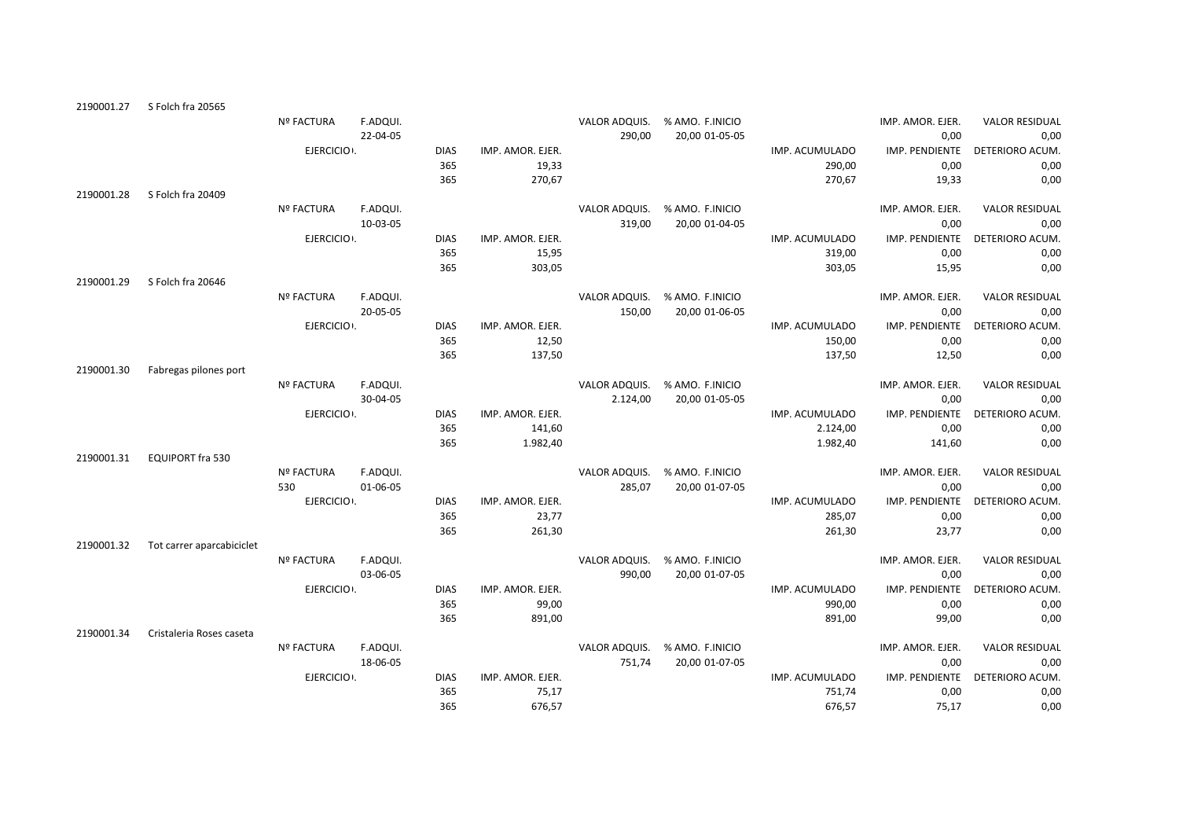| | | | | | | | | | | | |
|---|---|---|---|---|---|---|---|---|---|---|---|
| 2190001.27 | S Folch fra 20565 | | | | | | | | | | |
| | | Nº FACTURA | F.ADQUI. | | | VALOR ADQUIS. | % AMO. | F.INICIO | | IMP. AMOR. EJER. | VALOR RESIDUAL |
| | | | 22-04-05 | | | 290,00 | 20,00 | 01-05-05 | | 0,00 | 0,00 |
| | | EJERCICIO | | DIAS | IMP. AMOR. EJER. | | | | IMP. ACUMULADO | IMP. PENDIENTE | DETERIORO ACUM. |
| | | | | 365 | 19,33 | | | | 290,00 | 0,00 | 0,00 |
| | | | | 365 | 270,67 | | | | 270,67 | 19,33 | 0,00 |
| 2190001.28 | S Folch fra 20409 | | | | | | | | | | |
| | | Nº FACTURA | F.ADQUI. | | | VALOR ADQUIS. | % AMO. | F.INICIO | | IMP. AMOR. EJER. | VALOR RESIDUAL |
| | | | 10-03-05 | | | 319,00 | 20,00 | 01-04-05 | | 0,00 | 0,00 |
| | | EJERCICIO | | DIAS | IMP. AMOR. EJER. | | | | IMP. ACUMULADO | IMP. PENDIENTE | DETERIORO ACUM. |
| | | | | 365 | 15,95 | | | | 319,00 | 0,00 | 0,00 |
| | | | | 365 | 303,05 | | | | 303,05 | 15,95 | 0,00 |
| 2190001.29 | S Folch fra 20646 | | | | | | | | | | |
| | | Nº FACTURA | F.ADQUI. | | | VALOR ADQUIS. | % AMO. | F.INICIO | | IMP. AMOR. EJER. | VALOR RESIDUAL |
| | | | 20-05-05 | | | 150,00 | 20,00 | 01-06-05 | | 0,00 | 0,00 |
| | | EJERCICIO | | DIAS | IMP. AMOR. EJER. | | | | IMP. ACUMULADO | IMP. PENDIENTE | DETERIORO ACUM. |
| | | | | 365 | 12,50 | | | | 150,00 | 0,00 | 0,00 |
| | | | | 365 | 137,50 | | | | 137,50 | 12,50 | 0,00 |
| 2190001.30 | Fabregas pilones port | | | | | | | | | | |
| | | Nº FACTURA | F.ADQUI. | | | VALOR ADQUIS. | % AMO. | F.INICIO | | IMP. AMOR. EJER. | VALOR RESIDUAL |
| | | | 30-04-05 | | | 2.124,00 | 20,00 | 01-05-05 | | 0,00 | 0,00 |
| | | EJERCICIO | | DIAS | IMP. AMOR. EJER. | | | | IMP. ACUMULADO | IMP. PENDIENTE | DETERIORO ACUM. |
| | | | | 365 | 141,60 | | | | 2.124,00 | 0,00 | 0,00 |
| | | | | 365 | 1.982,40 | | | | 1.982,40 | 141,60 | 0,00 |
| 2190001.31 | EQUIPORT fra 530 | | | | | | | | | | |
| | | Nº FACTURA | F.ADQUI. | | | VALOR ADQUIS. | % AMO. | F.INICIO | | IMP. AMOR. EJER. | VALOR RESIDUAL |
| | | 530 | 01-06-05 | | | 285,07 | 20,00 | 01-07-05 | | 0,00 | 0,00 |
| | | EJERCICIO | | DIAS | IMP. AMOR. EJER. | | | | IMP. ACUMULADO | IMP. PENDIENTE | DETERIORO ACUM. |
| | | | | 365 | 23,77 | | | | 285,07 | 0,00 | 0,00 |
| | | | | 365 | 261,30 | | | | 261,30 | 23,77 | 0,00 |
| 2190001.32 | Tot carrer aparcabiciclet | | | | | | | | | | |
| | | Nº FACTURA | F.ADQUI. | | | VALOR ADQUIS. | % AMO. | F.INICIO | | IMP. AMOR. EJER. | VALOR RESIDUAL |
| | | | 03-06-05 | | | 990,00 | 20,00 | 01-07-05 | | 0,00 | 0,00 |
| | | EJERCICIO | | DIAS | IMP. AMOR. EJER. | | | | IMP. ACUMULADO | IMP. PENDIENTE | DETERIORO ACUM. |
| | | | | 365 | 99,00 | | | | 990,00 | 0,00 | 0,00 |
| | | | | 365 | 891,00 | | | | 891,00 | 99,00 | 0,00 |
| 2190001.34 | Cristaleria Roses caseta | | | | | | | | | | |
| | | Nº FACTURA | F.ADQUI. | | | VALOR ADQUIS. | % AMO. | F.INICIO | | IMP. AMOR. EJER. | VALOR RESIDUAL |
| | | | 18-06-05 | | | 751,74 | 20,00 | 01-07-05 | | 0,00 | 0,00 |
| | | EJERCICIO | | DIAS | IMP. AMOR. EJER. | | | | IMP. ACUMULADO | IMP. PENDIENTE | DETERIORO ACUM. |
| | | | | 365 | 75,17 | | | | 751,74 | 0,00 | 0,00 |
| | | | | 365 | 676,57 | | | | 676,57 | 75,17 | 0,00 |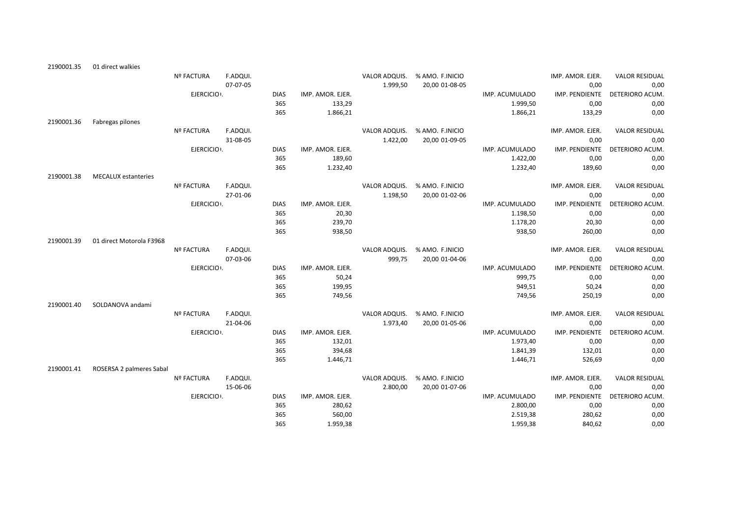| | | | | | | | | | | |
|---|---|---|---|---|---|---|---|---|---|---|
| 2190001.35 | 01 direct walkies | | | | | | | | | |
| | | Nº FACTURA | F.ADQUI. | | | VALOR ADQUIS. | % AMO. F.INICIO | | IMP. AMOR. EJER. | VALOR RESIDUAL |
| | | | 07-07-05 | | | 1.999,50 | 20,00 01-08-05 | | 0,00 | 0,00 |
| | | EJERCICIO. | | DIAS | IMP. AMOR. EJER. | | | IMP. ACUMULADO | IMP. PENDIENTE | DETERIORO ACUM. |
| | | | | 365 | 133,29 | | | 1.999,50 | 0,00 | 0,00 |
| | | | | 365 | 1.866,21 | | | 1.866,21 | 133,29 | 0,00 |
| 2190001.36 | Fabregas pilones | | | | | | | | | |
| | | Nº FACTURA | F.ADQUI. | | | VALOR ADQUIS. | % AMO. F.INICIO | | IMP. AMOR. EJER. | VALOR RESIDUAL |
| | | | 31-08-05 | | | 1.422,00 | 20,00 01-09-05 | | 0,00 | 0,00 |
| | | EJERCICIO. | | DIAS | IMP. AMOR. EJER. | | | IMP. ACUMULADO | IMP. PENDIENTE | DETERIORO ACUM. |
| | | | | 365 | 189,60 | | | 1.422,00 | 0,00 | 0,00 |
| | | | | 365 | 1.232,40 | | | 1.232,40 | 189,60 | 0,00 |
| 2190001.38 | MECALUX estanteries | | | | | | | | | |
| | | Nº FACTURA | F.ADQUI. | | | VALOR ADQUIS. | % AMO. F.INICIO | | IMP. AMOR. EJER. | VALOR RESIDUAL |
| | | | 27-01-06 | | | 1.198,50 | 20,00 01-02-06 | | 0,00 | 0,00 |
| | | EJERCICIO. | | DIAS | IMP. AMOR. EJER. | | | IMP. ACUMULADO | IMP. PENDIENTE | DETERIORO ACUM. |
| | | | | 365 | 20,30 | | | 1.198,50 | 0,00 | 0,00 |
| | | | | 365 | 239,70 | | | 1.178,20 | 20,30 | 0,00 |
| | | | | 365 | 938,50 | | | 938,50 | 260,00 | 0,00 |
| 2190001.39 | 01 direct Motorola F3968 | | | | | | | | | |
| | | Nº FACTURA | F.ADQUI. | | | VALOR ADQUIS. | % AMO. F.INICIO | | IMP. AMOR. EJER. | VALOR RESIDUAL |
| | | | 07-03-06 | | | 999,75 | 20,00 01-04-06 | | 0,00 | 0,00 |
| | | EJERCICIO. | | DIAS | IMP. AMOR. EJER. | | | IMP. ACUMULADO | IMP. PENDIENTE | DETERIORO ACUM. |
| | | | | 365 | 50,24 | | | 999,75 | 0,00 | 0,00 |
| | | | | 365 | 199,95 | | | 949,51 | 50,24 | 0,00 |
| | | | | 365 | 749,56 | | | 749,56 | 250,19 | 0,00 |
| 2190001.40 | SOLDANOVA andami | | | | | | | | | |
| | | Nº FACTURA | F.ADQUI. | | | VALOR ADQUIS. | % AMO. F.INICIO | | IMP. AMOR. EJER. | VALOR RESIDUAL |
| | | | 21-04-06 | | | 1.973,40 | 20,00 01-05-06 | | 0,00 | 0,00 |
| | | EJERCICIO. | | DIAS | IMP. AMOR. EJER. | | | IMP. ACUMULADO | IMP. PENDIENTE | DETERIORO ACUM. |
| | | | | 365 | 132,01 | | | 1.973,40 | 0,00 | 0,00 |
| | | | | 365 | 394,68 | | | 1.841,39 | 132,01 | 0,00 |
| | | | | 365 | 1.446,71 | | | 1.446,71 | 526,69 | 0,00 |
| 2190001.41 | ROSERSA 2 palmeres Sabal | | | | | | | | | |
| | | Nº FACTURA | F.ADQUI. | | | VALOR ADQUIS. | % AMO. F.INICIO | | IMP. AMOR. EJER. | VALOR RESIDUAL |
| | | | 15-06-06 | | | 2.800,00 | 20,00 01-07-06 | | 0,00 | 0,00 |
| | | EJERCICIO. | | DIAS | IMP. AMOR. EJER. | | | IMP. ACUMULADO | IMP. PENDIENTE | DETERIORO ACUM. |
| | | | | 365 | 280,62 | | | 2.800,00 | 0,00 | 0,00 |
| | | | | 365 | 560,00 | | | 2.519,38 | 280,62 | 0,00 |
| | | | | 365 | 1.959,38 | | | 1.959,38 | 840,62 | 0,00 |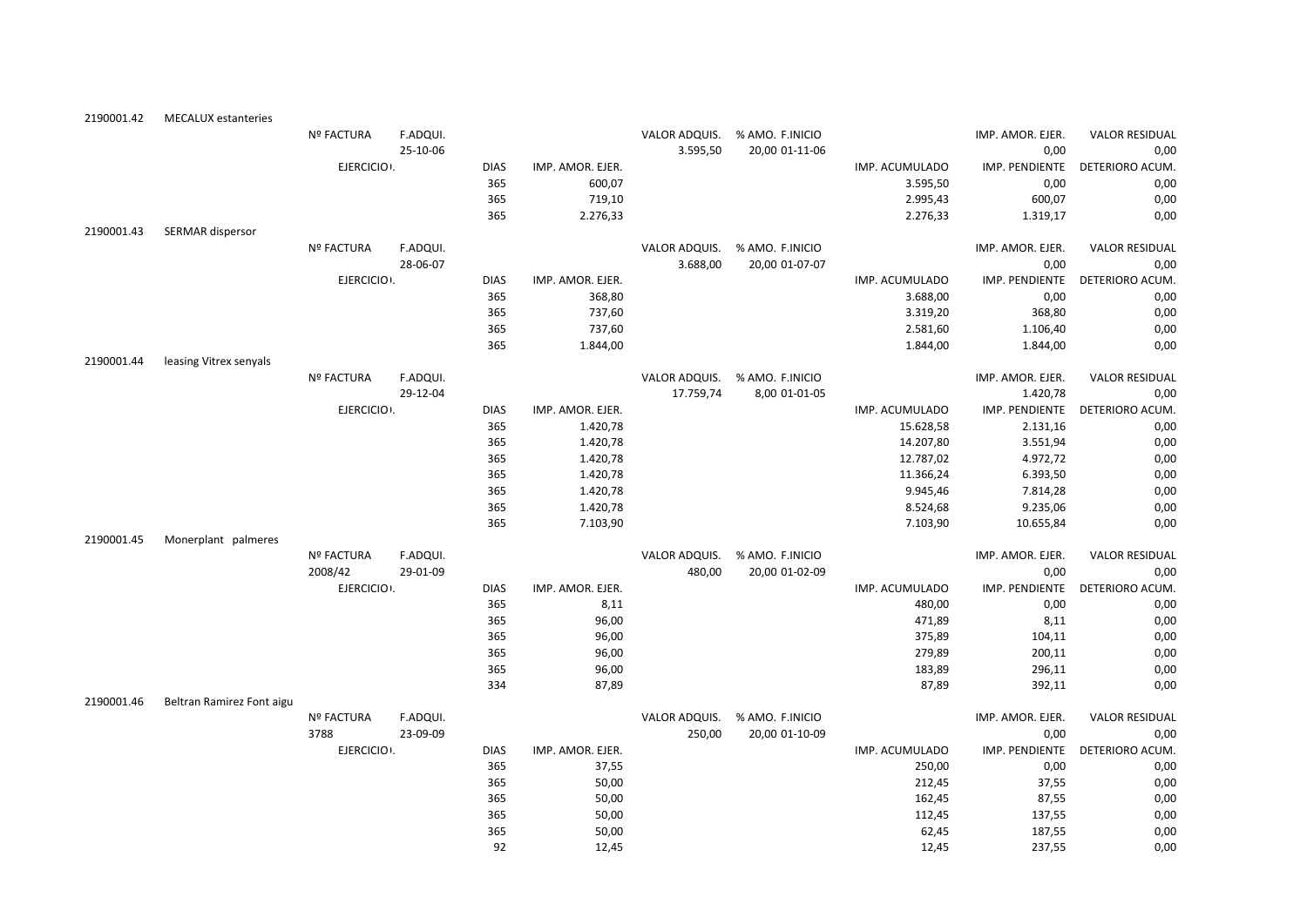| | | | | | | | | | | | |
|---|---|---|---|---|---|---|---|---|---|---|---|
| 2190001.42 | MECALUX estanteries | | | | | | | | | | |
| | | Nº FACTURA | F.ADQUI. | | | VALOR ADQUIS. | % AMO. F.INICIO | | | IMP. AMOR. EJER. | VALOR RESIDUAL |
| | | | 25-10-06 | | | 3.595,50 | 20,00 01-11-06 | | | 0,00 | 0,00 |
| | | EJERCICIO. | | DIAS | IMP. AMOR. EJER. | | | | IMP. ACUMULADO | IMP. PENDIENTE | DETERIORO ACUM. |
| | | | | 365 | 600,07 | | | | 3.595,50 | 0,00 | 0,00 |
| | | | | 365 | 719,10 | | | | 2.995,43 | 600,07 | 0,00 |
| | | | | 365 | 2.276,33 | | | | 2.276,33 | 1.319,17 | 0,00 |
| 2190001.43 | SERMAR dispersor | | | | | | | | | | |
| | | Nº FACTURA | F.ADQUI. | | | VALOR ADQUIS. | % AMO. F.INICIO | | | IMP. AMOR. EJER. | VALOR RESIDUAL |
| | | | 28-06-07 | | | 3.688,00 | 20,00 01-07-07 | | | 0,00 | 0,00 |
| | | EJERCICIO. | | DIAS | IMP. AMOR. EJER. | | | | IMP. ACUMULADO | IMP. PENDIENTE | DETERIORO ACUM. |
| | | | | 365 | 368,80 | | | | 3.688,00 | 0,00 | 0,00 |
| | | | | 365 | 737,60 | | | | 3.319,20 | 368,80 | 0,00 |
| | | | | 365 | 737,60 | | | | 2.581,60 | 1.106,40 | 0,00 |
| | | | | 365 | 1.844,00 | | | | 1.844,00 | 1.844,00 | 0,00 |
| 2190001.44 | leasing Vitrex senyals | | | | | | | | | | |
| | | Nº FACTURA | F.ADQUI. | | | VALOR ADQUIS. | % AMO. F.INICIO | | | IMP. AMOR. EJER. | VALOR RESIDUAL |
| | | | 29-12-04 | | | 17.759,74 | 8,00 01-01-05 | | | 1.420,78 | 0,00 |
| | | EJERCICIO. | | DIAS | IMP. AMOR. EJER. | | | | IMP. ACUMULADO | IMP. PENDIENTE | DETERIORO ACUM. |
| | | | | 365 | 1.420,78 | | | | 15.628,58 | 2.131,16 | 0,00 |
| | | | | 365 | 1.420,78 | | | | 14.207,80 | 3.551,94 | 0,00 |
| | | | | 365 | 1.420,78 | | | | 12.787,02 | 4.972,72 | 0,00 |
| | | | | 365 | 1.420,78 | | | | 11.366,24 | 6.393,50 | 0,00 |
| | | | | 365 | 1.420,78 | | | | 9.945,46 | 7.814,28 | 0,00 |
| | | | | 365 | 1.420,78 | | | | 8.524,68 | 9.235,06 | 0,00 |
| | | | | 365 | 7.103,90 | | | | 7.103,90 | 10.655,84 | 0,00 |
| 2190001.45 | Monerplant palmeres | | | | | | | | | | |
| | | Nº FACTURA | F.ADQUI. | | | VALOR ADQUIS. | % AMO. F.INICIO | | | IMP. AMOR. EJER. | VALOR RESIDUAL |
| | | 2008/42 | 29-01-09 | | | 480,00 | 20,00 01-02-09 | | | 0,00 | 0,00 |
| | | EJERCICIO. | | DIAS | IMP. AMOR. EJER. | | | | IMP. ACUMULADO | IMP. PENDIENTE | DETERIORO ACUM. |
| | | | | 365 | 8,11 | | | | 480,00 | 0,00 | 0,00 |
| | | | | 365 | 96,00 | | | | 471,89 | 8,11 | 0,00 |
| | | | | 365 | 96,00 | | | | 375,89 | 104,11 | 0,00 |
| | | | | 365 | 96,00 | | | | 279,89 | 200,11 | 0,00 |
| | | | | 365 | 96,00 | | | | 183,89 | 296,11 | 0,00 |
| | | | | 334 | 87,89 | | | | 87,89 | 392,11 | 0,00 |
| 2190001.46 | Beltran Ramirez Font aigu | | | | | | | | | | |
| | | Nº FACTURA | F.ADQUI. | | | VALOR ADQUIS. | % AMO. F.INICIO | | | IMP. AMOR. EJER. | VALOR RESIDUAL |
| | | 3788 | 23-09-09 | | | 250,00 | 20,00 01-10-09 | | | 0,00 | 0,00 |
| | | EJERCICIO. | | DIAS | IMP. AMOR. EJER. | | | | IMP. ACUMULADO | IMP. PENDIENTE | DETERIORO ACUM. |
| | | | | 365 | 37,55 | | | | 250,00 | 0,00 | 0,00 |
| | | | | 365 | 50,00 | | | | 212,45 | 37,55 | 0,00 |
| | | | | 365 | 50,00 | | | | 162,45 | 87,55 | 0,00 |
| | | | | 365 | 50,00 | | | | 112,45 | 137,55 | 0,00 |
| | | | | 365 | 50,00 | | | | 62,45 | 187,55 | 0,00 |
| | | | | 92 | 12,45 | | | | 12,45 | 237,55 | 0,00 |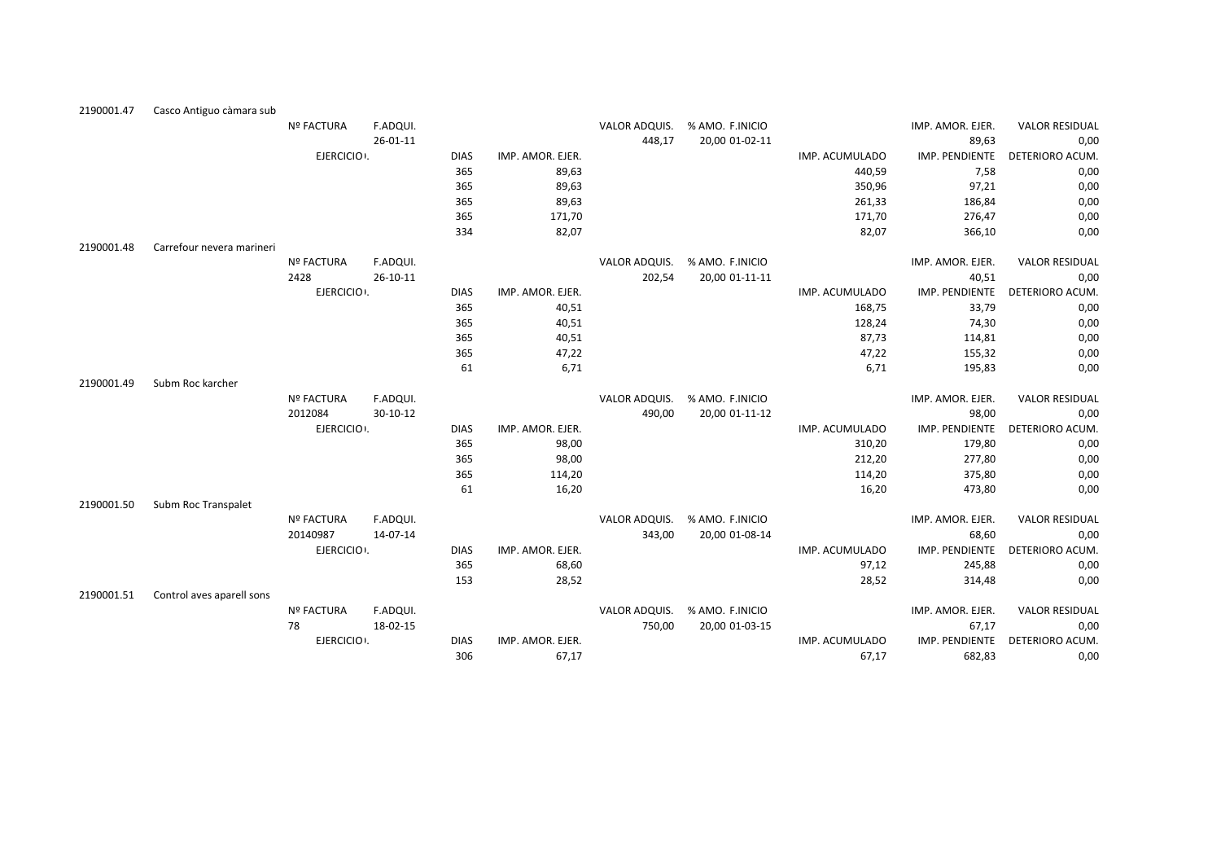| | | | | | | | | | | | |
|---|---|---|---|---|---|---|---|---|---|---|---|
| 2190001.47 | Casco Antiguo càmara sub | | | | | | | | | | |
| | | Nº FACTURA | F.ADQUI. | | | VALOR ADQUIS. | % AMO. F.INICIO | | IMP. AMOR. EJER. | VALOR RESIDUAL |
| | | | 26-01-11 | | | 448,17 | 20,00 01-02-11 | | 89,63 | 0,00 |
| | | EJERCICIO. | | DIAS | IMP. AMOR. EJER. | | | IMP. ACUMULADO | IMP. PENDIENTE | DETERIORO ACUM. |
| | | | | 365 | 89,63 | | | 440,59 | 7,58 | 0,00 |
| | | | | 365 | 89,63 | | | 350,96 | 97,21 | 0,00 |
| | | | | 365 | 89,63 | | | 261,33 | 186,84 | 0,00 |
| | | | | 365 | 171,70 | | | 171,70 | 276,47 | 0,00 |
| | | | | 334 | 82,07 | | | 82,07 | 366,10 | 0,00 |
| 2190001.48 | Carrefour nevera marineri | | | | | | | | | |
| | | Nº FACTURA | F.ADQUI. | | | VALOR ADQUIS. | % AMO. F.INICIO | | IMP. AMOR. EJER. | VALOR RESIDUAL |
| | | 2428 | 26-10-11 | | | 202,54 | 20,00 01-11-11 | | 40,51 | 0,00 |
| | | EJERCICIO. | | DIAS | IMP. AMOR. EJER. | | | IMP. ACUMULADO | IMP. PENDIENTE | DETERIORO ACUM. |
| | | | | 365 | 40,51 | | | 168,75 | 33,79 | 0,00 |
| | | | | 365 | 40,51 | | | 128,24 | 74,30 | 0,00 |
| | | | | 365 | 40,51 | | | 87,73 | 114,81 | 0,00 |
| | | | | 365 | 47,22 | | | 47,22 | 155,32 | 0,00 |
| | | | | 61 | 6,71 | | | 6,71 | 195,83 | 0,00 |
| 2190001.49 | Subm Roc karcher | | | | | | | | | |
| | | Nº FACTURA | F.ADQUI. | | | VALOR ADQUIS. | % AMO. F.INICIO | | IMP. AMOR. EJER. | VALOR RESIDUAL |
| | | 2012084 | 30-10-12 | | | 490,00 | 20,00 01-11-12 | | 98,00 | 0,00 |
| | | EJERCICIO. | | DIAS | IMP. AMOR. EJER. | | | IMP. ACUMULADO | IMP. PENDIENTE | DETERIORO ACUM. |
| | | | | 365 | 98,00 | | | 310,20 | 179,80 | 0,00 |
| | | | | 365 | 98,00 | | | 212,20 | 277,80 | 0,00 |
| | | | | 365 | 114,20 | | | 114,20 | 375,80 | 0,00 |
| | | | | 61 | 16,20 | | | 16,20 | 473,80 | 0,00 |
| 2190001.50 | Subm Roc Transpalet | | | | | | | | | |
| | | Nº FACTURA | F.ADQUI. | | | VALOR ADQUIS. | % AMO. F.INICIO | | IMP. AMOR. EJER. | VALOR RESIDUAL |
| | | 20140987 | 14-07-14 | | | 343,00 | 20,00 01-08-14 | | 68,60 | 0,00 |
| | | EJERCICIO. | | DIAS | IMP. AMOR. EJER. | | | IMP. ACUMULADO | IMP. PENDIENTE | DETERIORO ACUM. |
| | | | | 365 | 68,60 | | | 97,12 | 245,88 | 0,00 |
| | | | | 153 | 28,52 | | | 28,52 | 314,48 | 0,00 |
| 2190001.51 | Control aves aparell sons | | | | | | | | | |
| | | Nº FACTURA | F.ADQUI. | | | VALOR ADQUIS. | % AMO. F.INICIO | | IMP. AMOR. EJER. | VALOR RESIDUAL |
| | | 78 | 18-02-15 | | | 750,00 | 20,00 01-03-15 | | 67,17 | 0,00 |
| | | EJERCICIO. | | DIAS | IMP. AMOR. EJER. | | | IMP. ACUMULADO | IMP. PENDIENTE | DETERIORO ACUM. |
| | | | | 306 | 67,17 | | | 67,17 | 682,83 | 0,00 |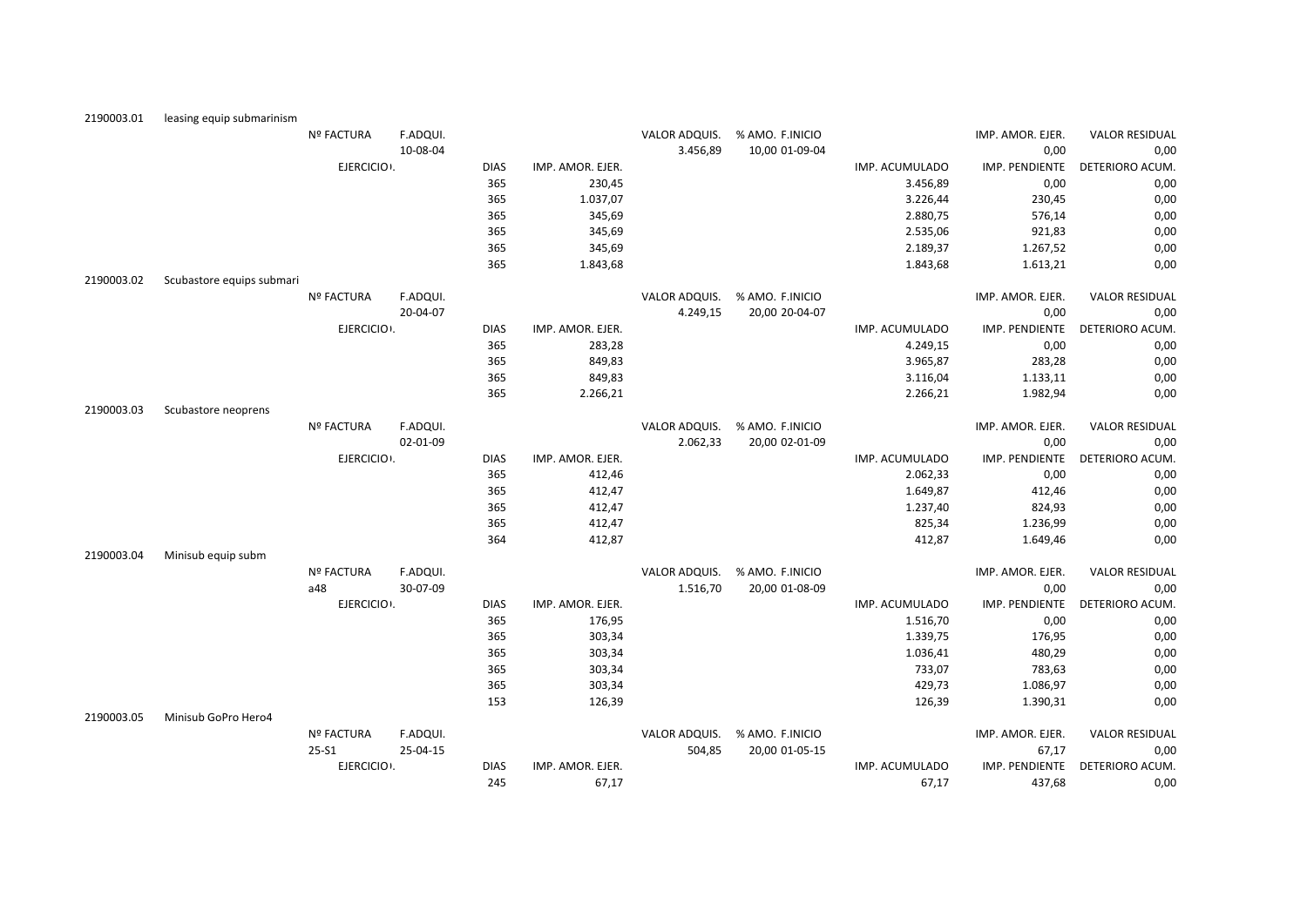| | | | | | | | | | | |
|---|---|---|---|---|---|---|---|---|---|---|
| 2190003.01 | leasing equip submarinism | | | | | | | | | |
| | | Nº FACTURA | F.ADQUI. | | | VALOR ADQUIS. | % AMO. F.INICIO | | IMP. AMOR. EJER. | VALOR RESIDUAL |
| | | | 10-08-04 | | | 3.456,89 | 10,00 01-09-04 | | 0,00 | 0,00 |
| | | EJERCICIO. | | DIAS | IMP. AMOR. EJER. | | | IMP. ACUMULADO | IMP. PENDIENTE | DETERIORO ACUM. |
| | | | | 365 | 230,45 | | | 3.456,89 | 0,00 | 0,00 |
| | | | | 365 | 1.037,07 | | | 3.226,44 | 230,45 | 0,00 |
| | | | | 365 | 345,69 | | | 2.880,75 | 576,14 | 0,00 |
| | | | | 365 | 345,69 | | | 2.535,06 | 921,83 | 0,00 |
| | | | | 365 | 345,69 | | | 2.189,37 | 1.267,52 | 0,00 |
| | | | | 365 | 1.843,68 | | | 1.843,68 | 1.613,21 | 0,00 |
| 2190003.02 | Scubastore equips submari | | | | | | | | | |
| | | Nº FACTURA | F.ADQUI. | | | VALOR ADQUIS. | % AMO. F.INICIO | | IMP. AMOR. EJER. | VALOR RESIDUAL |
| | | | 20-04-07 | | | 4.249,15 | 20,00 20-04-07 | | 0,00 | 0,00 |
| | | EJERCICIO. | | DIAS | IMP. AMOR. EJER. | | | IMP. ACUMULADO | IMP. PENDIENTE | DETERIORO ACUM. |
| | | | | 365 | 283,28 | | | 4.249,15 | 0,00 | 0,00 |
| | | | | 365 | 849,83 | | | 3.965,87 | 283,28 | 0,00 |
| | | | | 365 | 849,83 | | | 3.116,04 | 1.133,11 | 0,00 |
| | | | | 365 | 2.266,21 | | | 2.266,21 | 1.982,94 | 0,00 |
| 2190003.03 | Scubastore neoprens | | | | | | | | | |
| | | Nº FACTURA | F.ADQUI. | | | VALOR ADQUIS. | % AMO. F.INICIO | | IMP. AMOR. EJER. | VALOR RESIDUAL |
| | | | 02-01-09 | | | 2.062,33 | 20,00 02-01-09 | | 0,00 | 0,00 |
| | | EJERCICIO. | | DIAS | IMP. AMOR. EJER. | | | IMP. ACUMULADO | IMP. PENDIENTE | DETERIORO ACUM. |
| | | | | 365 | 412,46 | | | 2.062,33 | 0,00 | 0,00 |
| | | | | 365 | 412,47 | | | 1.649,87 | 412,46 | 0,00 |
| | | | | 365 | 412,47 | | | 1.237,40 | 824,93 | 0,00 |
| | | | | 365 | 412,47 | | | 825,34 | 1.236,99 | 0,00 |
| | | | | 364 | 412,87 | | | 412,87 | 1.649,46 | 0,00 |
| 2190003.04 | Minisub equip subm | | | | | | | | | |
| | | Nº FACTURA | F.ADQUI. | | | VALOR ADQUIS. | % AMO. F.INICIO | | IMP. AMOR. EJER. | VALOR RESIDUAL |
| | | a48 | 30-07-09 | | | 1.516,70 | 20,00 01-08-09 | | 0,00 | 0,00 |
| | | EJERCICIO. | | DIAS | IMP. AMOR. EJER. | | | IMP. ACUMULADO | IMP. PENDIENTE | DETERIORO ACUM. |
| | | | | 365 | 176,95 | | | 1.516,70 | 0,00 | 0,00 |
| | | | | 365 | 303,34 | | | 1.339,75 | 176,95 | 0,00 |
| | | | | 365 | 303,34 | | | 1.036,41 | 480,29 | 0,00 |
| | | | | 365 | 303,34 | | | 733,07 | 783,63 | 0,00 |
| | | | | 365 | 303,34 | | | 429,73 | 1.086,97 | 0,00 |
| | | | | 153 | 126,39 | | | 126,39 | 1.390,31 | 0,00 |
| 2190003.05 | Minisub GoPro Hero4 | | | | | | | | | |
| | | Nº FACTURA | F.ADQUI. | | | VALOR ADQUIS. | % AMO. F.INICIO | | IMP. AMOR. EJER. | VALOR RESIDUAL |
| | | 25-S1 | 25-04-15 | | | 504,85 | 20,00 01-05-15 | | 67,17 | 0,00 |
| | | EJERCICIO. | | DIAS | IMP. AMOR. EJER. | | | IMP. ACUMULADO | IMP. PENDIENTE | DETERIORO ACUM. |
| | | | | 245 | 67,17 | | | 67,17 | 437,68 | 0,00 |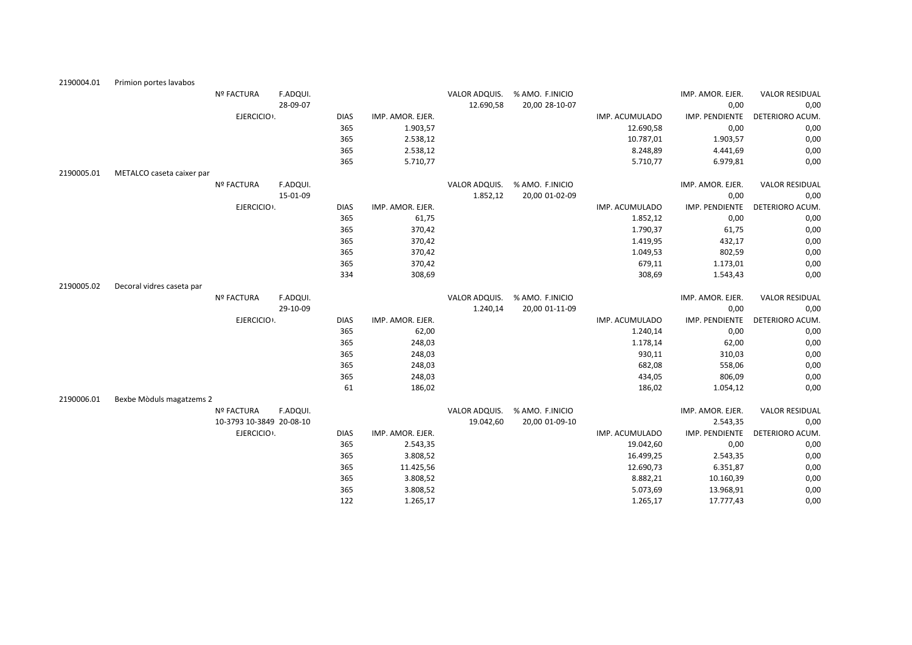| 2190004.01 | Primion portes lavabos | | | | | | | | | |
|---|---|---|---|---|---|---|---|---|---|---|
| | | Nº FACTURA | F.ADQUI. | | | VALOR ADQUIS. | % AMO. F.INICIO | | IMP. AMOR. EJER. | VALOR RESIDUAL |
| | | | 28-09-07 | | | 12.690,58 | 20,00 28-10-07 | | 0,00 | 0,00 |
| | | EJERCICIO | | DIAS | IMP. AMOR. EJER. | | | IMP. ACUMULADO | IMP. PENDIENTE | DETERIORO ACUM. |
| | | | | 365 | 1.903,57 | | | 12.690,58 | 0,00 | 0,00 |
| | | | | 365 | 2.538,12 | | | 10.787,01 | 1.903,57 | 0,00 |
| | | | | 365 | 2.538,12 | | | 8.248,89 | 4.441,69 | 0,00 |
| | | | | 365 | 5.710,77 | | | 5.710,77 | 6.979,81 | 0,00 |
| 2190005.01 | METALCO caseta caixer par | | | | | | | | | |
| | | Nº FACTURA | F.ADQUI. | | | VALOR ADQUIS. | % AMO. F.INICIO | | IMP. AMOR. EJER. | VALOR RESIDUAL |
| | | | 15-01-09 | | | 1.852,12 | 20,00 01-02-09 | | 0,00 | 0,00 |
| | | EJERCICIO | | DIAS | IMP. AMOR. EJER. | | | IMP. ACUMULADO | IMP. PENDIENTE | DETERIORO ACUM. |
| | | | | 365 | 61,75 | | | 1.852,12 | 0,00 | 0,00 |
| | | | | 365 | 370,42 | | | 1.790,37 | 61,75 | 0,00 |
| | | | | 365 | 370,42 | | | 1.419,95 | 432,17 | 0,00 |
| | | | | 365 | 370,42 | | | 1.049,53 | 802,59 | 0,00 |
| | | | | 365 | 370,42 | | | 679,11 | 1.173,01 | 0,00 |
| | | | | 334 | 308,69 | | | 308,69 | 1.543,43 | 0,00 |
| 2190005.02 | Decoral vidres caseta par | | | | | | | | | |
| | | Nº FACTURA | F.ADQUI. | | | VALOR ADQUIS. | % AMO. F.INICIO | | IMP. AMOR. EJER. | VALOR RESIDUAL |
| | | | 29-10-09 | | | 1.240,14 | 20,00 01-11-09 | | 0,00 | 0,00 |
| | | EJERCICIO | | DIAS | IMP. AMOR. EJER. | | | IMP. ACUMULADO | IMP. PENDIENTE | DETERIORO ACUM. |
| | | | | 365 | 62,00 | | | 1.240,14 | 0,00 | 0,00 |
| | | | | 365 | 248,03 | | | 1.178,14 | 62,00 | 0,00 |
| | | | | 365 | 248,03 | | | 930,11 | 310,03 | 0,00 |
| | | | | 365 | 248,03 | | | 682,08 | 558,06 | 0,00 |
| | | | | 365 | 248,03 | | | 434,05 | 806,09 | 0,00 |
| | | | | 61 | 186,02 | | | 186,02 | 1.054,12 | 0,00 |
| 2190006.01 | Bexbe Mòduls magatzems 2 | | | | | | | | | |
| | | Nº FACTURA | F.ADQUI. | | | VALOR ADQUIS. | % AMO. F.INICIO | | IMP. AMOR. EJER. | VALOR RESIDUAL |
| | | 10-3793 10-3849 | 20-08-10 | | | 19.042,60 | 20,00 01-09-10 | | 2.543,35 | 0,00 |
| | | EJERCICIO | | DIAS | IMP. AMOR. EJER. | | | IMP. ACUMULADO | IMP. PENDIENTE | DETERIORO ACUM. |
| | | | | 365 | 2.543,35 | | | 19.042,60 | 0,00 | 0,00 |
| | | | | 365 | 3.808,52 | | | 16.499,25 | 2.543,35 | 0,00 |
| | | | | 365 | 11.425,56 | | | 12.690,73 | 6.351,87 | 0,00 |
| | | | | 365 | 3.808,52 | | | 8.882,21 | 10.160,39 | 0,00 |
| | | | | 365 | 3.808,52 | | | 5.073,69 | 13.968,91 | 0,00 |
| | | | | 122 | 1.265,17 | | | 1.265,17 | 17.777,43 | 0,00 |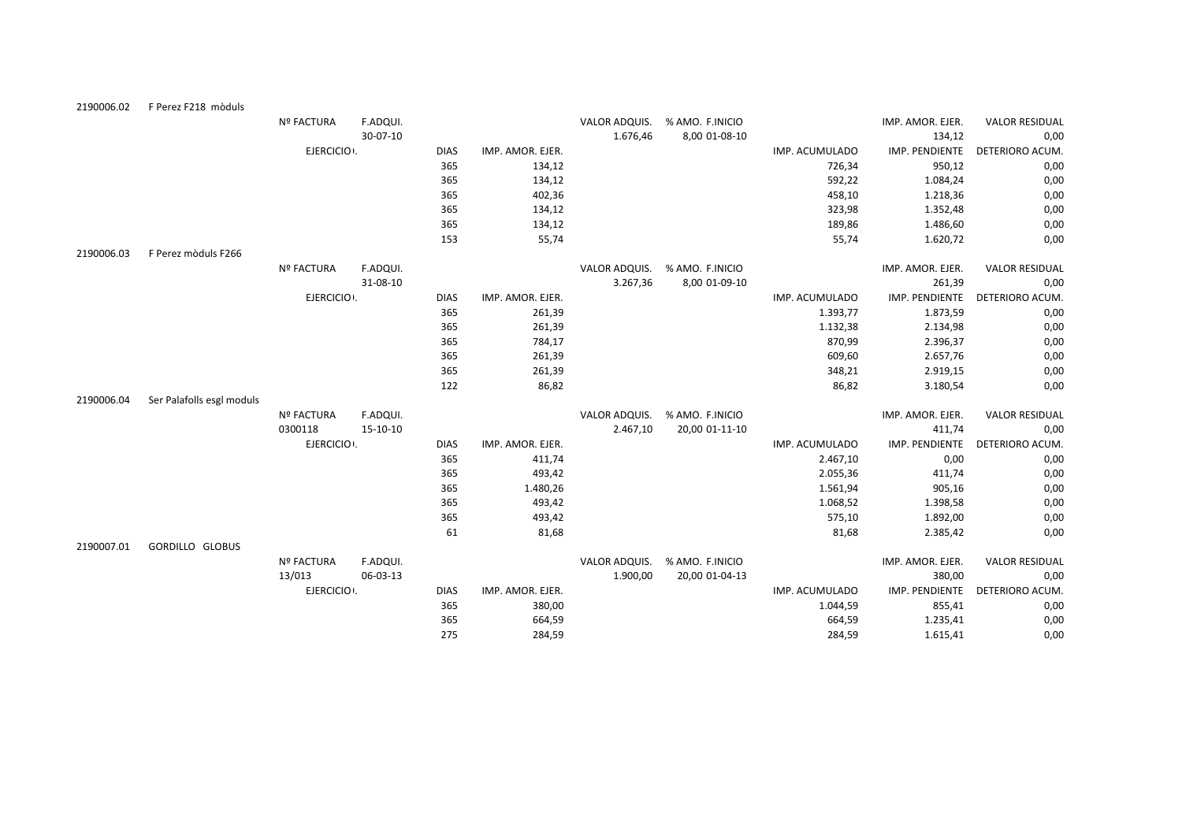| | | | | | | | | | | | |
|---|---|---|---|---|---|---|---|---|---|---|---|
| 2190006.02 | F Perez F218 mòduls | | | | | | | | | | |
| | | Nº FACTURA | F.ADQUI. | | | VALOR ADQUIS. | % AMO. F.INICIO | | | IMP. AMOR. EJER. | VALOR RESIDUAL |
| | | | 30-07-10 | | | 1.676,46 | 8,00 01-08-10 | | | 134,12 | 0,00 |
| | | EJERCICIO. | | DIAS | IMP. AMOR. EJER. | | | | IMP. ACUMULADO | IMP. PENDIENTE | DETERIORO ACUM. |
| | | | | 365 | 134,12 | | | | 726,34 | 950,12 | 0,00 |
| | | | | 365 | 134,12 | | | | 592,22 | 1.084,24 | 0,00 |
| | | | | 365 | 402,36 | | | | 458,10 | 1.218,36 | 0,00 |
| | | | | 365 | 134,12 | | | | 323,98 | 1.352,48 | 0,00 |
| | | | | 365 | 134,12 | | | | 189,86 | 1.486,60 | 0,00 |
| | | | | 153 | 55,74 | | | | 55,74 | 1.620,72 | 0,00 |
| 2190006.03 | F Perez mòduls F266 | | | | | | | | | | |
| | | Nº FACTURA | F.ADQUI. | | | VALOR ADQUIS. | % AMO. F.INICIO | | | IMP. AMOR. EJER. | VALOR RESIDUAL |
| | | | 31-08-10 | | | 3.267,36 | 8,00 01-09-10 | | | 261,39 | 0,00 |
| | | EJERCICIO. | | DIAS | IMP. AMOR. EJER. | | | | IMP. ACUMULADO | IMP. PENDIENTE | DETERIORO ACUM. |
| | | | | 365 | 261,39 | | | | 1.393,77 | 1.873,59 | 0,00 |
| | | | | 365 | 261,39 | | | | 1.132,38 | 2.134,98 | 0,00 |
| | | | | 365 | 784,17 | | | | 870,99 | 2.396,37 | 0,00 |
| | | | | 365 | 261,39 | | | | 609,60 | 2.657,76 | 0,00 |
| | | | | 365 | 261,39 | | | | 348,21 | 2.919,15 | 0,00 |
| | | | | 122 | 86,82 | | | | 86,82 | 3.180,54 | 0,00 |
| 2190006.04 | Ser Palafolls esgl moduls | | | | | | | | | | |
| | | Nº FACTURA | F.ADQUI. | | | VALOR ADQUIS. | % AMO. F.INICIO | | | IMP. AMOR. EJER. | VALOR RESIDUAL |
| | | 0300118 | 15-10-10 | | | 2.467,10 | 20,00 01-11-10 | | | 411,74 | 0,00 |
| | | EJERCICIO. | | DIAS | IMP. AMOR. EJER. | | | | IMP. ACUMULADO | IMP. PENDIENTE | DETERIORO ACUM. |
| | | | | 365 | 411,74 | | | | 2.467,10 | 0,00 | 0,00 |
| | | | | 365 | 493,42 | | | | 2.055,36 | 411,74 | 0,00 |
| | | | | 365 | 1.480,26 | | | | 1.561,94 | 905,16 | 0,00 |
| | | | | 365 | 493,42 | | | | 1.068,52 | 1.398,58 | 0,00 |
| | | | | 365 | 493,42 | | | | 575,10 | 1.892,00 | 0,00 |
| | | | | 61 | 81,68 | | | | 81,68 | 2.385,42 | 0,00 |
| 2190007.01 | GORDILLO GLOBUS | | | | | | | | | | |
| | | Nº FACTURA | F.ADQUI. | | | VALOR ADQUIS. | % AMO. F.INICIO | | | IMP. AMOR. EJER. | VALOR RESIDUAL |
| | | 13/013 | 06-03-13 | | | 1.900,00 | 20,00 01-04-13 | | | 380,00 | 0,00 |
| | | EJERCICIO. | | DIAS | IMP. AMOR. EJER. | | | | IMP. ACUMULADO | IMP. PENDIENTE | DETERIORO ACUM. |
| | | | | 365 | 380,00 | | | | 1.044,59 | 855,41 | 0,00 |
| | | | | 365 | 664,59 | | | | 664,59 | 1.235,41 | 0,00 |
| | | | | 275 | 284,59 | | | | 284,59 | 1.615,41 | 0,00 |